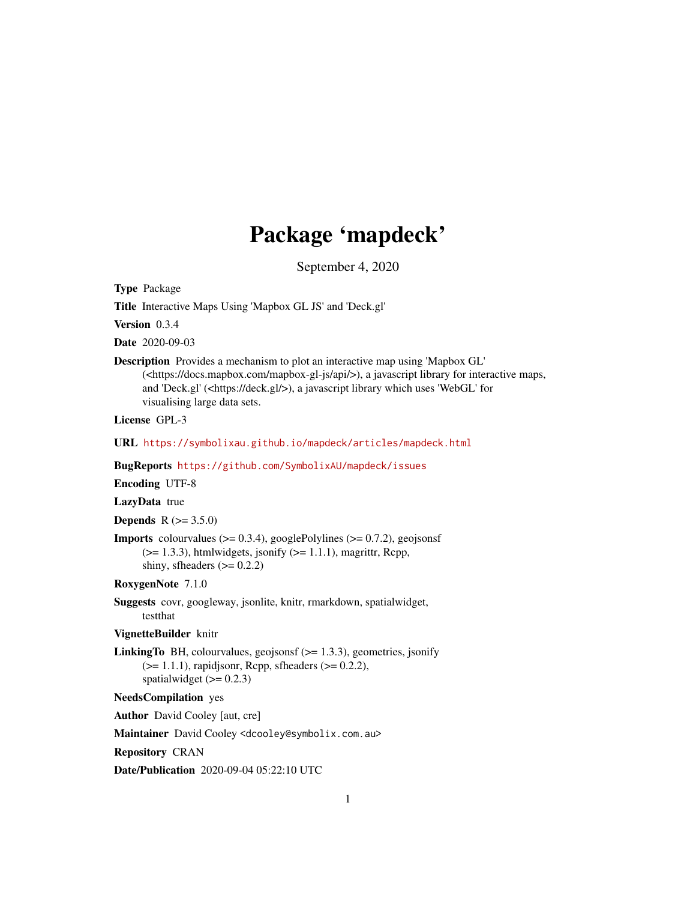# Package 'mapdeck'

September 4, 2020

**Type** Package

**Title** Interactive Maps Using 'Mapbox GL JS' and 'Deck.gl'

**Version** 0.3.4

**Date** 2020-09-03

**Description** Provides a mechanism to plot an interactive map using 'Mapbox GL' (<https://docs.mapbox.com/mapbox-gl-js/api/>), a javascript library for interactive maps, and 'Deck.gl' (<https://deck.gl/>), a javascript library which uses 'WebGL' for visualising large data sets.

**License** GPL-3

**URL** https://symbolixau.github.io/mapdeck/articles/mapdeck.html

**BugReports** https://github.com/SymbolixAU/mapdeck/issues

**Encoding** UTF-8

**LazyData** true

**Depends** R (>= 3.5.0)

**Imports** colourvalues (>= 0.3.4), googlePolylines (>= 0.7.2), geojsonsf (>= 1.3.3), htmlwidgets, jsonify (>= 1.1.1), magrittr, Rcpp, shiny, sfheaders (>= 0.2.2)

**RoxygenNote** 7.1.0

**Suggests** covr, googleway, jsonlite, knitr, rmarkdown, spatialwidget, testthat

**VignetteBuilder** knitr

**LinkingTo** BH, colourvalues, geojsonsf (>= 1.3.3), geometries, jsonify (>= 1.1.1), rapidjsonr, Rcpp, sfheaders (>= 0.2.2), spatialwidget (>= 0.2.3)

**NeedsCompilation** yes

**Author** David Cooley [aut, cre]

**Maintainer** David Cooley <dcooley@symbolix.com.au>

**Repository** CRAN

**Date/Publication** 2020-09-04 05:22:10 UTC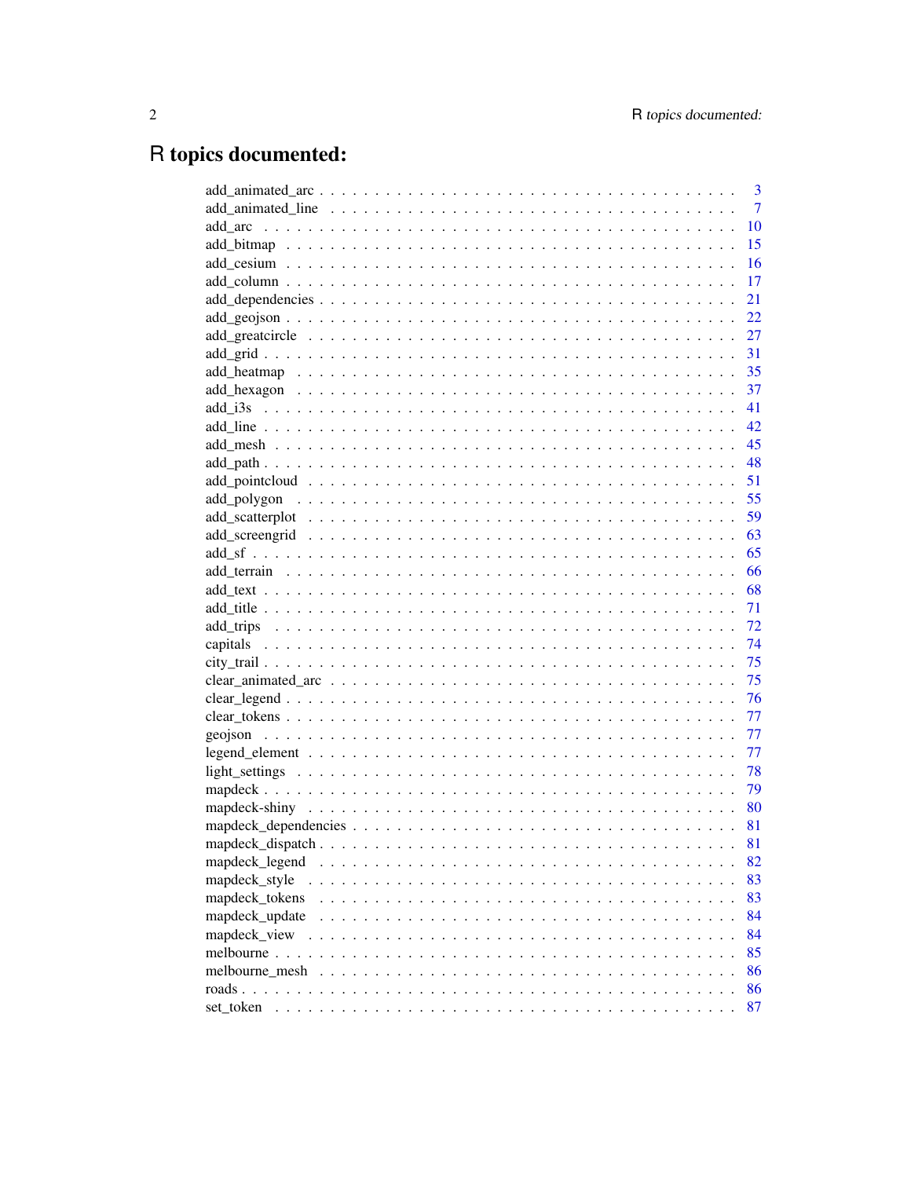# R topics documented:

| | |
|---|---|
| add_animated_arc | 3 |
| add_animated_line | 7 |
| add_arc | 10 |
| add_bitmap | 15 |
| add_cesium | 16 |
| add_column | 17 |
| add_dependencies | 21 |
| add_geojson | 22 |
| add_greatcircle | 27 |
| add_grid | 31 |
| add_heatmap | 35 |
| add_hexagon | 37 |
| add_i3s | 41 |
| add_line | 42 |
| add_mesh | 45 |
| add_path | 48 |
| add_pointcloud | 51 |
| add_polygon | 55 |
| add_scatterplot | 59 |
| add_screengrid | 63 |
| add_sf | 65 |
| add_terrain | 66 |
| add_text | 68 |
| add_title | 71 |
| add_trips | 72 |
| capitals | 74 |
| city_trail | 75 |
| clear_animated_arc | 75 |
| clear_legend | 76 |
| clear_tokens | 77 |
| geojson | 77 |
| legend_element | 77 |
| light_settings | 78 |
| mapdeck | 79 |
| mapdeck-shiny | 80 |
| mapdeck_dependencies | 81 |
| mapdeck_dispatch | 81 |
| mapdeck_legend | 82 |
| mapdeck_style | 83 |
| mapdeck_tokens | 83 |
| mapdeck_update | 84 |
| mapdeck_view | 84 |
| melbourne | 85 |
| melbourne_mesh | 86 |
| roads | 86 |
| set_token | 87 |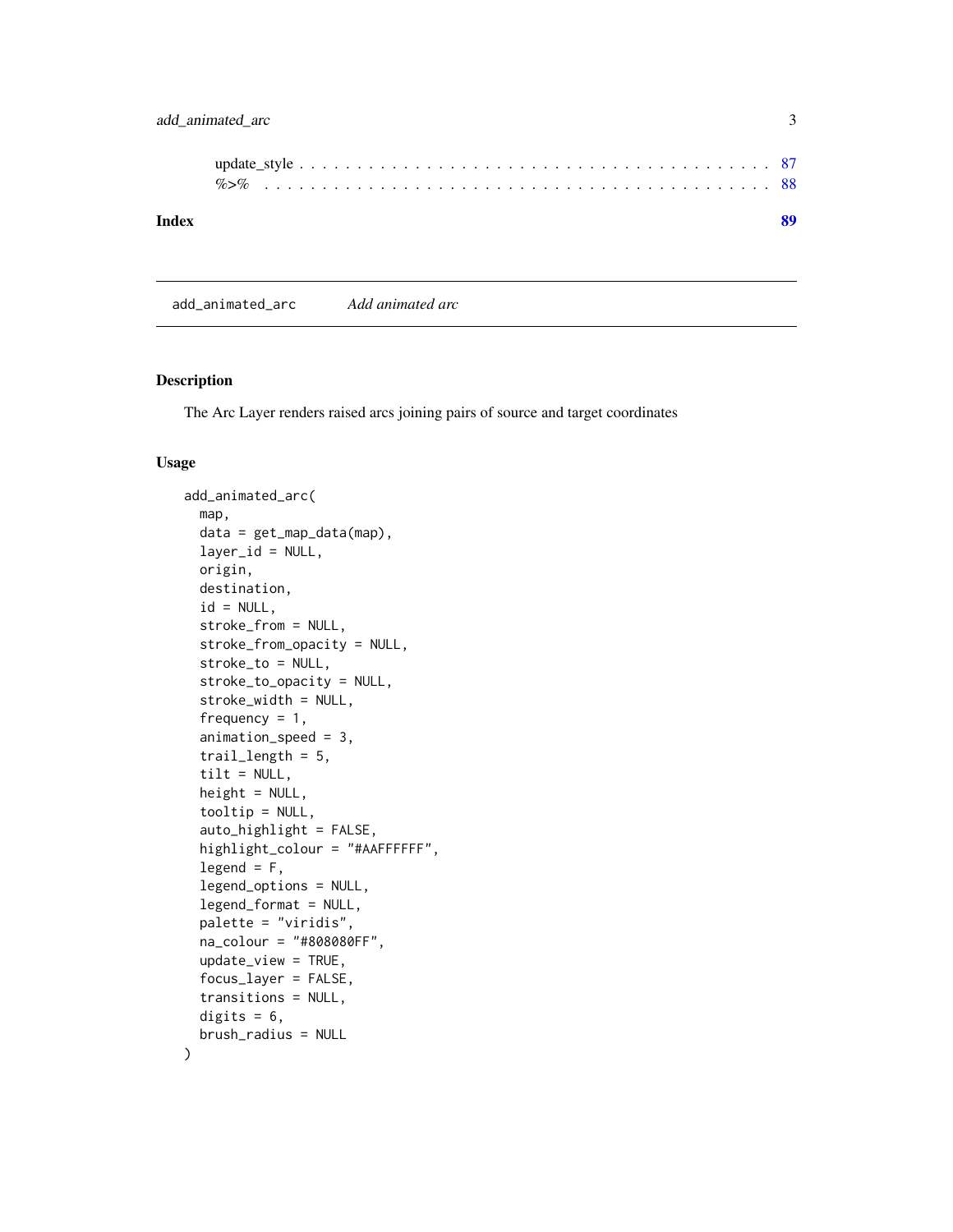update_style . . . . . . . . . . . . . . . . . . . . . . . . . . . . . . . . . . . . . . . 87
%>% . . . . . . . . . . . . . . . . . . . . . . . . . . . . . . . . . . . . . . . . . . . 88

**Index** **89**

---

add_animated_arc *Add animated arc*

---

## Description

The Arc Layer renders raised arcs joining pairs of source and target coordinates

## Usage

```
add_animated_arc(
  map,
  data = get_map_data(map),
  layer_id = NULL,
  origin,
  destination,
  id = NULL,
  stroke_from = NULL,
  stroke_from_opacity = NULL,
  stroke_to = NULL,
  stroke_to_opacity = NULL,
  stroke_width = NULL,
  frequency = 1,
  animation_speed = 3,
  trail_length = 5,
  tilt = NULL,
  height = NULL,
  tooltip = NULL,
  auto_highlight = FALSE,
  highlight_colour = "#AAFFFFFF",
  legend = F,
  legend_options = NULL,
  legend_format = NULL,
  palette = "viridis",
  na_colour = "#808080FF",
  update_view = TRUE,
  focus_layer = FALSE,
  transitions = NULL,
  digits = 6,
  brush_radius = NULL
)
```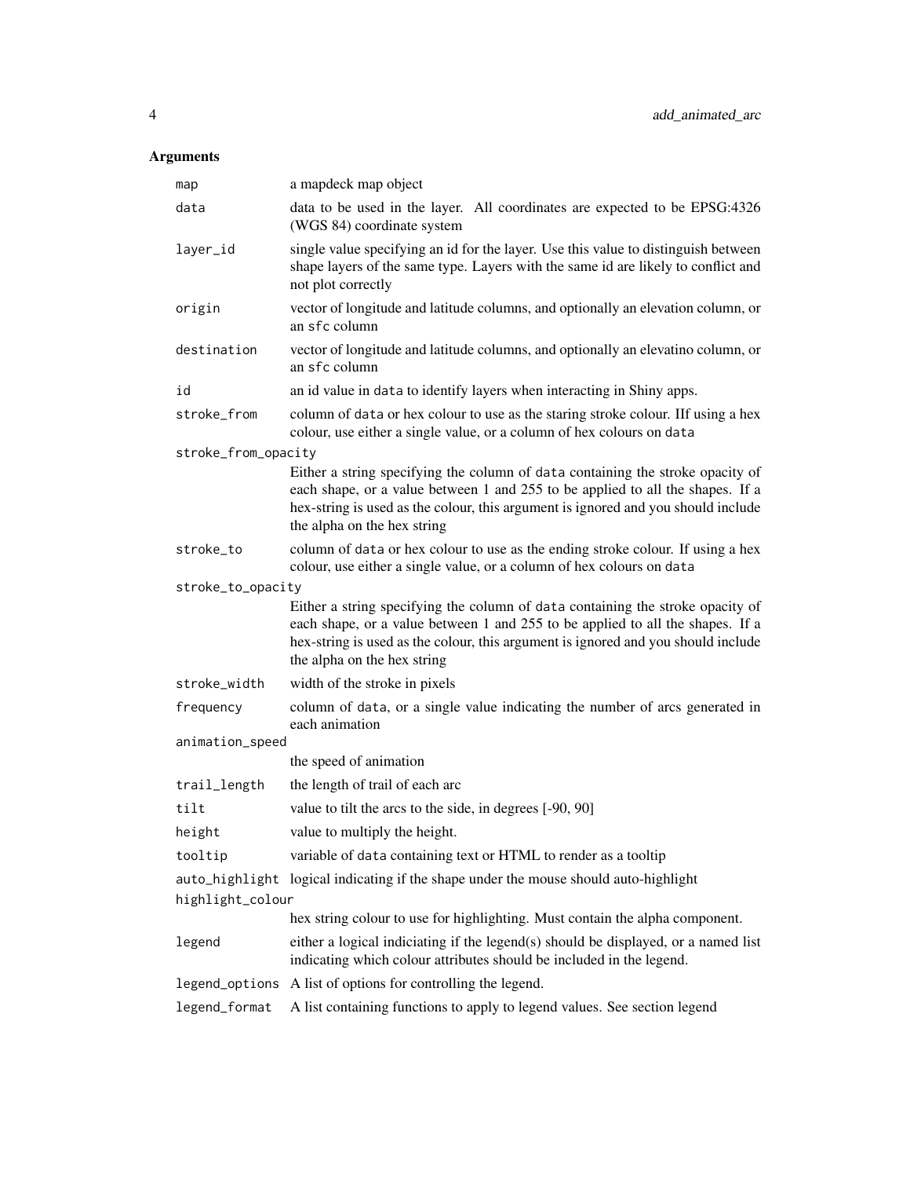## Arguments

| | |
|---|---|
| `map` | a mapdeck map object |
| `data` | data to be used in the layer. All coordinates are expected to be EPSG:4326 (WGS 84) coordinate system |
| `layer_id` | single value specifying an id for the layer. Use this value to distinguish between shape layers of the same type. Layers with the same id are likely to conflict and not plot correctly |
| `origin` | vector of longitude and latitude columns, and optionally an elevation column, or an `sfc` column |
| `destination` | vector of longitude and latitude columns, and optionally an elevatino column, or an `sfc` column |
| `id` | an id value in `data` to identify layers when interacting in Shiny apps. |
| `stroke_from` | column of `data` or hex colour to use as the staring stroke colour. IIf using a hex colour, use either a single value, or a column of hex colours on `data` |
| `stroke_from_opacity` | Either a string specifying the column of `data` containing the stroke opacity of each shape, or a value between 1 and 255 to be applied to all the shapes. If a hex-string is used as the colour, this argument is ignored and you should include the alpha on the hex string |
| `stroke_to` | column of `data` or hex colour to use as the ending stroke colour. If using a hex colour, use either a single value, or a column of hex colours on `data` |
| `stroke_to_opacity` | Either a string specifying the column of `data` containing the stroke opacity of each shape, or a value between 1 and 255 to be applied to all the shapes. If a hex-string is used as the colour, this argument is ignored and you should include the alpha on the hex string |
| `stroke_width` | width of the stroke in pixels |
| `frequency` | column of `data`, or a single value indicating the number of arcs generated in each animation |
| `animation_speed` | the speed of animation |
| `trail_length` | the length of trail of each arc |
| `tilt` | value to tilt the arcs to the side, in degrees [-90, 90] |
| `height` | value to multiply the height. |
| `tooltip` | variable of `data` containing text or HTML to render as a tooltip |
| `auto_highlight` | logical indicating if the shape under the mouse should auto-highlight |
| `highlight_colour` | hex string colour to use for highlighting. Must contain the alpha component. |
| `legend` | either a logical indiciating if the legend(s) should be displayed, or a named list indicating which colour attributes should be included in the legend. |
| `legend_options` | A list of options for controlling the legend. |
| `legend_format` | A list containing functions to apply to legend values. See section legend |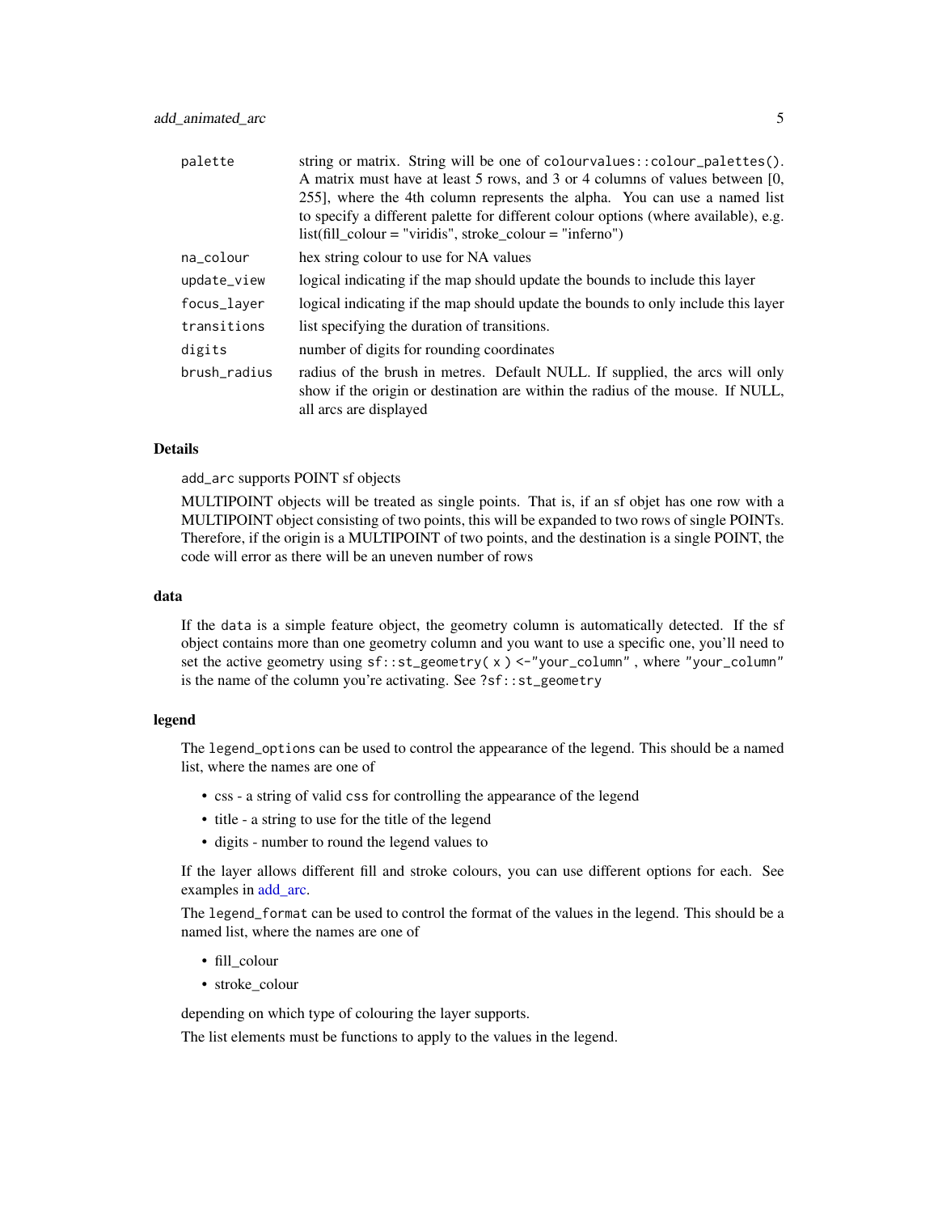| | |
|---|---|
| `palette` | string or matrix. String will be one of `colourvalues::colour_palettes()`. A matrix must have at least 5 rows, and 3 or 4 columns of values between [0, 255], where the 4th column represents the alpha. You can use a named list to specify a different palette for different colour options (where available), e.g. list(fill_colour = "viridis", stroke_colour = "inferno") |
| `na_colour` | hex string colour to use for NA values |
| `update_view` | logical indicating if the map should update the bounds to include this layer |
| `focus_layer` | logical indicating if the map should update the bounds to only include this layer |
| `transitions` | list specifying the duration of transitions. |
| `digits` | number of digits for rounding coordinates |
| `brush_radius` | radius of the brush in metres. Default NULL. If supplied, the arcs will only show if the origin or destination are within the radius of the mouse. If NULL, all arcs are displayed |

### Details

`add_arc` supports POINT sf objects

MULTIPOINT objects will be treated as single points. That is, if an sf objet has one row with a MULTIPOINT object consisting of two points, this will be expanded to two rows of single POINTs. Therefore, if the origin is a MULTIPOINT of two points, and the destination is a single POINT, the code will error as there will be an uneven number of rows

### data

If the `data` is a simple feature object, the geometry column is automatically detected. If the sf object contains more than one geometry column and you want to use a specific one, you'll need to set the active geometry using `sf::st_geometry( x ) <-"your_column"` , where `"your_column"` is the name of the column you're activating. See `?sf::st_geometry`

### legend

The `legend_options` can be used to control the appearance of the legend. This should be a named list, where the names are one of

- css - a string of valid `css` for controlling the appearance of the legend
- title - a string to use for the title of the legend
- digits - number to round the legend values to

If the layer allows different fill and stroke colours, you can use different options for each. See examples in add_arc.

The `legend_format` can be used to control the format of the values in the legend. This should be a named list, where the names are one of

- fill_colour
- stroke_colour

depending on which type of colouring the layer supports.

The list elements must be functions to apply to the values in the legend.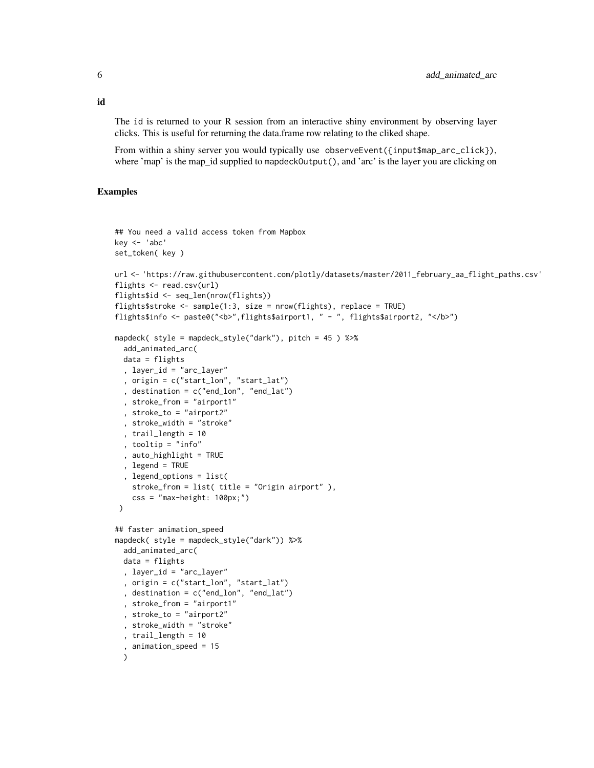**id**

The id is returned to your R session from an interactive shiny environment by observing layer clicks. This is useful for returning the data.frame row relating to the cliked shape.

From within a shiny server you would typically use `observeEvent({input$map_arc_click})`, where 'map' is the map_id supplied to `mapdeckOutput()`, and 'arc' is the layer you are clicking on

## Examples

```
## You need a valid access token from Mapbox
key <- 'abc'
set_token( key )

url <- 'https://raw.githubusercontent.com/plotly/datasets/master/2011_february_aa_flight_paths.csv'
flights <- read.csv(url)
flights$id <- seq_len(nrow(flights))
flights$stroke <- sample(1:3, size = nrow(flights), replace = TRUE)
flights$info <- paste0("<b>",flights$airport1, " - ", flights$airport2, "</b>")

mapdeck( style = mapdeck_style("dark"), pitch = 45 ) %>%
  add_animated_arc(
  data = flights
  , layer_id = "arc_layer"
  , origin = c("start_lon", "start_lat")
  , destination = c("end_lon", "end_lat")
  , stroke_from = "airport1"
  , stroke_to = "airport2"
  , stroke_width = "stroke"
  , trail_length = 10
  , tooltip = "info"
  , auto_highlight = TRUE
  , legend = TRUE
  , legend_options = list(
    stroke_from = list( title = "Origin airport" ),
    css = "max-height: 100px;")
 )

## faster animation_speed
mapdeck( style = mapdeck_style("dark")) %>%
  add_animated_arc(
  data = flights
  , layer_id = "arc_layer"
  , origin = c("start_lon", "start_lat")
  , destination = c("end_lon", "end_lat")
  , stroke_from = "airport1"
  , stroke_to = "airport2"
  , stroke_width = "stroke"
  , trail_length = 10
  , animation_speed = 15
  )
```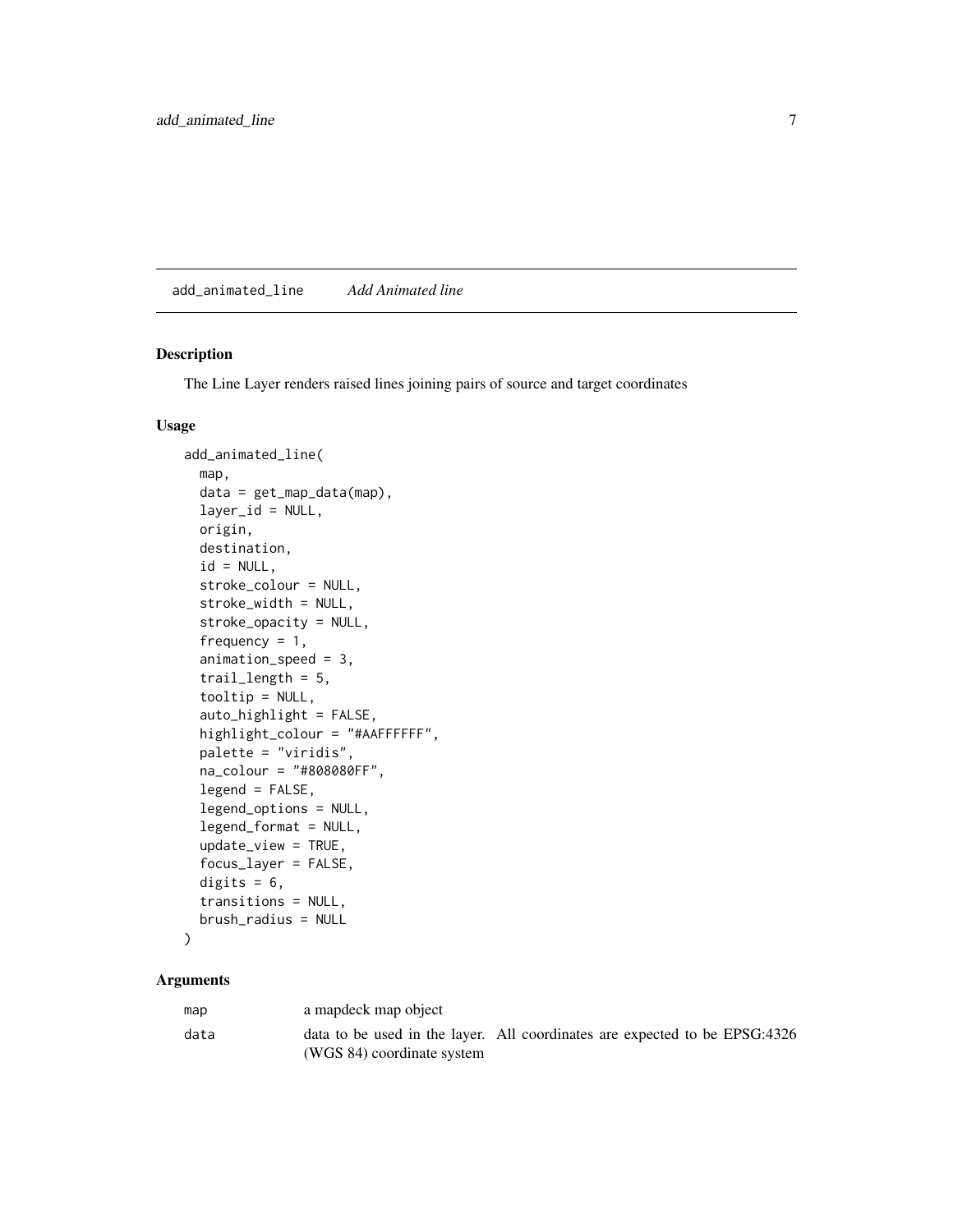## add_animated_line *Add Animated line*

### Description

The Line Layer renders raised lines joining pairs of source and target coordinates

### Usage

```
add_animated_line(
  map,
  data = get_map_data(map),
  layer_id = NULL,
  origin,
  destination,
  id = NULL,
  stroke_colour = NULL,
  stroke_width = NULL,
  stroke_opacity = NULL,
  frequency = 1,
  animation_speed = 3,
  trail_length = 5,
  tooltip = NULL,
  auto_highlight = FALSE,
  highlight_colour = "#AAFFFFFF",
  palette = "viridis",
  na_colour = "#808080FF",
  legend = FALSE,
  legend_options = NULL,
  legend_format = NULL,
  update_view = TRUE,
  focus_layer = FALSE,
  digits = 6,
  transitions = NULL,
  brush_radius = NULL
)
```

### Arguments

| | |
|---|---|
| `map` | a mapdeck map object |
| `data` | data to be used in the layer. All coordinates are expected to be EPSG:4326 (WGS 84) coordinate system |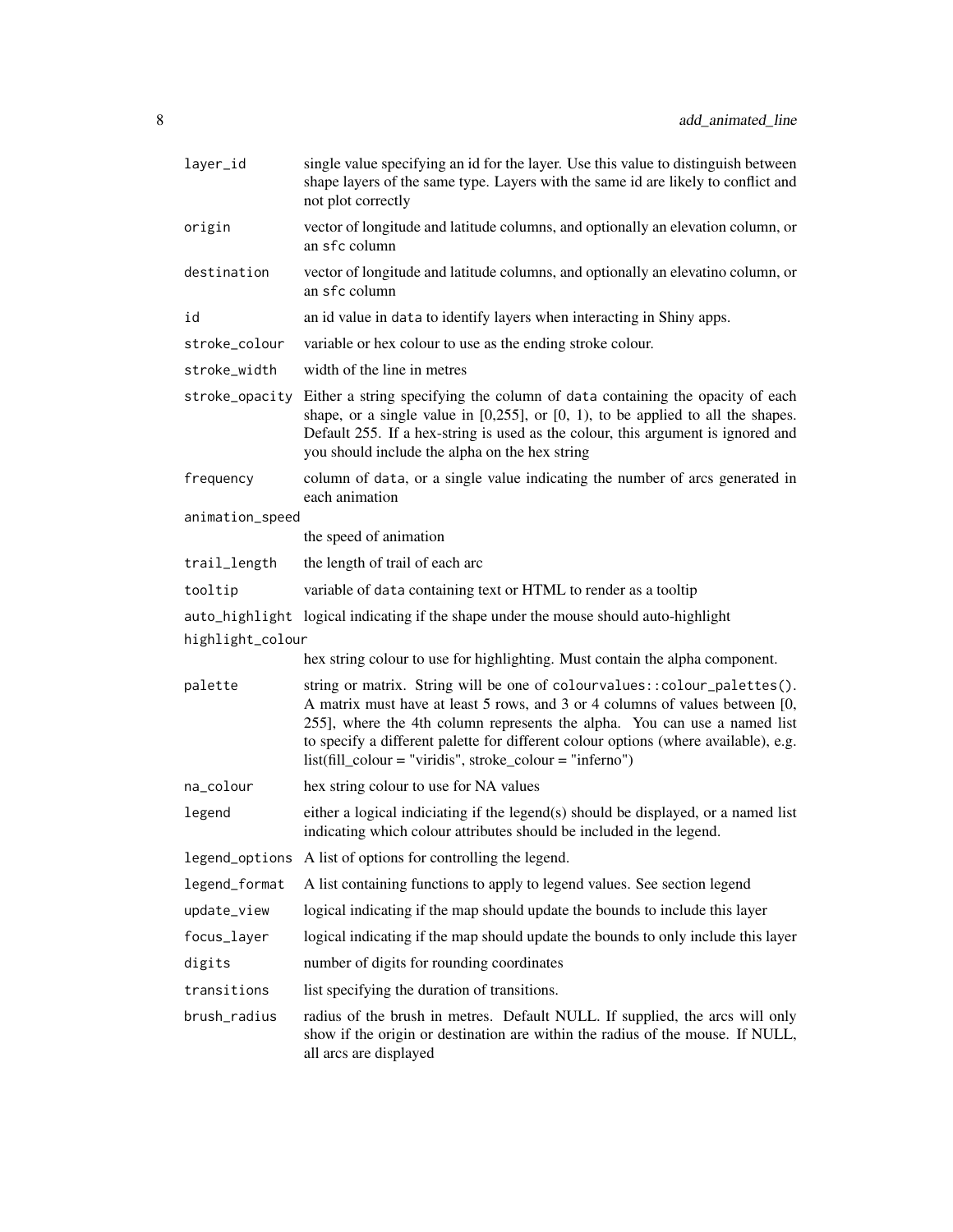| | |
|---|---|
| `layer_id` | single value specifying an id for the layer. Use this value to distinguish between shape layers of the same type. Layers with the same id are likely to conflict and not plot correctly |
| `origin` | vector of longitude and latitude columns, and optionally an elevation column, or an `sfc` column |
| `destination` | vector of longitude and latitude columns, and optionally an elevatino column, or an `sfc` column |
| `id` | an id value in `data` to identify layers when interacting in Shiny apps. |
| `stroke_colour` | variable or hex colour to use as the ending stroke colour. |
| `stroke_width` | width of the line in metres |
| `stroke_opacity` | Either a string specifying the column of `data` containing the opacity of each shape, or a single value in [0,255], or [0, 1), to be applied to all the shapes. Default 255. If a hex-string is used as the colour, this argument is ignored and you should include the alpha on the hex string |
| `frequency` | column of `data`, or a single value indicating the number of arcs generated in each animation |
| `animation_speed` | the speed of animation |
| `trail_length` | the length of trail of each arc |
| `tooltip` | variable of `data` containing text or HTML to render as a tooltip |
| `auto_highlight` | logical indicating if the shape under the mouse should auto-highlight |
| `highlight_colour` | hex string colour to use for highlighting. Must contain the alpha component. |
| `palette` | string or matrix. String will be one of `colourvalues::colour_palettes()`. A matrix must have at least 5 rows, and 3 or 4 columns of values between [0, 255], where the 4th column represents the alpha. You can use a named list to specify a different palette for different colour options (where available), e.g. list(fill_colour = "viridis", stroke_colour = "inferno") |
| `na_colour` | hex string colour to use for NA values |
| `legend` | either a logical indiciating if the legend(s) should be displayed, or a named list indicating which colour attributes should be included in the legend. |
| `legend_options` | A list of options for controlling the legend. |
| `legend_format` | A list containing functions to apply to legend values. See section legend |
| `update_view` | logical indicating if the map should update the bounds to include this layer |
| `focus_layer` | logical indicating if the map should update the bounds to only include this layer |
| `digits` | number of digits for rounding coordinates |
| `transitions` | list specifying the duration of transitions. |
| `brush_radius` | radius of the brush in metres. Default NULL. If supplied, the arcs will only show if the origin or destination are within the radius of the mouse. If NULL, all arcs are displayed |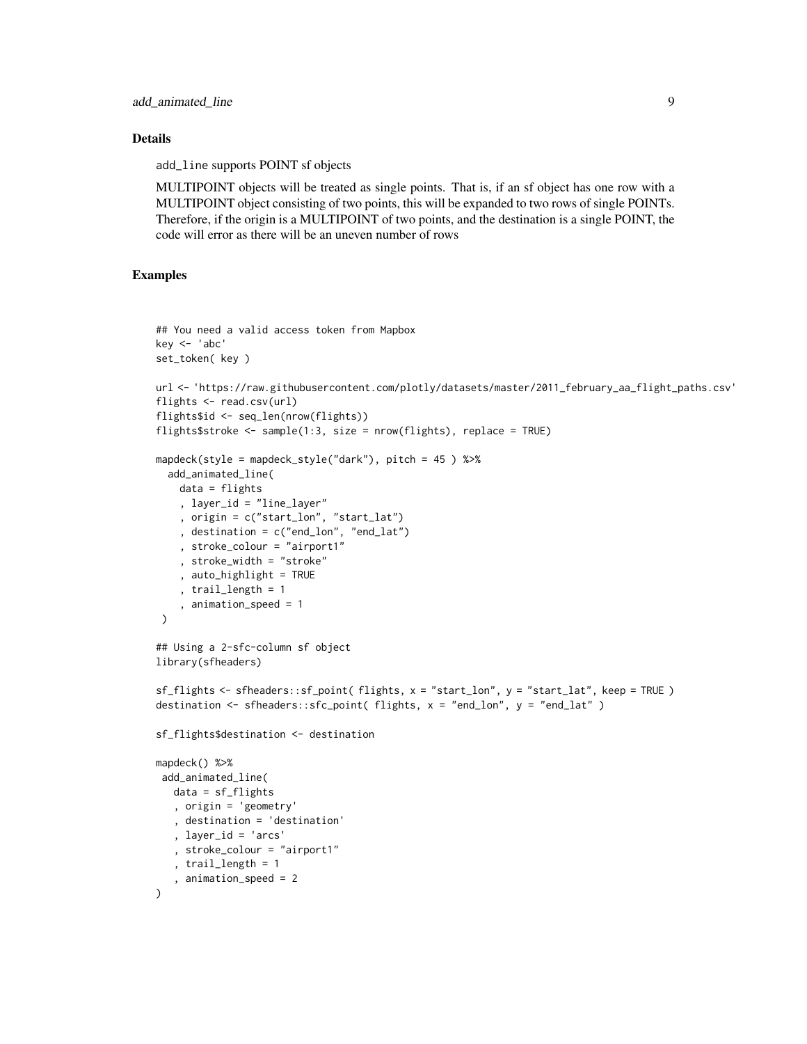## Details

`add_line` supports POINT sf objects

MULTIPOINT objects will be treated as single points. That is, if an sf object has one row with a MULTIPOINT object consisting of two points, this will be expanded to two rows of single POINTs. Therefore, if the origin is a MULTIPOINT of two points, and the destination is a single POINT, the code will error as there will be an uneven number of rows

## Examples

```
## You need a valid access token from Mapbox
key <- 'abc'
set_token( key )

url <- 'https://raw.githubusercontent.com/plotly/datasets/master/2011_february_aa_flight_paths.csv'
flights <- read.csv(url)
flights$id <- seq_len(nrow(flights))
flights$stroke <- sample(1:3, size = nrow(flights), replace = TRUE)

mapdeck(style = mapdeck_style("dark"), pitch = 45 ) %>%
  add_animated_line(
    data = flights
    , layer_id = "line_layer"
    , origin = c("start_lon", "start_lat")
    , destination = c("end_lon", "end_lat")
    , stroke_colour = "airport1"
    , stroke_width = "stroke"
    , auto_highlight = TRUE
    , trail_length = 1
    , animation_speed = 1
 )

## Using a 2-sfc-column sf object
library(sfheaders)

sf_flights <- sfheaders::sf_point( flights, x = "start_lon", y = "start_lat", keep = TRUE )
destination <- sfheaders::sfc_point( flights, x = "end_lon", y = "end_lat" )

sf_flights$destination <- destination

mapdeck() %>%
 add_animated_line(
   data = sf_flights
   , origin = 'geometry'
   , destination = 'destination'
   , layer_id = 'arcs'
   , stroke_colour = "airport1"
   , trail_length = 1
   , animation_speed = 2
)
```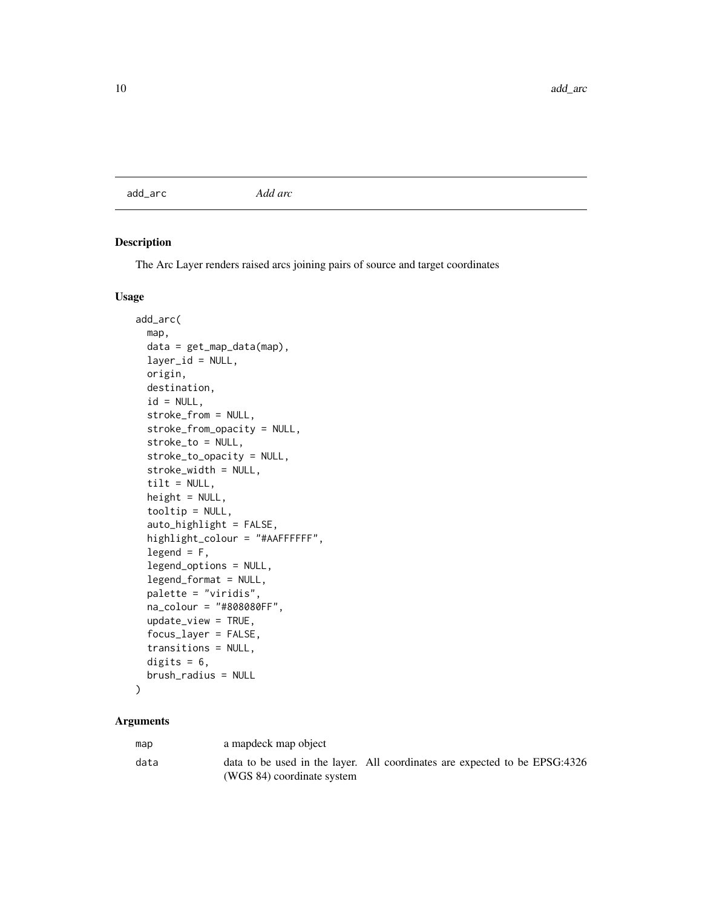add_arc *Add arc*

## Description

The Arc Layer renders raised arcs joining pairs of source and target coordinates

## Usage

```
add_arc(
  map,
  data = get_map_data(map),
  layer_id = NULL,
  origin,
  destination,
  id = NULL,
  stroke_from = NULL,
  stroke_from_opacity = NULL,
  stroke_to = NULL,
  stroke_to_opacity = NULL,
  stroke_width = NULL,
  tilt = NULL,
  height = NULL,
  tooltip = NULL,
  auto_highlight = FALSE,
  highlight_colour = "#AAFFFFFF",
  legend = F,
  legend_options = NULL,
  legend_format = NULL,
  palette = "viridis",
  na_colour = "#808080FF",
  update_view = TRUE,
  focus_layer = FALSE,
  transitions = NULL,
  digits = 6,
  brush_radius = NULL
)
```

## Arguments

| | |
|---|---|
| map | a mapdeck map object |
| data | data to be used in the layer. All coordinates are expected to be EPSG:4326 (WGS 84) coordinate system |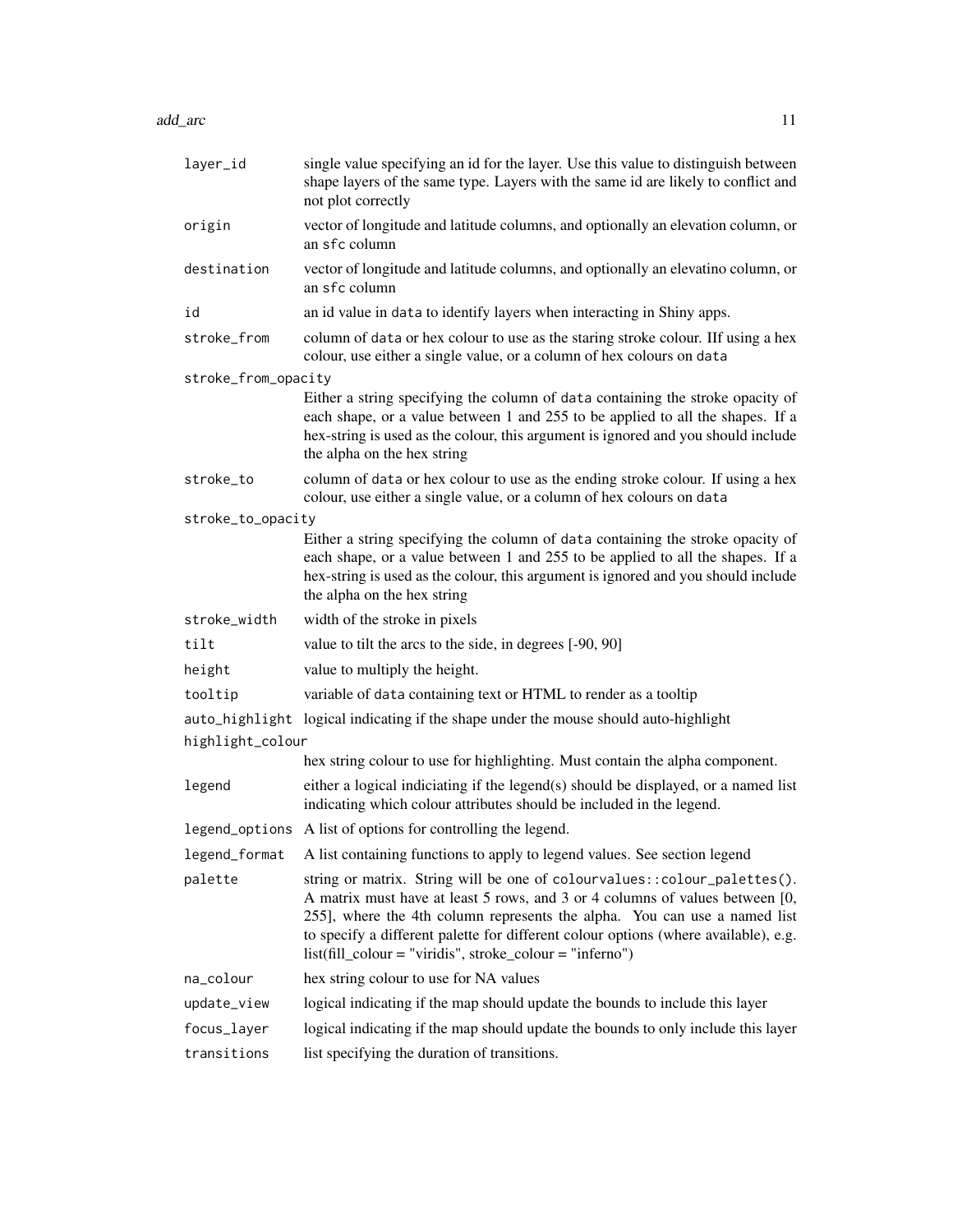| | |
|---|---|
| `layer_id` | single value specifying an id for the layer. Use this value to distinguish between shape layers of the same type. Layers with the same id are likely to conflict and not plot correctly |
| `origin` | vector of longitude and latitude columns, and optionally an elevation column, or an `sfc` column |
| `destination` | vector of longitude and latitude columns, and optionally an elevatino column, or an `sfc` column |
| `id` | an id value in `data` to identify layers when interacting in Shiny apps. |
| `stroke_from` | column of `data` or hex colour to use as the staring stroke colour. IIf using a hex colour, use either a single value, or a column of hex colours on `data` |
| `stroke_from_opacity` | Either a string specifying the column of `data` containing the stroke opacity of each shape, or a value between 1 and 255 to be applied to all the shapes. If a hex-string is used as the colour, this argument is ignored and you should include the alpha on the hex string |
| `stroke_to` | column of `data` or hex colour to use as the ending stroke colour. If using a hex colour, use either a single value, or a column of hex colours on `data` |
| `stroke_to_opacity` | Either a string specifying the column of `data` containing the stroke opacity of each shape, or a value between 1 and 255 to be applied to all the shapes. If a hex-string is used as the colour, this argument is ignored and you should include the alpha on the hex string |
| `stroke_width` | width of the stroke in pixels |
| `tilt` | value to tilt the arcs to the side, in degrees [-90, 90] |
| `height` | value to multiply the height. |
| `tooltip` | variable of `data` containing text or HTML to render as a tooltip |
| `auto_highlight` | logical indicating if the shape under the mouse should auto-highlight |
| `highlight_colour` | hex string colour to use for highlighting. Must contain the alpha component. |
| `legend` | either a logical indiciating if the legend(s) should be displayed, or a named list indicating which colour attributes should be included in the legend. |
| `legend_options` | A list of options for controlling the legend. |
| `legend_format` | A list containing functions to apply to legend values. See section legend |
| `palette` | string or matrix. String will be one of `colourvalues::colour_palettes()`. A matrix must have at least 5 rows, and 3 or 4 columns of values between [0, 255], where the 4th column represents the alpha. You can use a named list to specify a different palette for different colour options (where available), e.g. list(fill_colour = "viridis", stroke_colour = "inferno") |
| `na_colour` | hex string colour to use for NA values |
| `update_view` | logical indicating if the map should update the bounds to include this layer |
| `focus_layer` | logical indicating if the map should update the bounds to only include this layer |
| `transitions` | list specifying the duration of transitions. |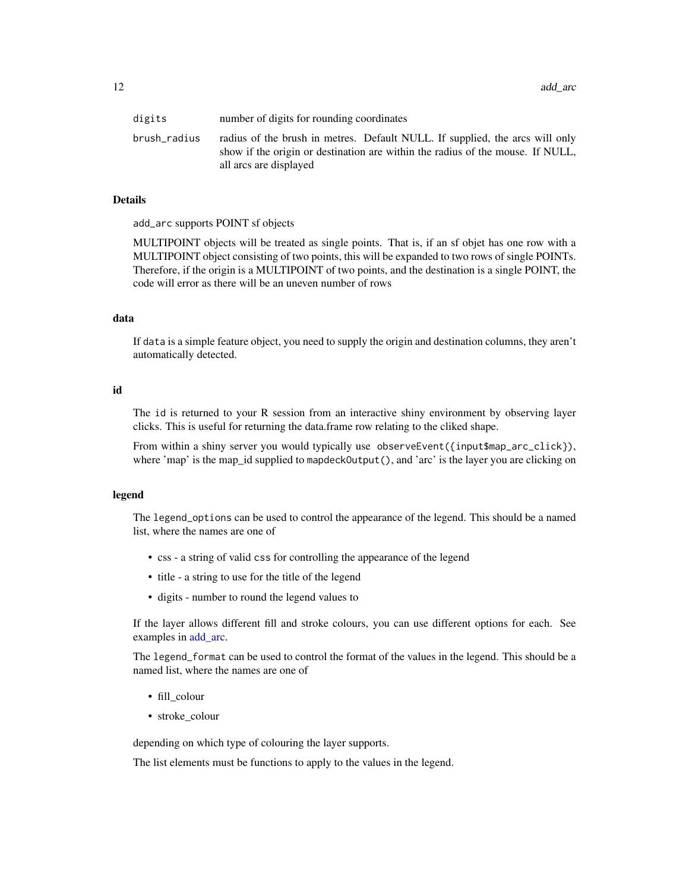| | |
|---|---|
| `digits` | number of digits for rounding coordinates |
| `brush_radius` | radius of the brush in metres. Default NULL. If supplied, the arcs will only show if the origin or destination are within the radius of the mouse. If NULL, all arcs are displayed |

## Details

`add_arc` supports POINT sf objects

MULTIPOINT objects will be treated as single points. That is, if an sf objet has one row with a MULTIPOINT object consisting of two points, this will be expanded to two rows of single POINTs. Therefore, if the origin is a MULTIPOINT of two points, and the destination is a single POINT, the code will error as there will be an uneven number of rows

## data

If `data` is a simple feature object, you need to supply the origin and destination columns, they aren't automatically detected.

## id

The `id` is returned to your R session from an interactive shiny environment by observing layer clicks. This is useful for returning the data.frame row relating to the cliked shape.

From within a shiny server you would typically use `observeEvent({input$map_arc_click})`, where 'map' is the map_id supplied to `mapdeckOutput()`, and 'arc' is the layer you are clicking on

## legend

The `legend_options` can be used to control the appearance of the legend. This should be a named list, where the names are one of

- css - a string of valid `css` for controlling the appearance of the legend
- title - a string to use for the title of the legend
- digits - number to round the legend values to

If the layer allows different fill and stroke colours, you can use different options for each. See examples in add_arc.

The `legend_format` can be used to control the format of the values in the legend. This should be a named list, where the names are one of

- fill_colour
- stroke_colour

depending on which type of colouring the layer supports.

The list elements must be functions to apply to the values in the legend.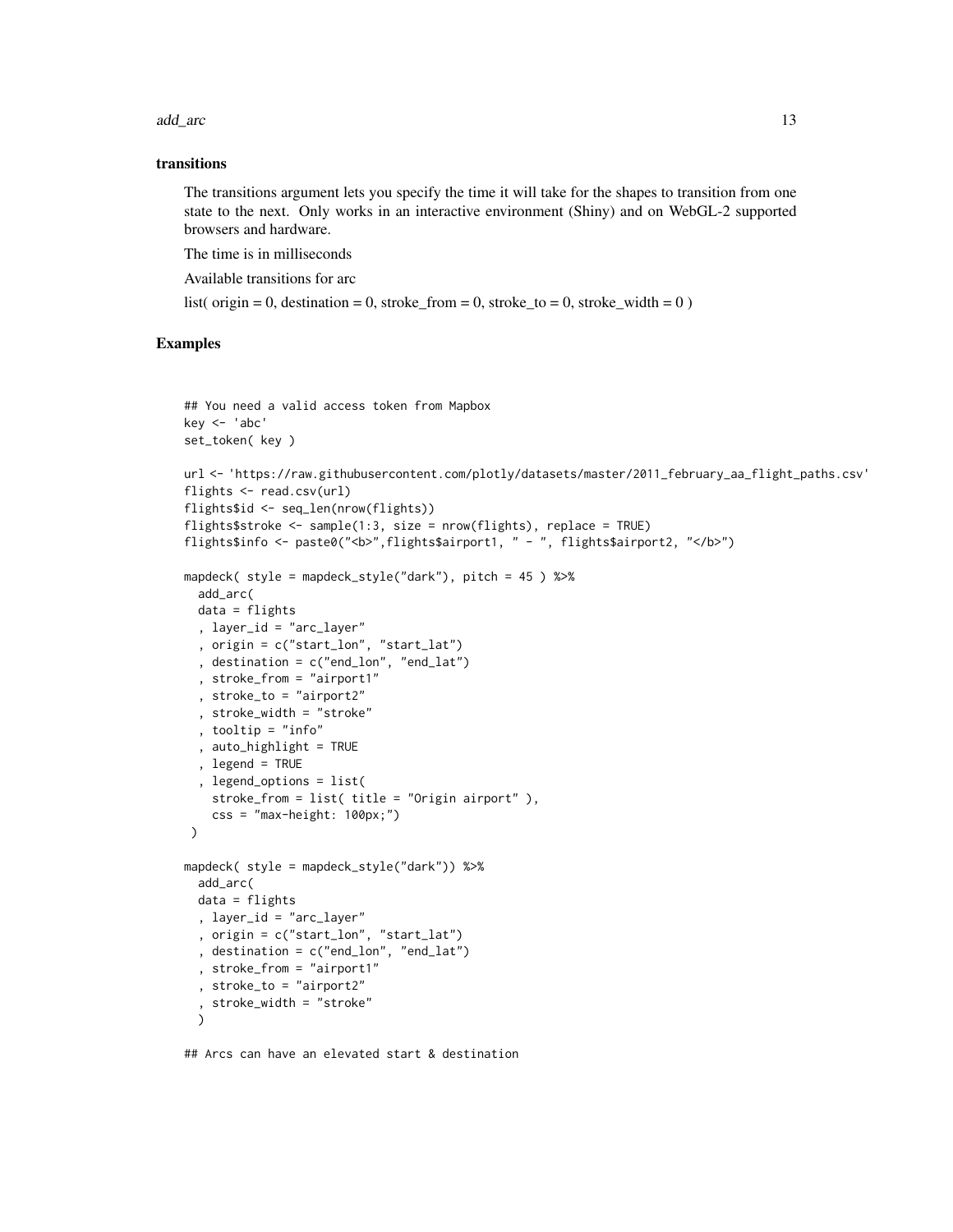### transitions

The transitions argument lets you specify the time it will take for the shapes to transition from one state to the next. Only works in an interactive environment (Shiny) and on WebGL-2 supported browsers and hardware.

The time is in milliseconds

Available transitions for arc

list( origin = 0, destination = 0, stroke_from = 0, stroke_to = 0, stroke_width = 0 )

## Examples

```
## You need a valid access token from Mapbox
key <- 'abc'
set_token( key )

url <- 'https://raw.githubusercontent.com/plotly/datasets/master/2011_february_aa_flight_paths.csv'
flights <- read.csv(url)
flights$id <- seq_len(nrow(flights))
flights$stroke <- sample(1:3, size = nrow(flights), replace = TRUE)
flights$info <- paste0("<b>",flights$airport1, " - ", flights$airport2, "</b>")

mapdeck( style = mapdeck_style("dark"), pitch = 45 ) %>%
  add_arc(
  data = flights
  , layer_id = "arc_layer"
  , origin = c("start_lon", "start_lat")
  , destination = c("end_lon", "end_lat")
  , stroke_from = "airport1"
  , stroke_to = "airport2"
  , stroke_width = "stroke"
  , tooltip = "info"
  , auto_highlight = TRUE
  , legend = TRUE
  , legend_options = list(
    stroke_from = list( title = "Origin airport" ),
    css = "max-height: 100px;")
 )

mapdeck( style = mapdeck_style("dark")) %>%
  add_arc(
  data = flights
  , layer_id = "arc_layer"
  , origin = c("start_lon", "start_lat")
  , destination = c("end_lon", "end_lat")
  , stroke_from = "airport1"
  , stroke_to = "airport2"
  , stroke_width = "stroke"
  )

## Arcs can have an elevated start & destination
```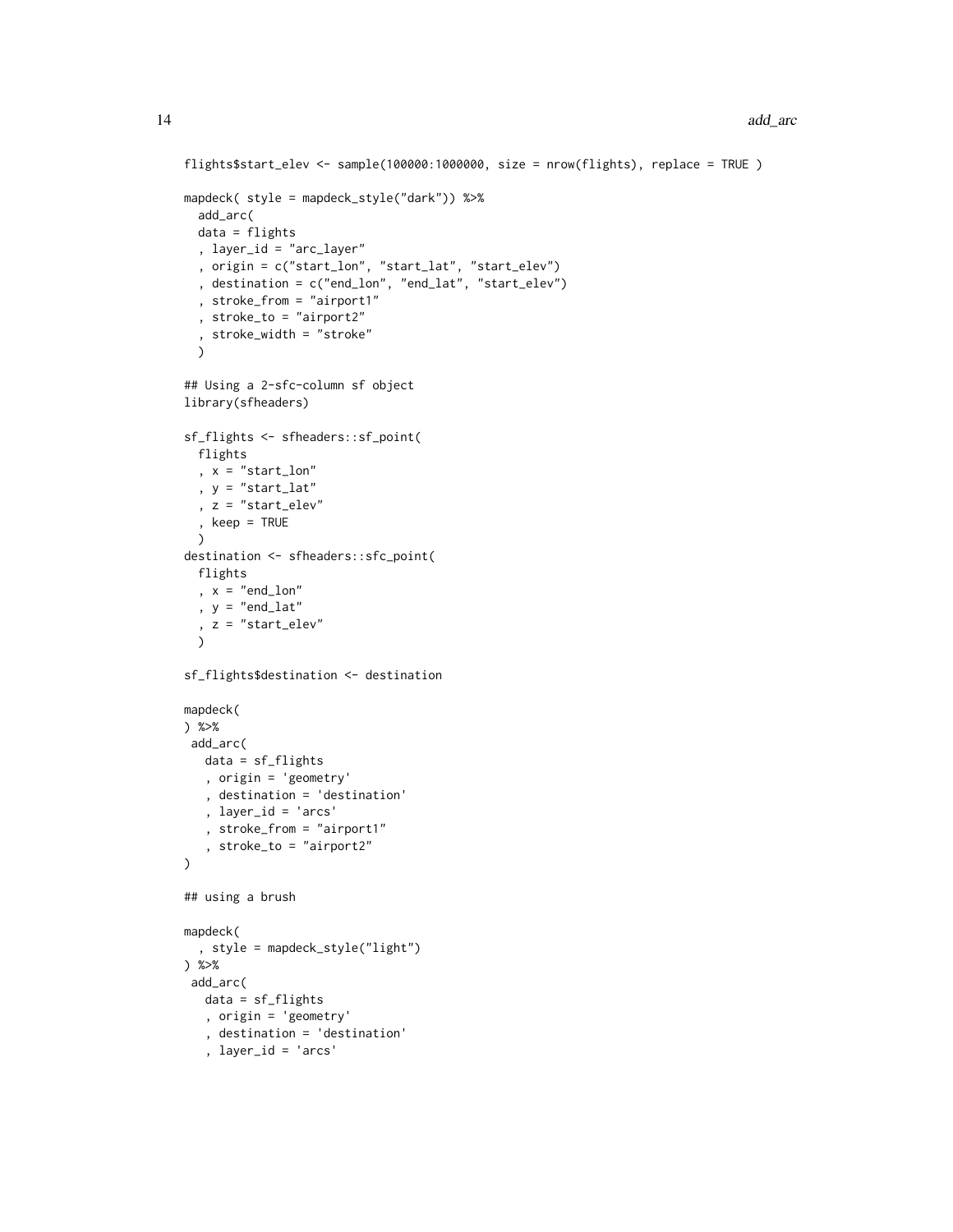```r
flights$start_elev <- sample(100000:1000000, size = nrow(flights), replace = TRUE )

mapdeck( style = mapdeck_style("dark")) %>%
  add_arc(
  data = flights
  , layer_id = "arc_layer"
  , origin = c("start_lon", "start_lat", "start_elev")
  , destination = c("end_lon", "end_lat", "start_elev")
  , stroke_from = "airport1"
  , stroke_to = "airport2"
  , stroke_width = "stroke"
  )

## Using a 2-sfc-column sf object
library(sfheaders)

sf_flights <- sfheaders::sf_point(
  flights
  , x = "start_lon"
  , y = "start_lat"
  , z = "start_elev"
  , keep = TRUE
  )
destination <- sfheaders::sfc_point(
  flights
  , x = "end_lon"
  , y = "end_lat"
  , z = "start_elev"
  )

sf_flights$destination <- destination

mapdeck(
) %>%
 add_arc(
   data = sf_flights
   , origin = 'geometry'
   , destination = 'destination'
   , layer_id = 'arcs'
   , stroke_from = "airport1"
   , stroke_to = "airport2"
)

## using a brush

mapdeck(
  , style = mapdeck_style("light")
) %>%
 add_arc(
   data = sf_flights
   , origin = 'geometry'
   , destination = 'destination'
   , layer_id = 'arcs'
```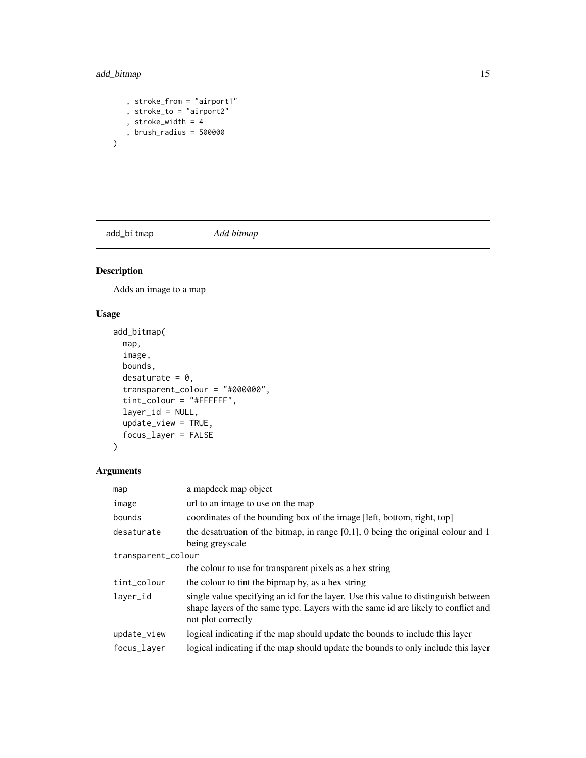```
  , stroke_from = "airport1"
  , stroke_to = "airport2"
  , stroke_width = 4
  , brush_radius = 500000
)
```

## add_bitmap *Add bitmap*

### Description

Adds an image to a map

### Usage

```
add_bitmap(
  map,
  image,
  bounds,
  desaturate = 0,
  transparent_colour = "#000000",
  tint_colour = "#FFFFFF",
  layer_id = NULL,
  update_view = TRUE,
  focus_layer = FALSE
)
```

### Arguments

| | |
|---|---|
| `map` | a mapdeck map object |
| `image` | url to an image to use on the map |
| `bounds` | coordinates of the bounding box of the image [left, bottom, right, top] |
| `desaturate` | the desatruation of the bitmap, in range [0,1], 0 being the original colour and 1 being greyscale |
| `transparent_colour` | the colour to use for transparent pixels as a hex string |
| `tint_colour` | the colour to tint the bipmap by, as a hex string |
| `layer_id` | single value specifying an id for the layer. Use this value to distinguish between shape layers of the same type. Layers with the same id are likely to conflict and not plot correctly |
| `update_view` | logical indicating if the map should update the bounds to include this layer |
| `focus_layer` | logical indicating if the map should update the bounds to only include this layer |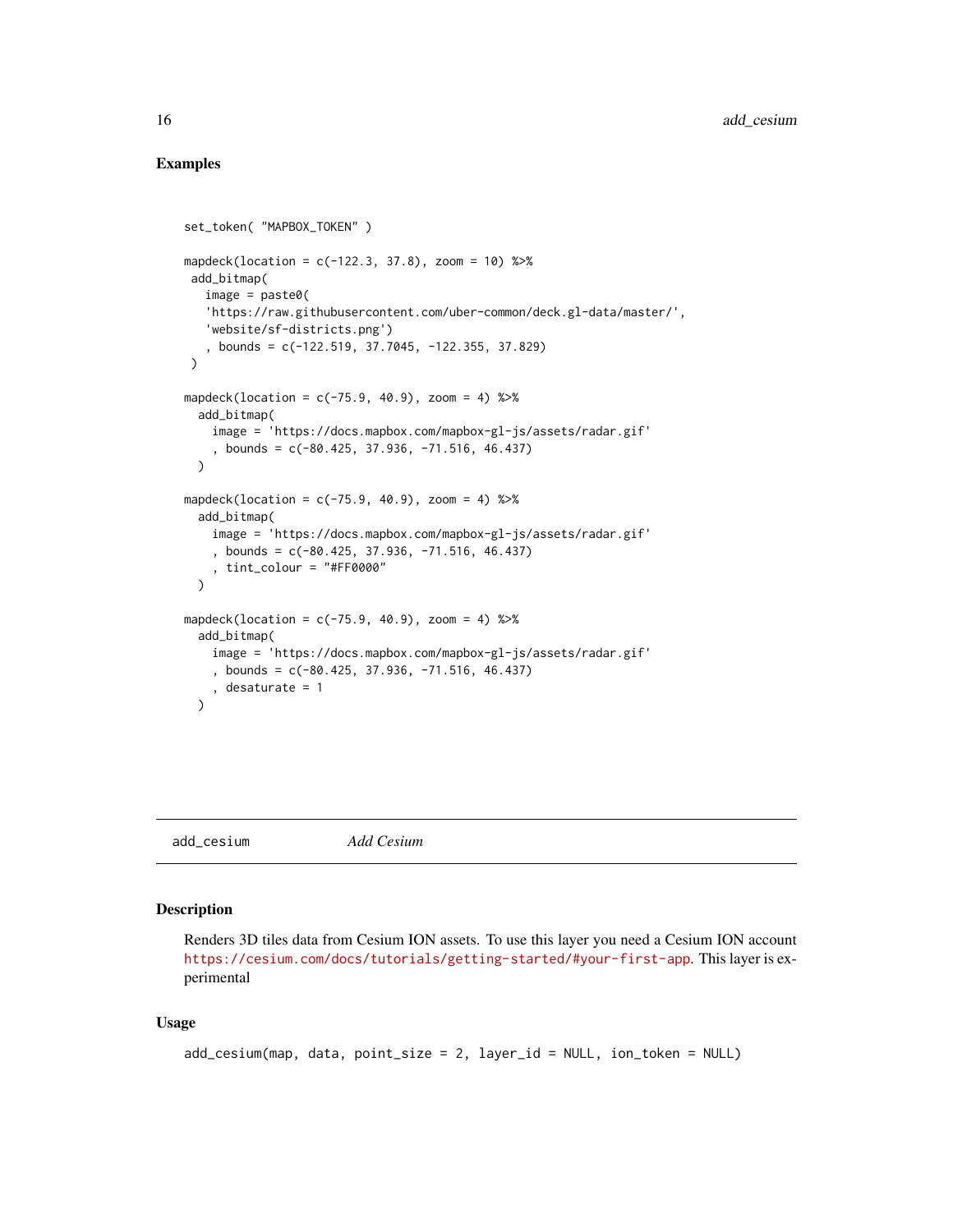## Examples

```
set_token( "MAPBOX_TOKEN" )

mapdeck(location = c(-122.3, 37.8), zoom = 10) %>%
 add_bitmap(
   image = paste0(
   'https://raw.githubusercontent.com/uber-common/deck.gl-data/master/',
   'website/sf-districts.png')
   , bounds = c(-122.519, 37.7045, -122.355, 37.829)
 )

mapdeck(location = c(-75.9, 40.9), zoom = 4) %>%
  add_bitmap(
    image = 'https://docs.mapbox.com/mapbox-gl-js/assets/radar.gif'
    , bounds = c(-80.425, 37.936, -71.516, 46.437)
  )

mapdeck(location = c(-75.9, 40.9), zoom = 4) %>%
  add_bitmap(
    image = 'https://docs.mapbox.com/mapbox-gl-js/assets/radar.gif'
    , bounds = c(-80.425, 37.936, -71.516, 46.437)
    , tint_colour = "#FF0000"
  )

mapdeck(location = c(-75.9, 40.9), zoom = 4) %>%
  add_bitmap(
    image = 'https://docs.mapbox.com/mapbox-gl-js/assets/radar.gif'
    , bounds = c(-80.425, 37.936, -71.516, 46.437)
    , desaturate = 1
  )
```

---

# add_cesium    *Add Cesium*

## Description

Renders 3D tiles data from Cesium ION assets. To use this layer you need a Cesium ION account https://cesium.com/docs/tutorials/getting-started/#your-first-app. This layer is experimental

## Usage

```
add_cesium(map, data, point_size = 2, layer_id = NULL, ion_token = NULL)
```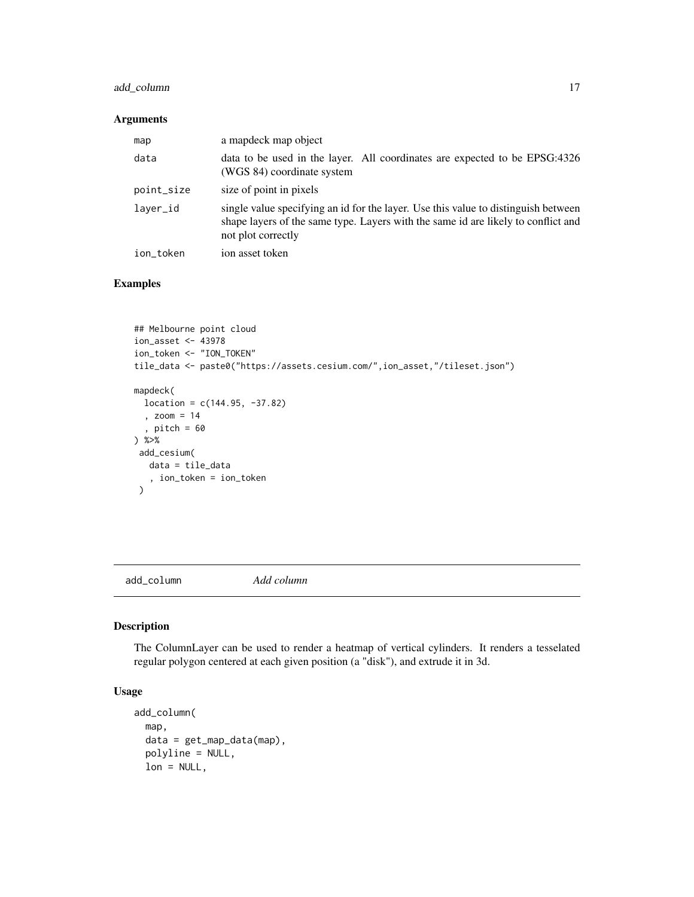### Arguments

| | |
|---|---|
| map | a mapdeck map object |
| data | data to be used in the layer. All coordinates are expected to be EPSG:4326 (WGS 84) coordinate system |
| point_size | size of point in pixels |
| layer_id | single value specifying an id for the layer. Use this value to distinguish between shape layers of the same type. Layers with the same id are likely to conflict and not plot correctly |
| ion_token | ion asset token |

### Examples

```
## Melbourne point cloud
ion_asset <- 43978
ion_token <- "ION_TOKEN"
tile_data <- paste0("https://assets.cesium.com/",ion_asset,"/tileset.json")

mapdeck(
  location = c(144.95, -37.82)
  , zoom = 14
  , pitch = 60
) %>%
 add_cesium(
   data = tile_data
   , ion_token = ion_token
 )
```

## add_column *Add column*

### Description

The ColumnLayer can be used to render a heatmap of vertical cylinders. It renders a tesselated regular polygon centered at each given position (a "disk"), and extrude it in 3d.

### Usage

```
add_column(
  map,
  data = get_map_data(map),
  polyline = NULL,
  lon = NULL,
```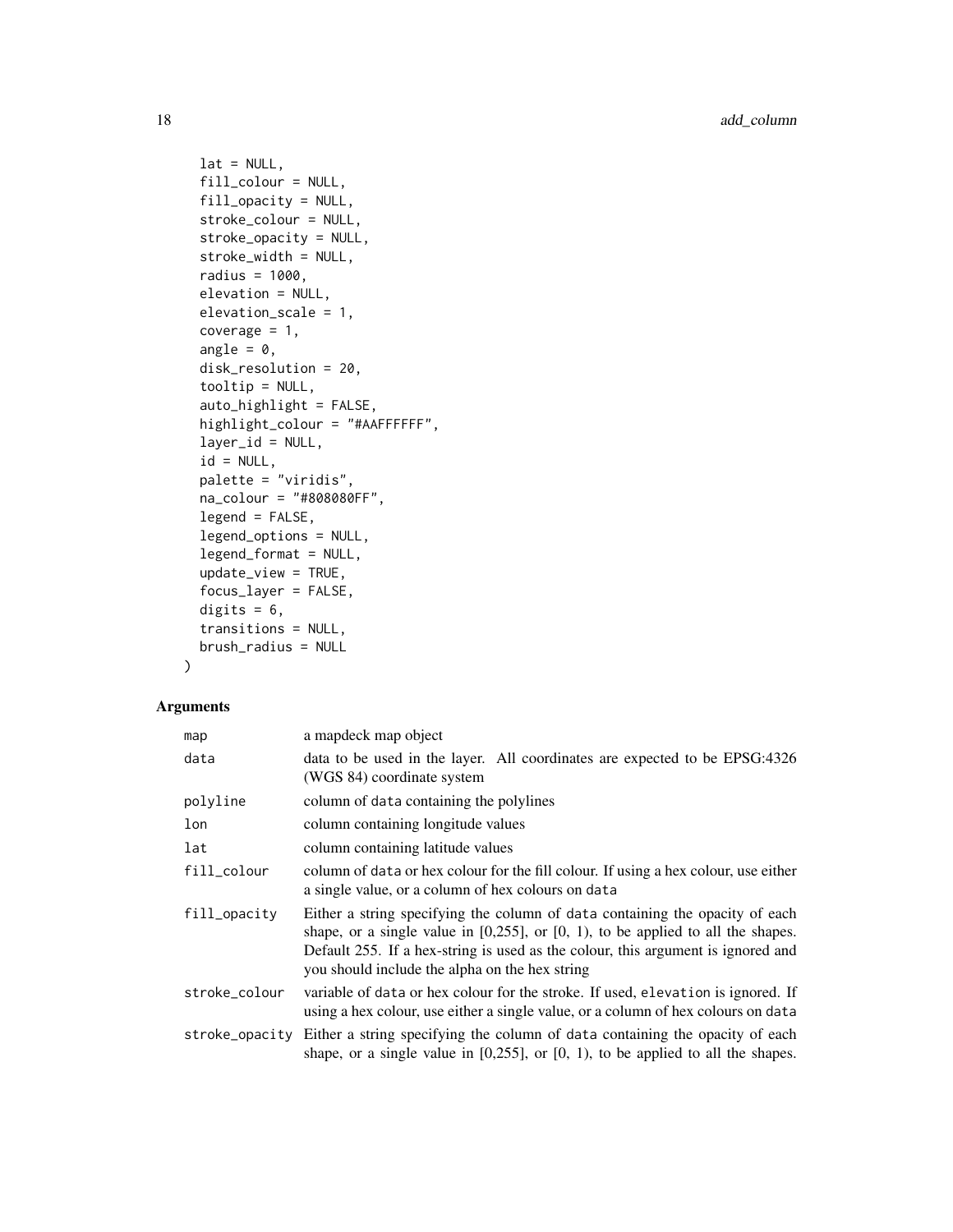```
  lat = NULL,
  fill_colour = NULL,
  fill_opacity = NULL,
  stroke_colour = NULL,
  stroke_opacity = NULL,
  stroke_width = NULL,
  radius = 1000,
  elevation = NULL,
  elevation_scale = 1,
  coverage = 1,
  angle = 0,
  disk_resolution = 20,
  tooltip = NULL,
  auto_highlight = FALSE,
  highlight_colour = "#AAFFFFFF",
  layer_id = NULL,
  id = NULL,
  palette = "viridis",
  na_colour = "#808080FF",
  legend = FALSE,
  legend_options = NULL,
  legend_format = NULL,
  update_view = TRUE,
  focus_layer = FALSE,
  digits = 6,
  transitions = NULL,
  brush_radius = NULL
)
```

## Arguments

| | |
|---|---|
| map | a mapdeck map object |
| data | data to be used in the layer. All coordinates are expected to be EPSG:4326 (WGS 84) coordinate system |
| polyline | column of data containing the polylines |
| lon | column containing longitude values |
| lat | column containing latitude values |
| fill_colour | column of data or hex colour for the fill colour. If using a hex colour, use either a single value, or a column of hex colours on data |
| fill_opacity | Either a string specifying the column of data containing the opacity of each shape, or a single value in [0,255], or [0, 1), to be applied to all the shapes. Default 255. If a hex-string is used as the colour, this argument is ignored and you should include the alpha on the hex string |
| stroke_colour | variable of data or hex colour for the stroke. If used, elevation is ignored. If using a hex colour, use either a single value, or a column of hex colours on data |
| stroke_opacity | Either a string specifying the column of data containing the opacity of each shape, or a single value in [0,255], or [0, 1), to be applied to all the shapes. |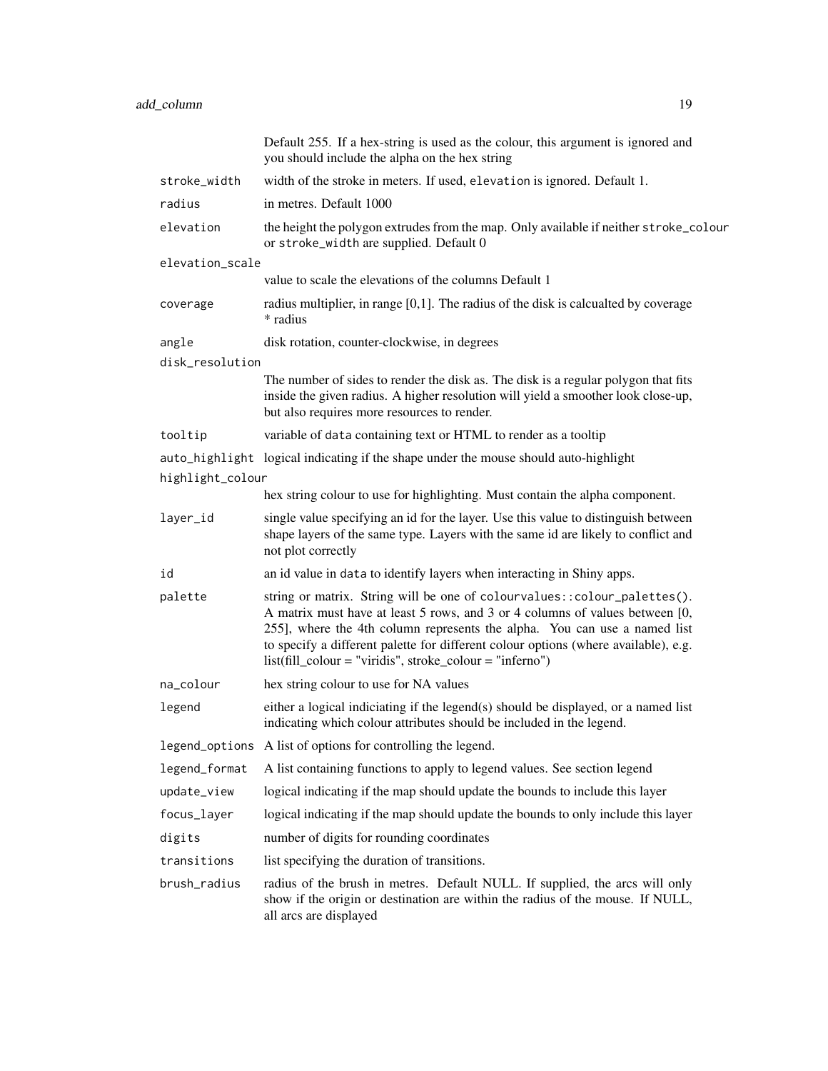|  |  |
| --- | --- |
|  | Default 255. If a hex-string is used as the colour, this argument is ignored and you should include the alpha on the hex string |
| `stroke_width` | width of the stroke in meters. If used, `elevation` is ignored. Default 1. |
| `radius` | in metres. Default 1000 |
| `elevation` | the height the polygon extrudes from the map. Only available if neither `stroke_colour` or `stroke_width` are supplied. Default 0 |
| `elevation_scale` | value to scale the elevations of the columns Default 1 |
| `coverage` | radius multiplier, in range [0,1]. The radius of the disk is calcualted by coverage * radius |
| `angle` | disk rotation, counter-clockwise, in degrees |
| `disk_resolution` | The number of sides to render the disk as. The disk is a regular polygon that fits inside the given radius. A higher resolution will yield a smoother look close-up, but also requires more resources to render. |
| `tooltip` | variable of `data` containing text or HTML to render as a tooltip |
| `auto_highlight` | logical indicating if the shape under the mouse should auto-highlight |
| `highlight_colour` | hex string colour to use for highlighting. Must contain the alpha component. |
| `layer_id` | single value specifying an id for the layer. Use this value to distinguish between shape layers of the same type. Layers with the same id are likely to conflict and not plot correctly |
| `id` | an id value in `data` to identify layers when interacting in Shiny apps. |
| `palette` | string or matrix. String will be one of `colourvalues::colour_palettes()`. A matrix must have at least 5 rows, and 3 or 4 columns of values between [0, 255], where the 4th column represents the alpha. You can use a named list to specify a different palette for different colour options (where available), e.g. list(fill_colour = "viridis", stroke_colour = "inferno") |
| `na_colour` | hex string colour to use for NA values |
| `legend` | either a logical indiciating if the legend(s) should be displayed, or a named list indicating which colour attributes should be included in the legend. |
| `legend_options` | A list of options for controlling the legend. |
| `legend_format` | A list containing functions to apply to legend values. See section legend |
| `update_view` | logical indicating if the map should update the bounds to include this layer |
| `focus_layer` | logical indicating if the map should update the bounds to only include this layer |
| `digits` | number of digits for rounding coordinates |
| `transitions` | list specifying the duration of transitions. |
| `brush_radius` | radius of the brush in metres. Default NULL. If supplied, the arcs will only show if the origin or destination are within the radius of the mouse. If NULL, all arcs are displayed |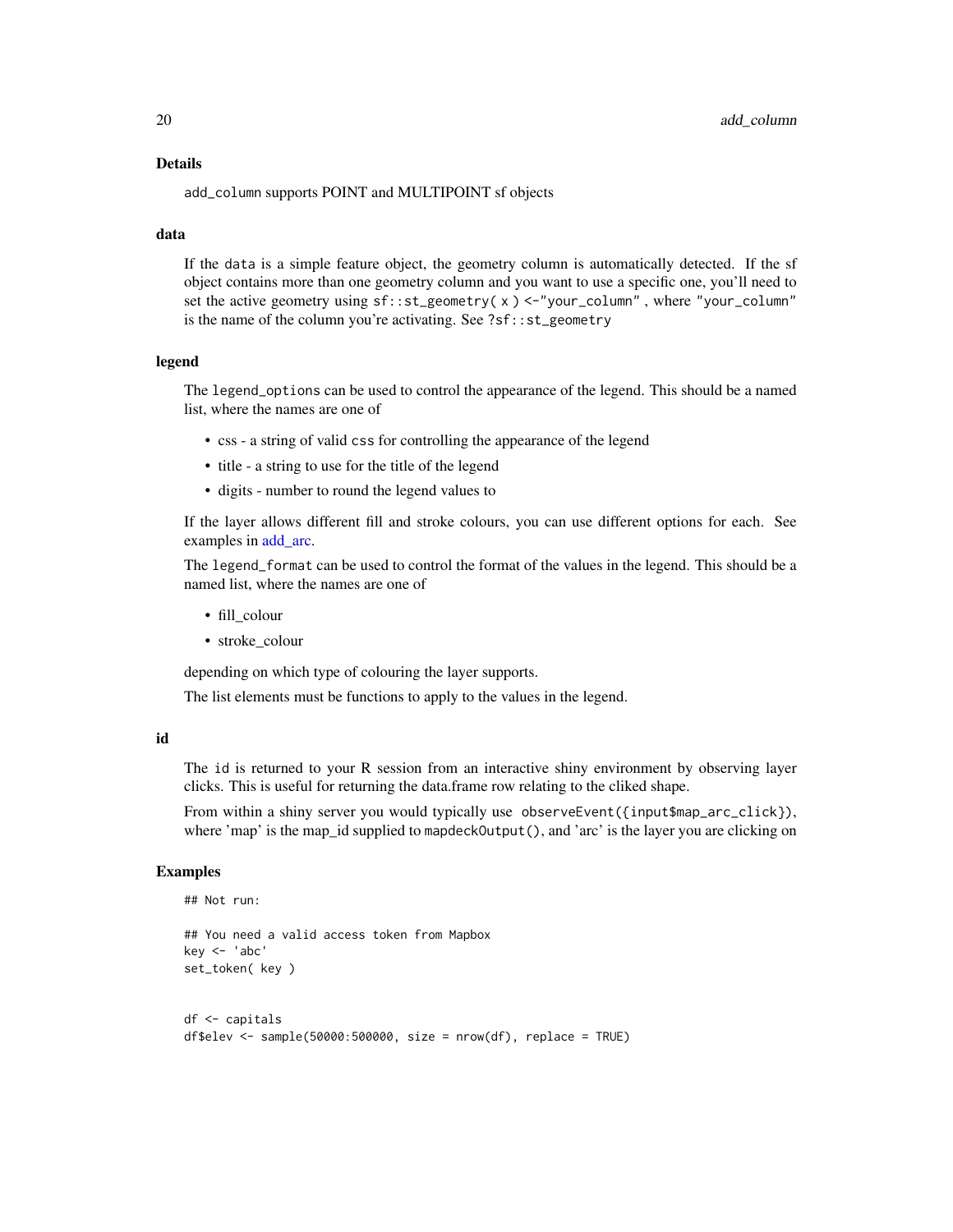## Details

`add_column` supports POINT and MULTIPOINT sf objects

### data

If the `data` is a simple feature object, the geometry column is automatically detected. If the sf object contains more than one geometry column and you want to use a specific one, you'll need to set the active geometry using `sf::st_geometry( x ) <-"your_column"` , where `"your_column"` is the name of the column you're activating. See `?sf::st_geometry`

### legend

The `legend_options` can be used to control the appearance of the legend. This should be a named list, where the names are one of

- css - a string of valid `css` for controlling the appearance of the legend
- title - a string to use for the title of the legend
- digits - number to round the legend values to

If the layer allows different fill and stroke colours, you can use different options for each. See examples in add_arc.

The `legend_format` can be used to control the format of the values in the legend. This should be a named list, where the names are one of

- fill_colour
- stroke_colour

depending on which type of colouring the layer supports.

The list elements must be functions to apply to the values in the legend.

### id

The `id` is returned to your R session from an interactive shiny environment by observing layer clicks. This is useful for returning the data.frame row relating to the cliked shape.

From within a shiny server you would typically use `observeEvent({input$map_arc_click})`, where 'map' is the map_id supplied to `mapdeckOutput()`, and 'arc' is the layer you are clicking on

## Examples

```
## Not run:

## You need a valid access token from Mapbox
key <- 'abc'
set_token( key )


df <- capitals
df$elev <- sample(50000:500000, size = nrow(df), replace = TRUE)
```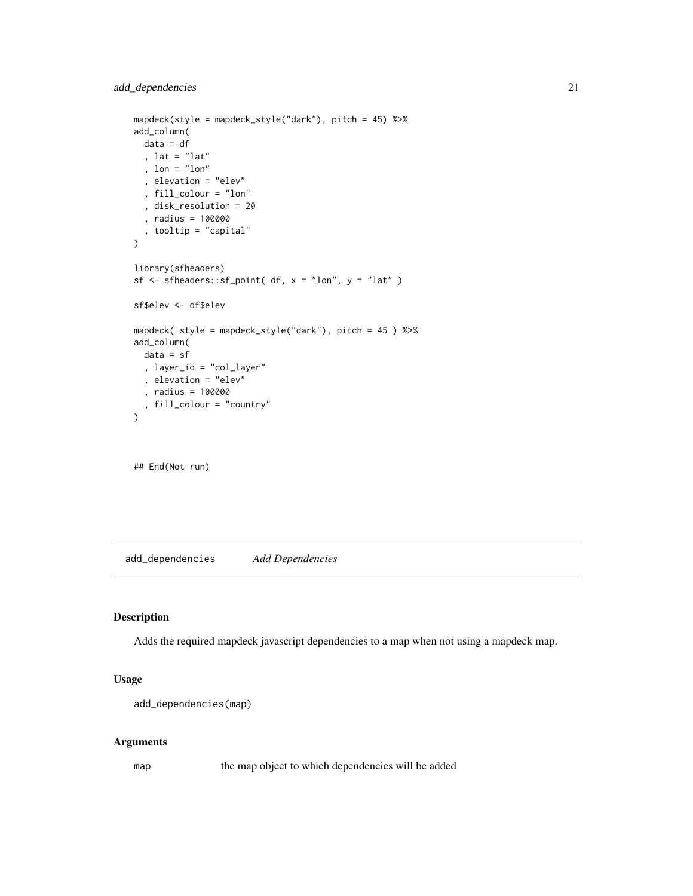```
mapdeck(style = mapdeck_style("dark"), pitch = 45) %>%
add_column(
  data = df
  , lat = "lat"
  , lon = "lon"
  , elevation = "elev"
  , fill_colour = "lon"
  , disk_resolution = 20
  , radius = 100000
  , tooltip = "capital"
)

library(sfheaders)
sf <- sfheaders::sf_point( df, x = "lon", y = "lat" )

sf$elev <- df$elev

mapdeck( style = mapdeck_style("dark"), pitch = 45 ) %>%
add_column(
  data = sf
  , layer_id = "col_layer"
  , elevation = "elev"
  , radius = 100000
  , fill_colour = "country"
)


## End(Not run)
```

---

## add_dependencies    *Add Dependencies*

---

### Description

Adds the required mapdeck javascript dependencies to a map when not using a mapdeck map.

### Usage

```
add_dependencies(map)
```

### Arguments

| | |
|---|---|
| `map` | the map object to which dependencies will be added |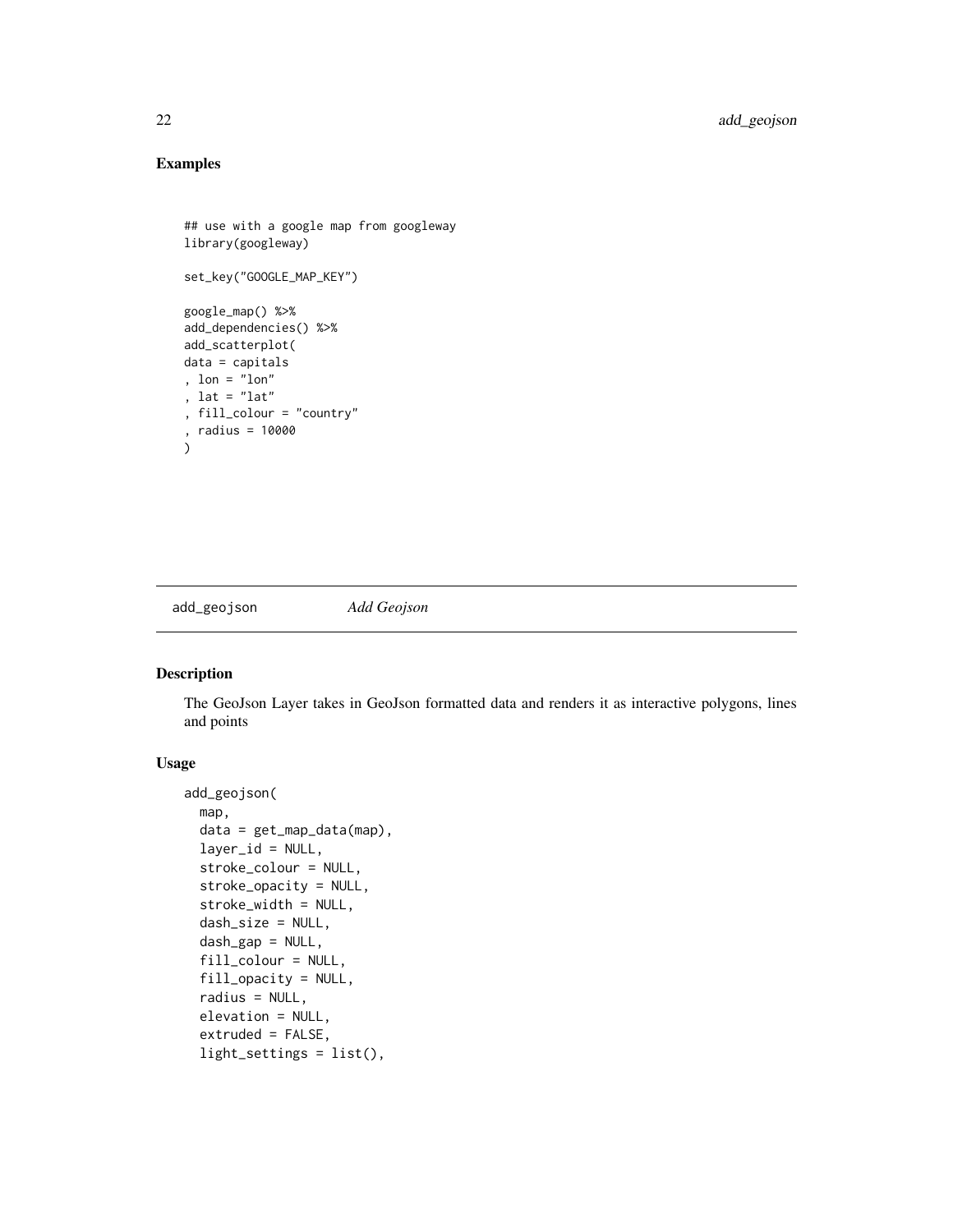## Examples

```
## use with a google map from googleway
library(googleway)

set_key("GOOGLE_MAP_KEY")

google_map() %>%
add_dependencies() %>%
add_scatterplot(
data = capitals
, lon = "lon"
, lat = "lat"
, fill_colour = "country"
, radius = 10000
)
```

---

`add_geojson` *Add Geojson*

---

## Description

The GeoJson Layer takes in GeoJson formatted data and renders it as interactive polygons, lines and points

## Usage

```
add_geojson(
  map,
  data = get_map_data(map),
  layer_id = NULL,
  stroke_colour = NULL,
  stroke_opacity = NULL,
  stroke_width = NULL,
  dash_size = NULL,
  dash_gap = NULL,
  fill_colour = NULL,
  fill_opacity = NULL,
  radius = NULL,
  elevation = NULL,
  extruded = FALSE,
  light_settings = list(),
```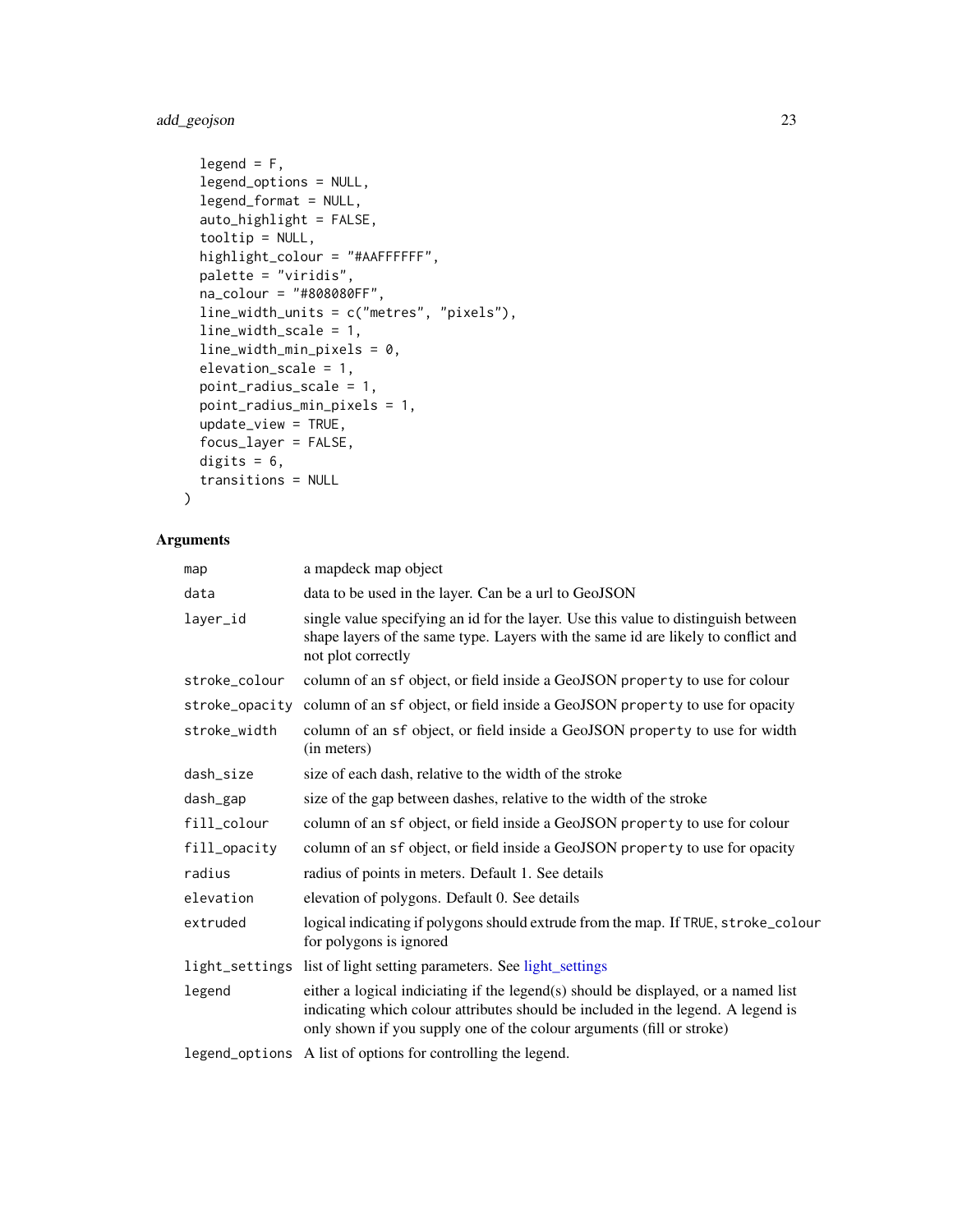```
  legend = F,
  legend_options = NULL,
  legend_format = NULL,
  auto_highlight = FALSE,
  tooltip = NULL,
  highlight_colour = "#AAFFFFFF",
  palette = "viridis",
  na_colour = "#808080FF",
  line_width_units = c("metres", "pixels"),
  line_width_scale = 1,
  line_width_min_pixels = 0,
  elevation_scale = 1,
  point_radius_scale = 1,
  point_radius_min_pixels = 1,
  update_view = TRUE,
  focus_layer = FALSE,
  digits = 6,
  transitions = NULL
)
```

## Arguments

| | |
|---|---|
| map | a mapdeck map object |
| data | data to be used in the layer. Can be a url to GeoJSON |
| layer_id | single value specifying an id for the layer. Use this value to distinguish between shape layers of the same type. Layers with the same id are likely to conflict and not plot correctly |
| stroke_colour | column of an sf object, or field inside a GeoJSON property to use for colour |
| stroke_opacity | column of an sf object, or field inside a GeoJSON property to use for opacity |
| stroke_width | column of an sf object, or field inside a GeoJSON property to use for width (in meters) |
| dash_size | size of each dash, relative to the width of the stroke |
| dash_gap | size of the gap between dashes, relative to the width of the stroke |
| fill_colour | column of an sf object, or field inside a GeoJSON property to use for colour |
| fill_opacity | column of an sf object, or field inside a GeoJSON property to use for opacity |
| radius | radius of points in meters. Default 1. See details |
| elevation | elevation of polygons. Default 0. See details |
| extruded | logical indicating if polygons should extrude from the map. If TRUE, stroke_colour for polygons is ignored |
| light_settings | list of light setting parameters. See light_settings |
| legend | either a logical indiciating if the legend(s) should be displayed, or a named list indicating which colour attributes should be included in the legend. A legend is only shown if you supply one of the colour arguments (fill or stroke) |
| legend_options | A list of options for controlling the legend. |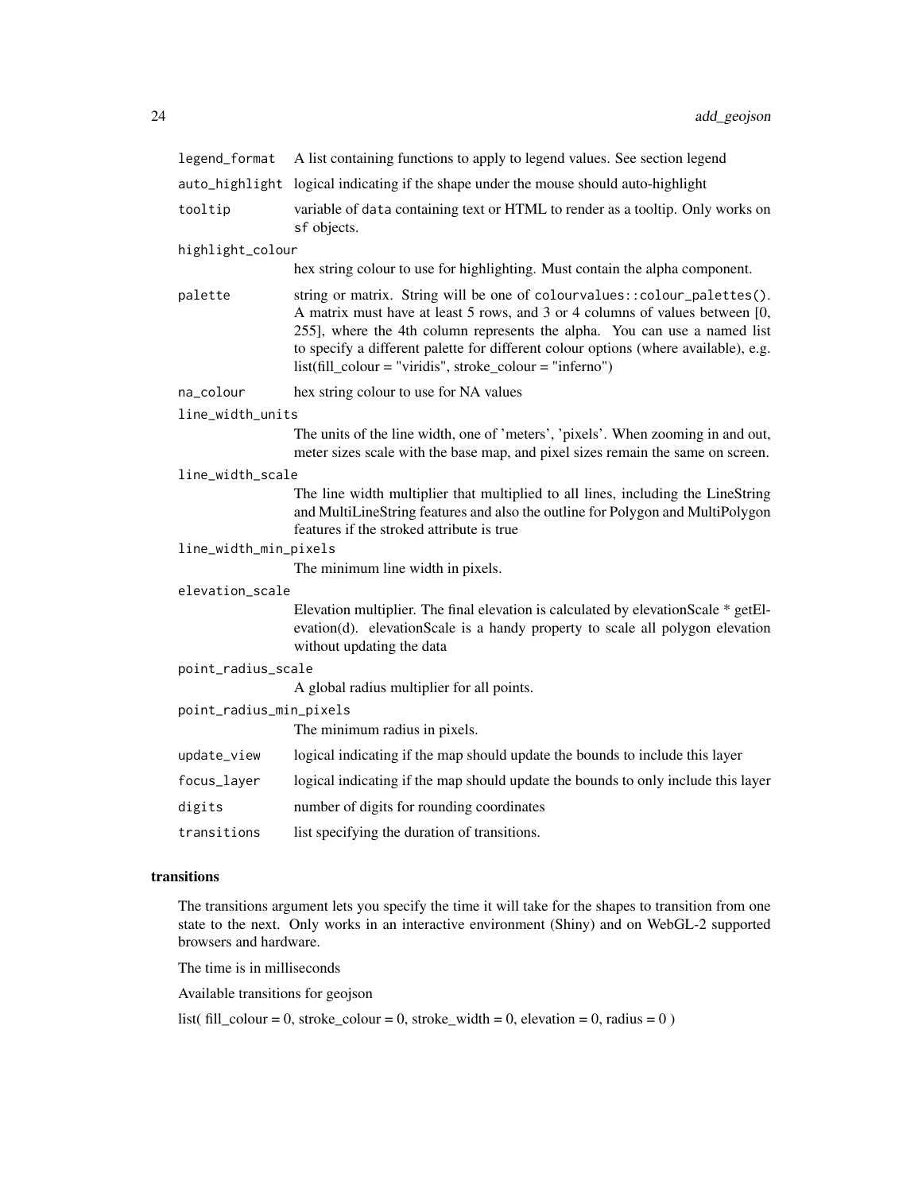| | |
|---|---|
| `legend_format` | A list containing functions to apply to legend values. See section legend |
| `auto_highlight` | logical indicating if the shape under the mouse should auto-highlight |
| `tooltip` | variable of `data` containing text or HTML to render as a tooltip. Only works on `sf` objects. |
| `highlight_colour` | hex string colour to use for highlighting. Must contain the alpha component. |
| `palette` | string or matrix. String will be one of `colourvalues::colour_palettes()`. A matrix must have at least 5 rows, and 3 or 4 columns of values between [0, 255], where the 4th column represents the alpha. You can use a named list to specify a different palette for different colour options (where available), e.g. list(fill_colour = "viridis", stroke_colour = "inferno") |
| `na_colour` | hex string colour to use for NA values |
| `line_width_units` | The units of the line width, one of 'meters', 'pixels'. When zooming in and out, meter sizes scale with the base map, and pixel sizes remain the same on screen. |
| `line_width_scale` | The line width multiplier that multiplied to all lines, including the LineString and MultiLineString features and also the outline for Polygon and MultiPolygon features if the stroked attribute is true |
| `line_width_min_pixels` | The minimum line width in pixels. |
| `elevation_scale` | Elevation multiplier. The final elevation is calculated by elevationScale * getElevation(d). elevationScale is a handy property to scale all polygon elevation without updating the data |
| `point_radius_scale` | A global radius multiplier for all points. |
| `point_radius_min_pixels` | The minimum radius in pixels. |
| `update_view` | logical indicating if the map should update the bounds to include this layer |
| `focus_layer` | logical indicating if the map should update the bounds to only include this layer |
| `digits` | number of digits for rounding coordinates |
| `transitions` | list specifying the duration of transitions. |

## transitions

The transitions argument lets you specify the time it will take for the shapes to transition from one state to the next. Only works in an interactive environment (Shiny) and on WebGL-2 supported browsers and hardware.

The time is in milliseconds

Available transitions for geojson

list( fill_colour = 0, stroke_colour = 0, stroke_width = 0, elevation = 0, radius = 0 )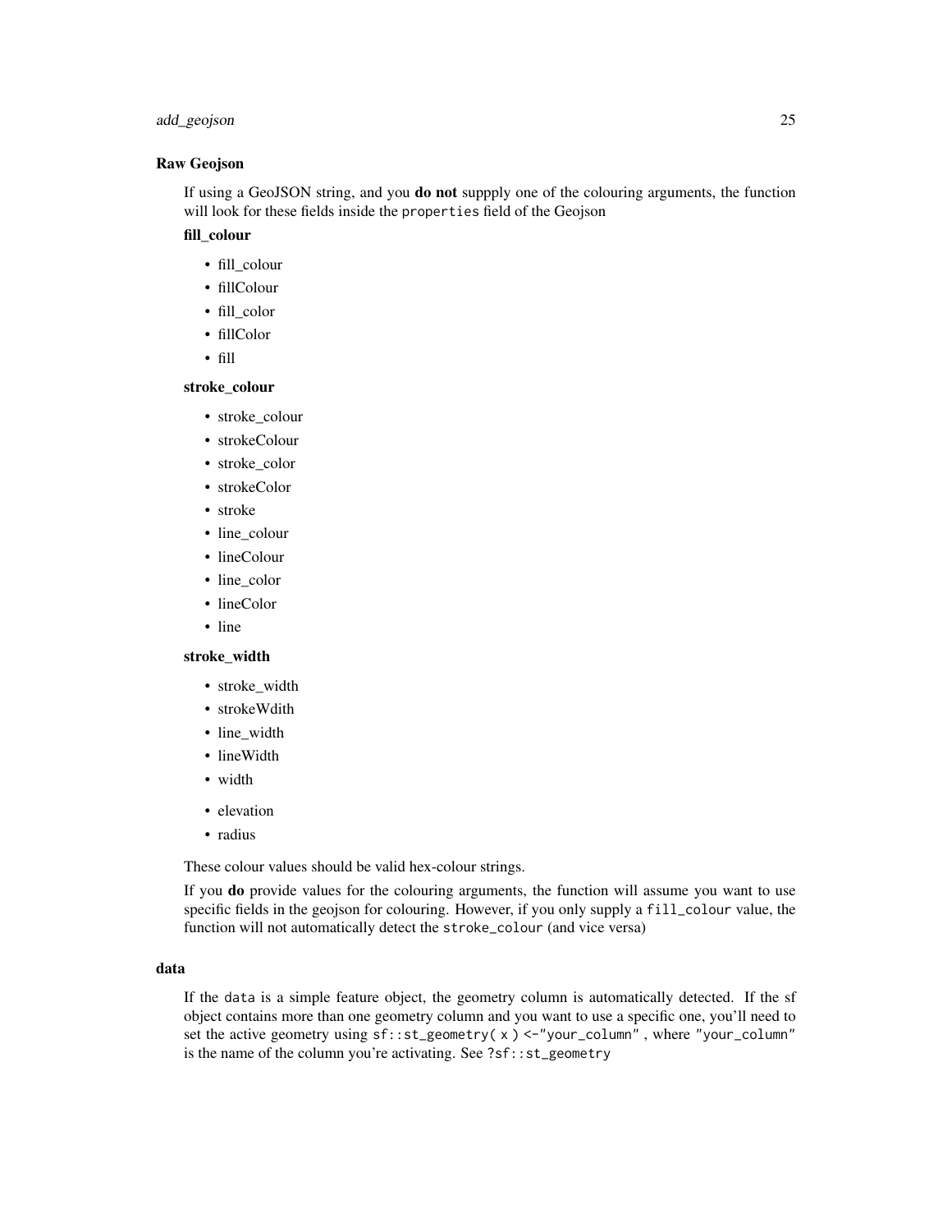### Raw Geojson

If using a GeoJSON string, and you **do not** suppply one of the colouring arguments, the function will look for these fields inside the `properties` field of the Geojson

**fill_colour**

- fill_colour
- fillColour
- fill_color
- fillColor
- fill

**stroke_colour**

- stroke_colour
- strokeColour
- stroke_color
- strokeColor
- stroke
- line_colour
- lineColour
- line_color
- lineColor
- line

**stroke_width**

- stroke_width
- strokeWdith
- line_width
- lineWidth
- width

- elevation
- radius

These colour values should be valid hex-colour strings.

If you **do** provide values for the colouring arguments, the function will assume you want to use specific fields in the geojson for colouring. However, if you only supply a `fill_colour` value, the function will not automatically detect the `stroke_colour` (and vice versa)

### data

If the `data` is a simple feature object, the geometry column is automatically detected. If the sf object contains more than one geometry column and you want to use a specific one, you'll need to set the active geometry using `sf::st_geometry( x ) <-"your_column"` , where `"your_column"` is the name of the column you're activating. See `?sf::st_geometry`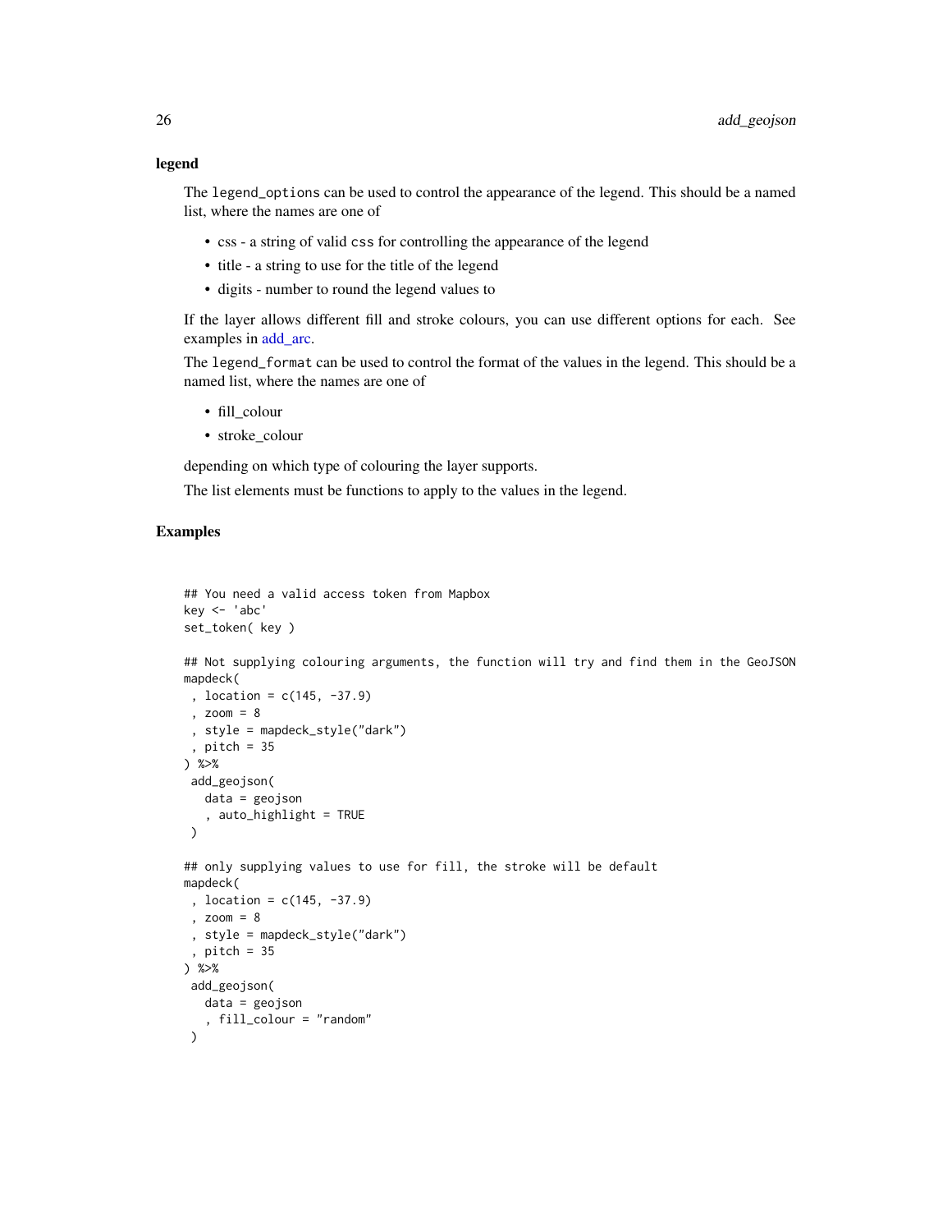**legend**

The legend_options can be used to control the appearance of the legend. This should be a named list, where the names are one of

- css - a string of valid css for controlling the appearance of the legend
- title - a string to use for the title of the legend
- digits - number to round the legend values to

If the layer allows different fill and stroke colours, you can use different options for each. See examples in add_arc.

The legend_format can be used to control the format of the values in the legend. This should be a named list, where the names are one of

- fill_colour
- stroke_colour

depending on which type of colouring the layer supports.

The list elements must be functions to apply to the values in the legend.

## Examples

```
## You need a valid access token from Mapbox
key <- 'abc'
set_token( key )

## Not supplying colouring arguments, the function will try and find them in the GeoJSON
mapdeck(
 , location = c(145, -37.9)
 , zoom = 8
 , style = mapdeck_style("dark")
 , pitch = 35
) %>%
 add_geojson(
   data = geojson
   , auto_highlight = TRUE
 )

## only supplying values to use for fill, the stroke will be default
mapdeck(
 , location = c(145, -37.9)
 , zoom = 8
 , style = mapdeck_style("dark")
 , pitch = 35
) %>%
 add_geojson(
   data = geojson
   , fill_colour = "random"
 )
```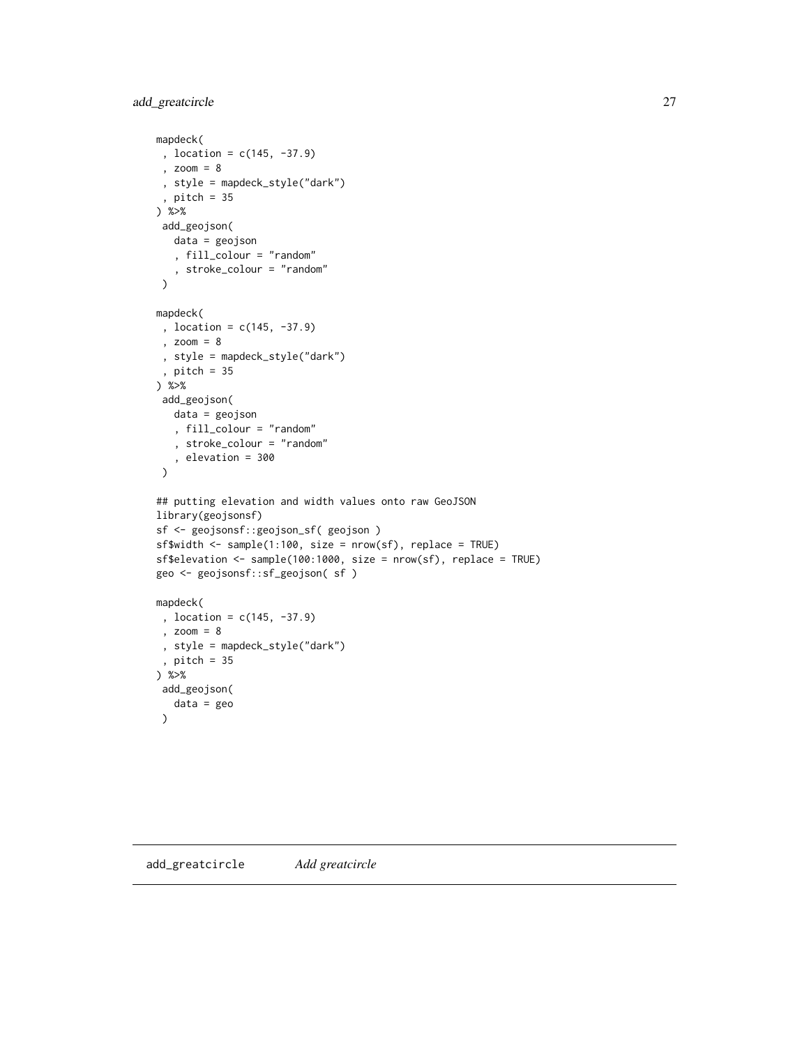```
mapdeck(
 , location = c(145, -37.9)
 , zoom = 8
 , style = mapdeck_style("dark")
 , pitch = 35
) %>%
 add_geojson(
   data = geojson
   , fill_colour = "random"
   , stroke_colour = "random"
 )

mapdeck(
 , location = c(145, -37.9)
 , zoom = 8
 , style = mapdeck_style("dark")
 , pitch = 35
) %>%
 add_geojson(
   data = geojson
   , fill_colour = "random"
   , stroke_colour = "random"
   , elevation = 300
 )

## putting elevation and width values onto raw GeoJSON
library(geojsonsf)
sf <- geojsonsf::geojson_sf( geojson )
sf$width <- sample(1:100, size = nrow(sf), replace = TRUE)
sf$elevation <- sample(100:1000, size = nrow(sf), replace = TRUE)
geo <- geojsonsf::sf_geojson( sf )

mapdeck(
 , location = c(145, -37.9)
 , zoom = 8
 , style = mapdeck_style("dark")
 , pitch = 35
) %>%
 add_geojson(
   data = geo
 )
```

## add_greatcircle    *Add greatcircle*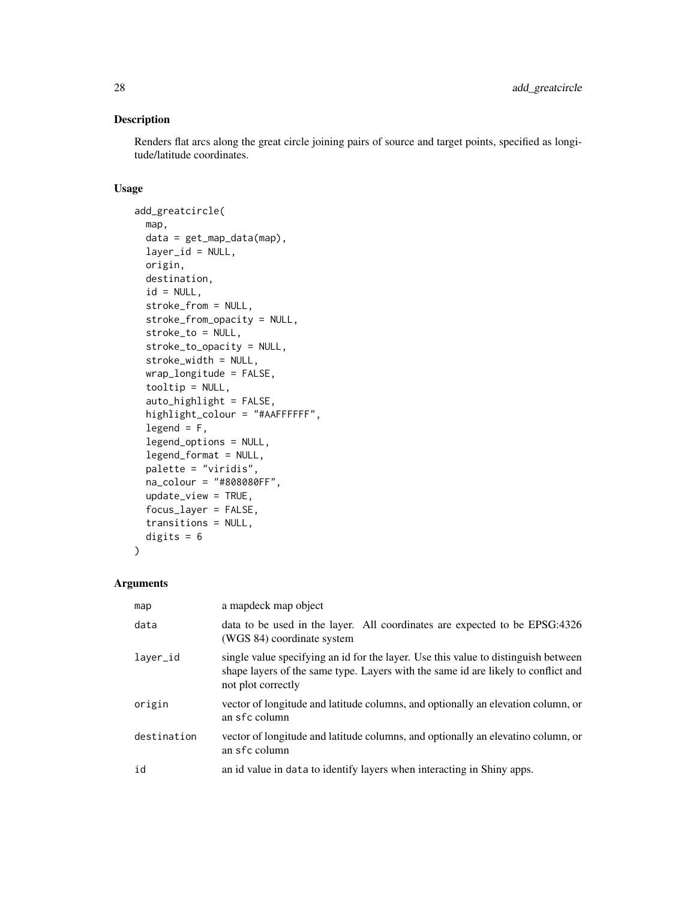## Description

Renders flat arcs along the great circle joining pairs of source and target points, specified as longitude/latitude coordinates.

## Usage

```
add_greatcircle(
  map,
  data = get_map_data(map),
  layer_id = NULL,
  origin,
  destination,
  id = NULL,
  stroke_from = NULL,
  stroke_from_opacity = NULL,
  stroke_to = NULL,
  stroke_to_opacity = NULL,
  stroke_width = NULL,
  wrap_longitude = FALSE,
  tooltip = NULL,
  auto_highlight = FALSE,
  highlight_colour = "#AAFFFFFF",
  legend = F,
  legend_options = NULL,
  legend_format = NULL,
  palette = "viridis",
  na_colour = "#808080FF",
  update_view = TRUE,
  focus_layer = FALSE,
  transitions = NULL,
  digits = 6
)
```

## Arguments

| | |
|---|---|
| map | a mapdeck map object |
| data | data to be used in the layer. All coordinates are expected to be EPSG:4326 (WGS 84) coordinate system |
| layer_id | single value specifying an id for the layer. Use this value to distinguish between shape layers of the same type. Layers with the same id are likely to conflict and not plot correctly |
| origin | vector of longitude and latitude columns, and optionally an elevation column, or an sfc column |
| destination | vector of longitude and latitude columns, and optionally an elevatino column, or an sfc column |
| id | an id value in data to identify layers when interacting in Shiny apps. |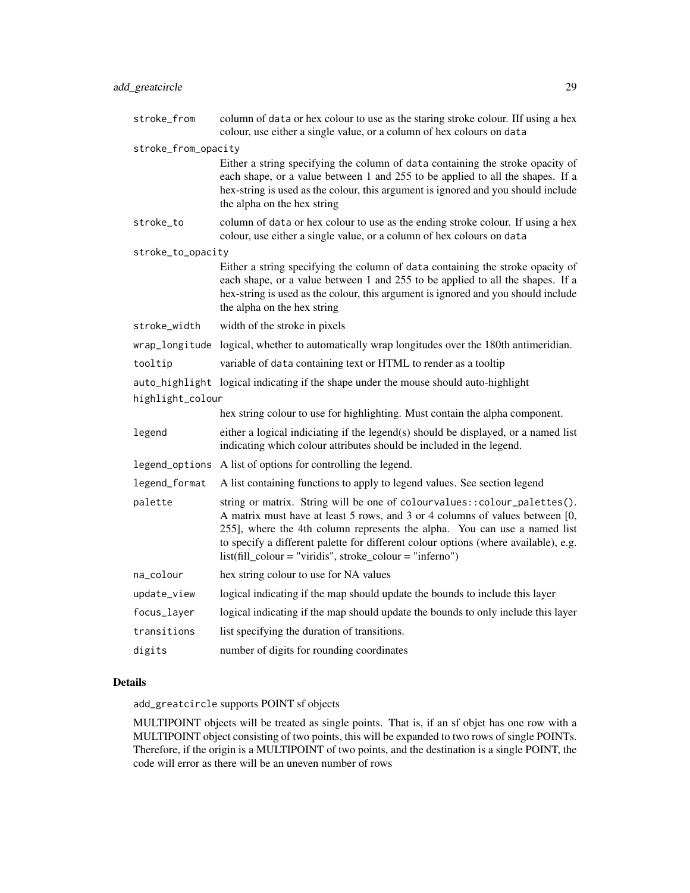| | |
|---|---|
| `stroke_from` | column of `data` or hex colour to use as the staring stroke colour. IIf using a hex colour, use either a single value, or a column of hex colours on `data` |
| `stroke_from_opacity` | Either a string specifying the column of `data` containing the stroke opacity of each shape, or a value between 1 and 255 to be applied to all the shapes. If a hex-string is used as the colour, this argument is ignored and you should include the alpha on the hex string |
| `stroke_to` | column of `data` or hex colour to use as the ending stroke colour. If using a hex colour, use either a single value, or a column of hex colours on `data` |
| `stroke_to_opacity` | Either a string specifying the column of `data` containing the stroke opacity of each shape, or a value between 1 and 255 to be applied to all the shapes. If a hex-string is used as the colour, this argument is ignored and you should include the alpha on the hex string |
| `stroke_width` | width of the stroke in pixels |
| `wrap_longitude` | logical, whether to automatically wrap longitudes over the 180th antimeridian. |
| `tooltip` | variable of `data` containing text or HTML to render as a tooltip |
| `auto_highlight` | logical indicating if the shape under the mouse should auto-highlight |
| `highlight_colour` | hex string colour to use for highlighting. Must contain the alpha component. |
| `legend` | either a logical indiciating if the legend(s) should be displayed, or a named list indicating which colour attributes should be included in the legend. |
| `legend_options` | A list of options for controlling the legend. |
| `legend_format` | A list containing functions to apply to legend values. See section legend |
| `palette` | string or matrix. String will be one of `colourvalues::colour_palettes()`. A matrix must have at least 5 rows, and 3 or 4 columns of values between [0, 255], where the 4th column represents the alpha. You can use a named list to specify a different palette for different colour options (where available), e.g. list(fill_colour = "viridis", stroke_colour = "inferno") |
| `na_colour` | hex string colour to use for NA values |
| `update_view` | logical indicating if the map should update the bounds to include this layer |
| `focus_layer` | logical indicating if the map should update the bounds to only include this layer |
| `transitions` | list specifying the duration of transitions. |
| `digits` | number of digits for rounding coordinates |

## Details

`add_greatcircle` supports POINT sf objects

MULTIPOINT objects will be treated as single points. That is, if an sf objet has one row with a MULTIPOINT object consisting of two points, this will be expanded to two rows of single POINTs. Therefore, if the origin is a MULTIPOINT of two points, and the destination is a single POINT, the code will error as there will be an uneven number of rows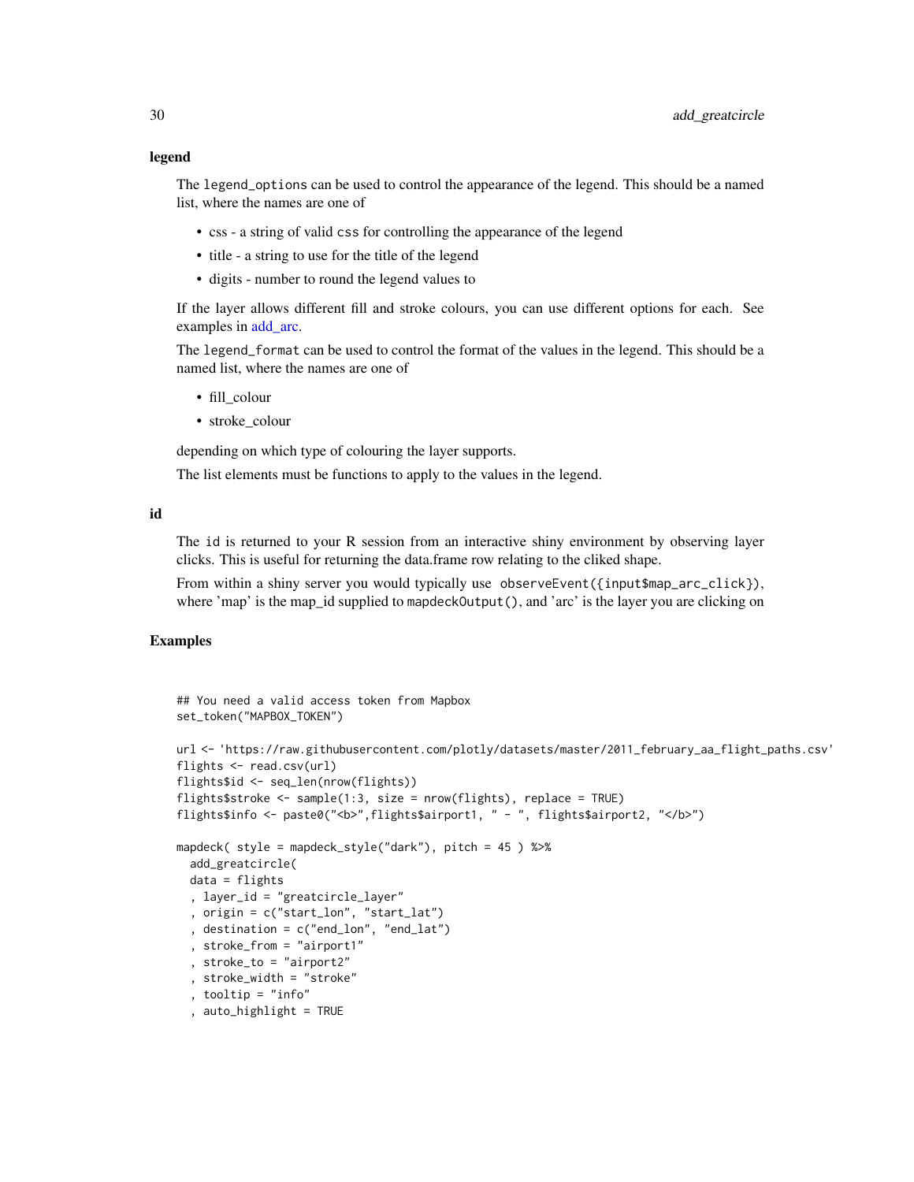### legend

The `legend_options` can be used to control the appearance of the legend. This should be a named list, where the names are one of

- css - a string of valid `css` for controlling the appearance of the legend
- title - a string to use for the title of the legend
- digits - number to round the legend values to

If the layer allows different fill and stroke colours, you can use different options for each. See examples in add_arc.

The `legend_format` can be used to control the format of the values in the legend. This should be a named list, where the names are one of

- fill_colour
- stroke_colour

depending on which type of colouring the layer supports.

The list elements must be functions to apply to the values in the legend.

### id

The `id` is returned to your R session from an interactive shiny environment by observing layer clicks. This is useful for returning the data.frame row relating to the cliked shape.

From within a shiny server you would typically use `observeEvent({input$map_arc_click})`, where 'map' is the map_id supplied to `mapdeckOutput()`, and 'arc' is the layer you are clicking on

## Examples

```
## You need a valid access token from Mapbox
set_token("MAPBOX_TOKEN")

url <- 'https://raw.githubusercontent.com/plotly/datasets/master/2011_february_aa_flight_paths.csv'
flights <- read.csv(url)
flights$id <- seq_len(nrow(flights))
flights$stroke <- sample(1:3, size = nrow(flights), replace = TRUE)
flights$info <- paste0("<b>",flights$airport1, " - ", flights$airport2, "</b>")

mapdeck( style = mapdeck_style("dark"), pitch = 45 ) %>%
  add_greatcircle(
  data = flights
  , layer_id = "greatcircle_layer"
  , origin = c("start_lon", "start_lat")
  , destination = c("end_lon", "end_lat")
  , stroke_from = "airport1"
  , stroke_to = "airport2"
  , stroke_width = "stroke"
  , tooltip = "info"
  , auto_highlight = TRUE
```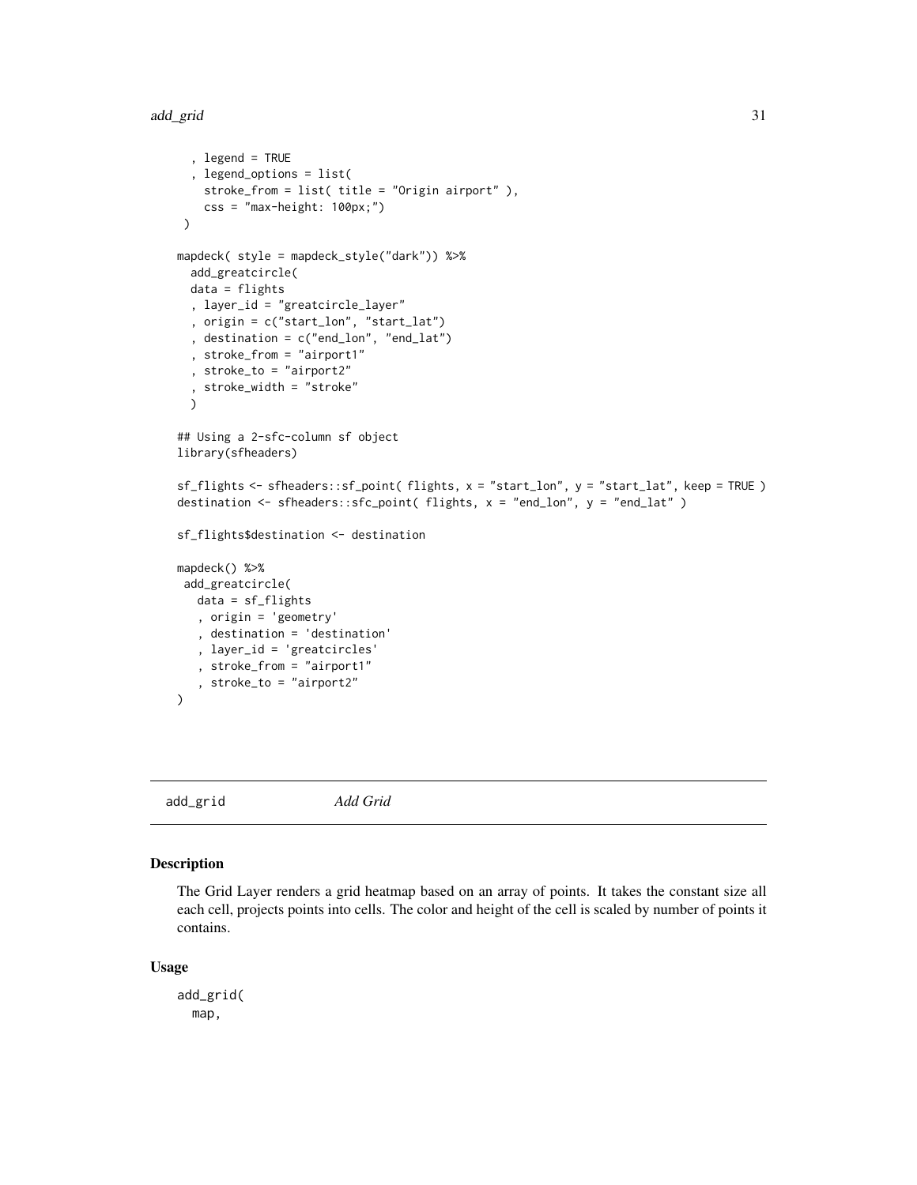```
  , legend = TRUE
  , legend_options = list(
    stroke_from = list( title = "Origin airport" ),
    css = "max-height: 100px;")
 )

mapdeck( style = mapdeck_style("dark")) %>%
  add_greatcircle(
  data = flights
  , layer_id = "greatcircle_layer"
  , origin = c("start_lon", "start_lat")
  , destination = c("end_lon", "end_lat")
  , stroke_from = "airport1"
  , stroke_to = "airport2"
  , stroke_width = "stroke"
  )

## Using a 2-sfc-column sf object
library(sfheaders)

sf_flights <- sfheaders::sf_point( flights, x = "start_lon", y = "start_lat", keep = TRUE )
destination <- sfheaders::sfc_point( flights, x = "end_lon", y = "end_lat" )

sf_flights$destination <- destination

mapdeck() %>%
 add_greatcircle(
   data = sf_flights
   , origin = 'geometry'
   , destination = 'destination'
   , layer_id = 'greatcircles'
   , stroke_from = "airport1"
   , stroke_to = "airport2"
)
```

## add_grid *Add Grid*

### Description

The Grid Layer renders a grid heatmap based on an array of points. It takes the constant size all each cell, projects points into cells. The color and height of the cell is scaled by number of points it contains.

### Usage

```
add_grid(
  map,
```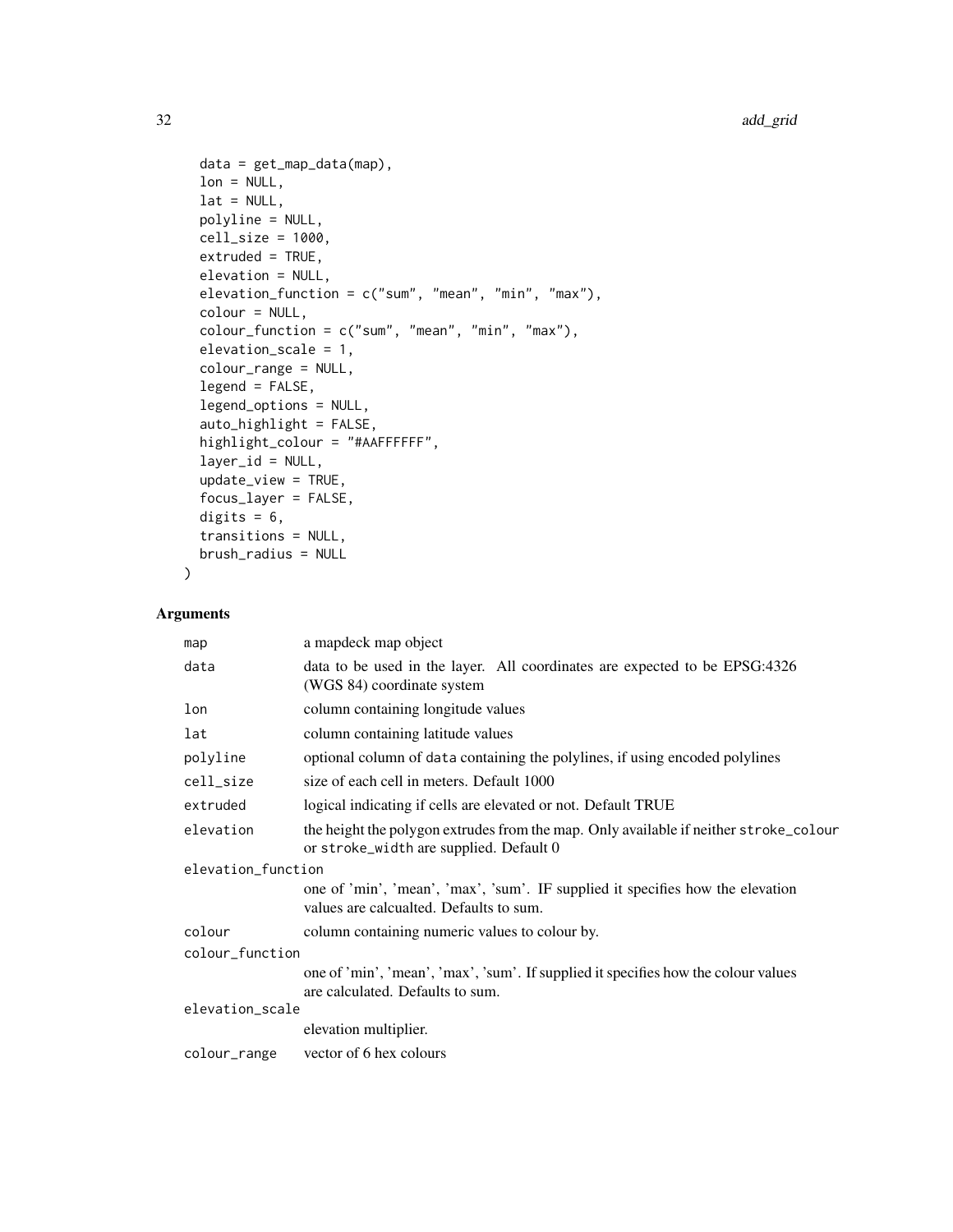```
  data = get_map_data(map),
  lon = NULL,
  lat = NULL,
  polyline = NULL,
  cell_size = 1000,
  extruded = TRUE,
  elevation = NULL,
  elevation_function = c("sum", "mean", "min", "max"),
  colour = NULL,
  colour_function = c("sum", "mean", "min", "max"),
  elevation_scale = 1,
  colour_range = NULL,
  legend = FALSE,
  legend_options = NULL,
  auto_highlight = FALSE,
  highlight_colour = "#AAFFFFFF",
  layer_id = NULL,
  update_view = TRUE,
  focus_layer = FALSE,
  digits = 6,
  transitions = NULL,
  brush_radius = NULL
)
```

## Arguments

| | |
|---|---|
| `map` | a mapdeck map object |
| `data` | data to be used in the layer. All coordinates are expected to be EPSG:4326 (WGS 84) coordinate system |
| `lon` | column containing longitude values |
| `lat` | column containing latitude values |
| `polyline` | optional column of `data` containing the polylines, if using encoded polylines |
| `cell_size` | size of each cell in meters. Default 1000 |
| `extruded` | logical indicating if cells are elevated or not. Default TRUE |
| `elevation` | the height the polygon extrudes from the map. Only available if neither `stroke_colour` or `stroke_width` are supplied. Default 0 |
| `elevation_function` | one of 'min', 'mean', 'max', 'sum'. IF supplied it specifies how the elevation values are calcualted. Defaults to sum. |
| `colour` | column containing numeric values to colour by. |
| `colour_function` | one of 'min', 'mean', 'max', 'sum'. If supplied it specifies how the colour values are calculated. Defaults to sum. |
| `elevation_scale` | elevation multiplier. |
| `colour_range` | vector of 6 hex colours |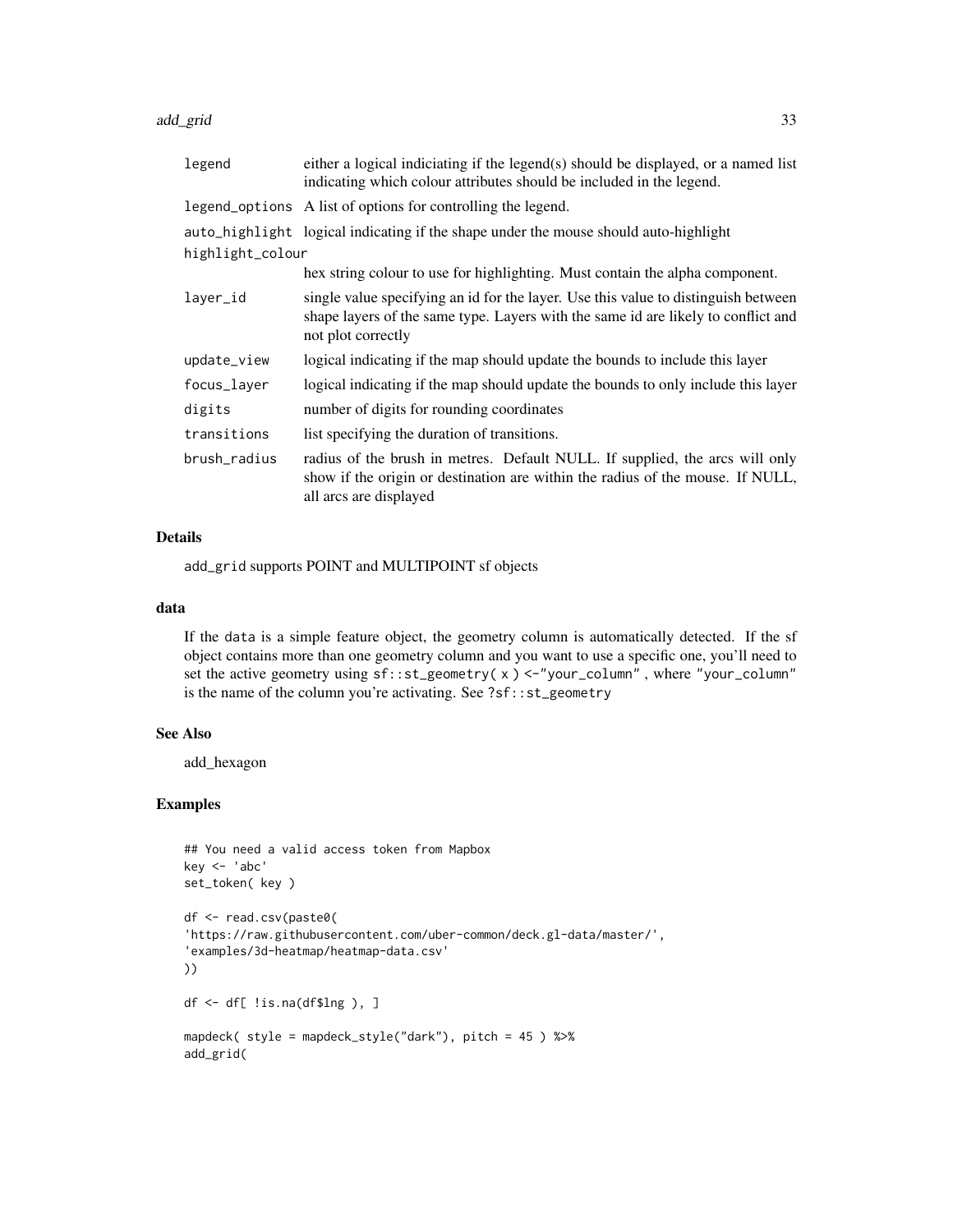| | |
|---|---|
| legend | either a logical indiciating if the legend(s) should be displayed, or a named list indicating which colour attributes should be included in the legend. |
| legend_options | A list of options for controlling the legend. |
| auto_highlight | logical indicating if the shape under the mouse should auto-highlight |
| highlight_colour | hex string colour to use for highlighting. Must contain the alpha component. |
| layer_id | single value specifying an id for the layer. Use this value to distinguish between shape layers of the same type. Layers with the same id are likely to conflict and not plot correctly |
| update_view | logical indicating if the map should update the bounds to include this layer |
| focus_layer | logical indicating if the map should update the bounds to only include this layer |
| digits | number of digits for rounding coordinates |
| transitions | list specifying the duration of transitions. |
| brush_radius | radius of the brush in metres. Default NULL. If supplied, the arcs will only show if the origin or destination are within the radius of the mouse. If NULL, all arcs are displayed |

## Details

add_grid supports POINT and MULTIPOINT sf objects

## data

If the data is a simple feature object, the geometry column is automatically detected. If the sf object contains more than one geometry column and you want to use a specific one, you'll need to set the active geometry using `sf::st_geometry( x ) <-"your_column"` , where `"your_column"` is the name of the column you're activating. See `?sf::st_geometry`

## See Also

add_hexagon

## Examples

```
## You need a valid access token from Mapbox
key <- 'abc'
set_token( key )

df <- read.csv(paste0(
'https://raw.githubusercontent.com/uber-common/deck.gl-data/master/',
'examples/3d-heatmap/heatmap-data.csv'
))

df <- df[ !is.na(df$lng ), ]

mapdeck( style = mapdeck_style("dark"), pitch = 45 ) %>%
add_grid(
```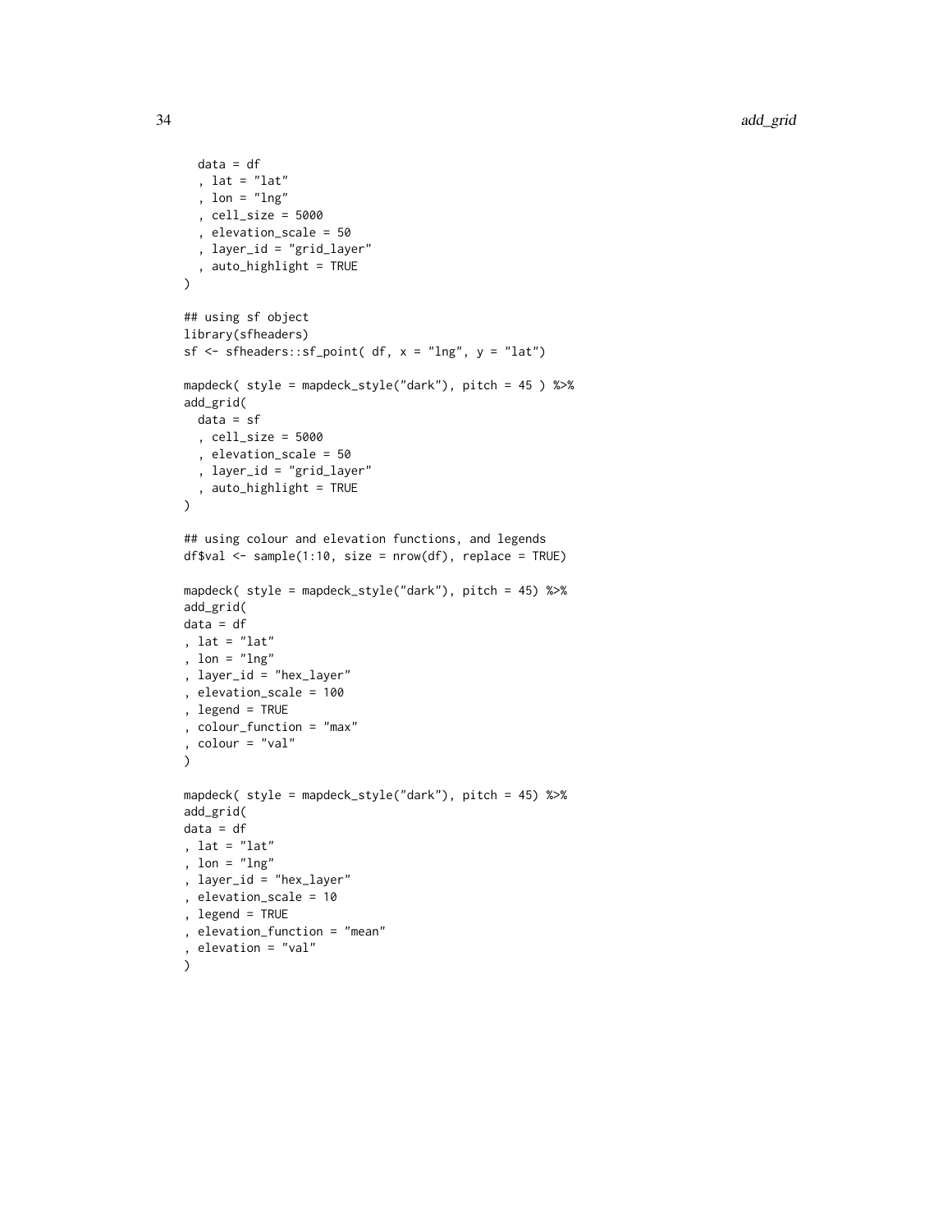```
  data = df
  , lat = "lat"
  , lon = "lng"
  , cell_size = 5000
  , elevation_scale = 50
  , layer_id = "grid_layer"
  , auto_highlight = TRUE
)

## using sf object
library(sfheaders)
sf <- sfheaders::sf_point( df, x = "lng", y = "lat")

mapdeck( style = mapdeck_style("dark"), pitch = 45 ) %>%
add_grid(
  data = sf
  , cell_size = 5000
  , elevation_scale = 50
  , layer_id = "grid_layer"
  , auto_highlight = TRUE
)

## using colour and elevation functions, and legends
df$val <- sample(1:10, size = nrow(df), replace = TRUE)

mapdeck( style = mapdeck_style("dark"), pitch = 45) %>%
add_grid(
data = df
, lat = "lat"
, lon = "lng"
, layer_id = "hex_layer"
, elevation_scale = 100
, legend = TRUE
, colour_function = "max"
, colour = "val"
)

mapdeck( style = mapdeck_style("dark"), pitch = 45) %>%
add_grid(
data = df
, lat = "lat"
, lon = "lng"
, layer_id = "hex_layer"
, elevation_scale = 10
, legend = TRUE
, elevation_function = "mean"
, elevation = "val"
)
```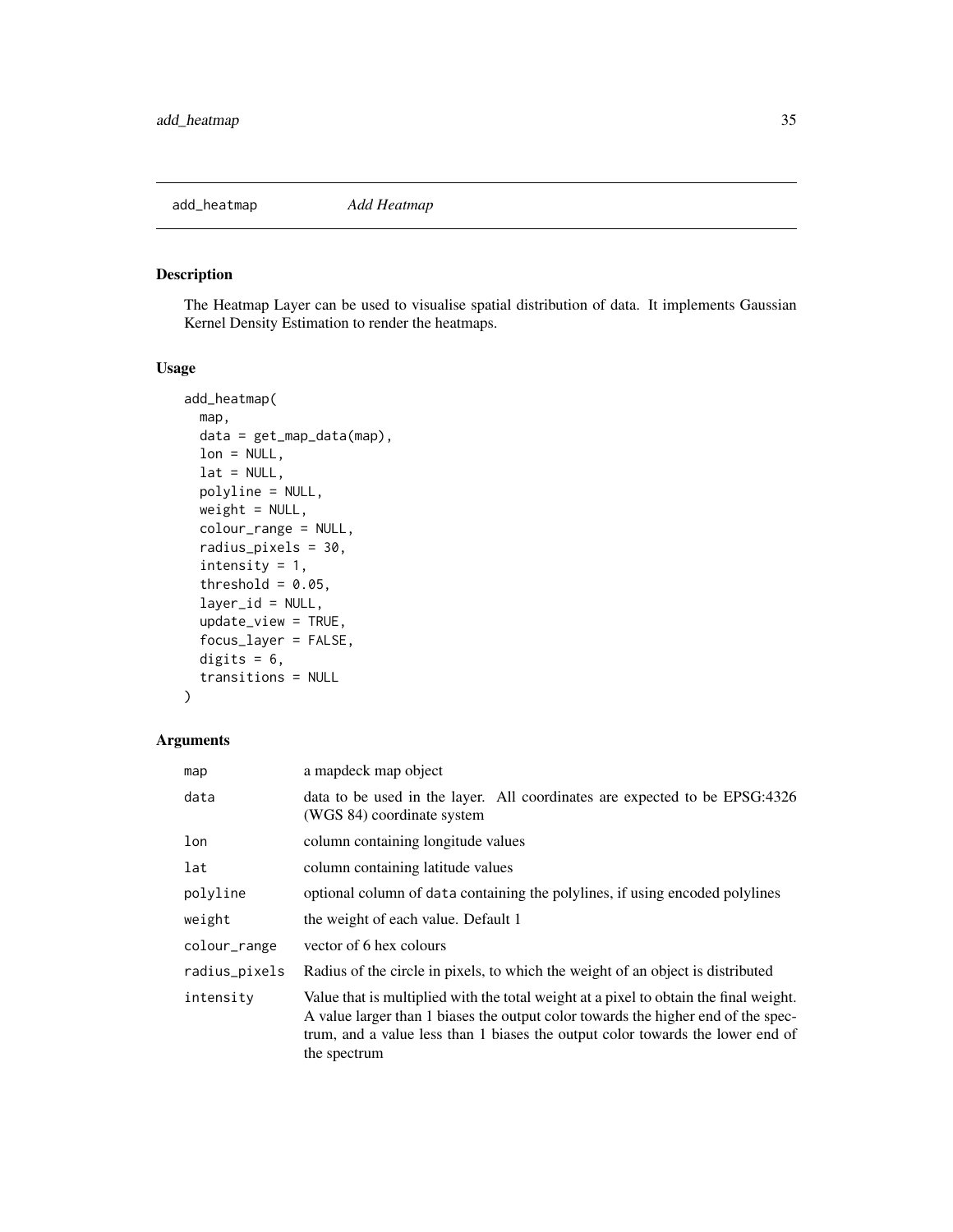# add_heatmap *Add Heatmap*

## Description

The Heatmap Layer can be used to visualise spatial distribution of data. It implements Gaussian Kernel Density Estimation to render the heatmaps.

## Usage

```
add_heatmap(
  map,
  data = get_map_data(map),
  lon = NULL,
  lat = NULL,
  polyline = NULL,
  weight = NULL,
  colour_range = NULL,
  radius_pixels = 30,
  intensity = 1,
  threshold = 0.05,
  layer_id = NULL,
  update_view = TRUE,
  focus_layer = FALSE,
  digits = 6,
  transitions = NULL
)
```

## Arguments

| | |
|---|---|
| map | a mapdeck map object |
| data | data to be used in the layer. All coordinates are expected to be EPSG:4326 (WGS 84) coordinate system |
| lon | column containing longitude values |
| lat | column containing latitude values |
| polyline | optional column of data containing the polylines, if using encoded polylines |
| weight | the weight of each value. Default 1 |
| colour_range | vector of 6 hex colours |
| radius_pixels | Radius of the circle in pixels, to which the weight of an object is distributed |
| intensity | Value that is multiplied with the total weight at a pixel to obtain the final weight. A value larger than 1 biases the output color towards the higher end of the spectrum, and a value less than 1 biases the output color towards the lower end of the spectrum |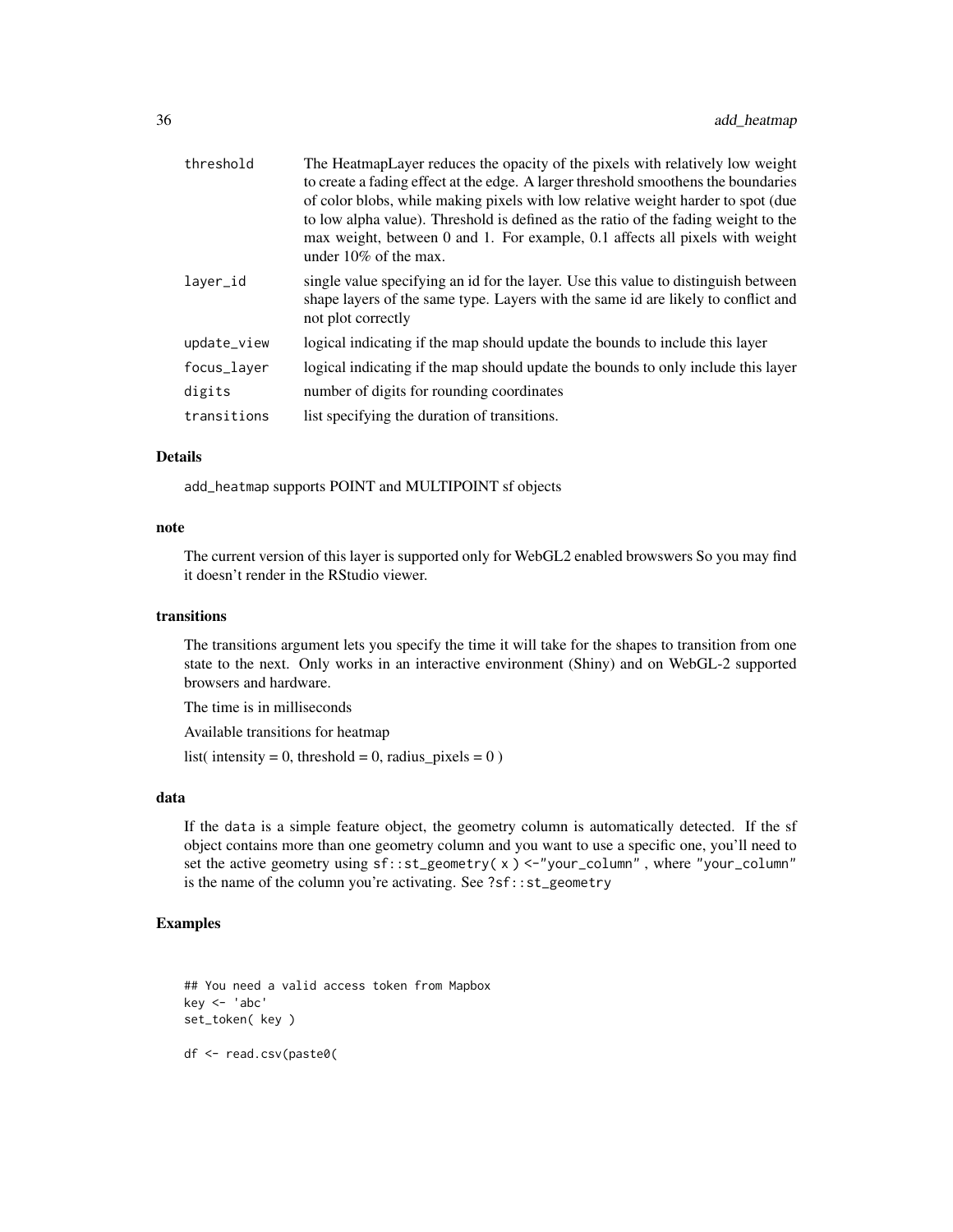| | |
|---|---|
| threshold | The HeatmapLayer reduces the opacity of the pixels with relatively low weight to create a fading effect at the edge. A larger threshold smoothens the boundaries of color blobs, while making pixels with low relative weight harder to spot (due to low alpha value). Threshold is defined as the ratio of the fading weight to the max weight, between 0 and 1. For example, 0.1 affects all pixels with weight under 10% of the max. |
| layer_id | single value specifying an id for the layer. Use this value to distinguish between shape layers of the same type. Layers with the same id are likely to conflict and not plot correctly |
| update_view | logical indicating if the map should update the bounds to include this layer |
| focus_layer | logical indicating if the map should update the bounds to only include this layer |
| digits | number of digits for rounding coordinates |
| transitions | list specifying the duration of transitions. |

### Details

add_heatmap supports POINT and MULTIPOINT sf objects

### note

The current version of this layer is supported only for WebGL2 enabled browswers So you may find it doesn't render in the RStudio viewer.

### transitions

The transitions argument lets you specify the time it will take for the shapes to transition from one state to the next. Only works in an interactive environment (Shiny) and on WebGL-2 supported browsers and hardware.

The time is in milliseconds

Available transitions for heatmap

list( intensity = 0, threshold = 0, radius_pixels = 0 )

### data

If the data is a simple feature object, the geometry column is automatically detected. If the sf object contains more than one geometry column and you want to use a specific one, you'll need to set the active geometry using `sf::st_geometry( x ) <-"your_column"` , where `"your_column"` is the name of the column you're activating. See `?sf::st_geometry`

### Examples

```
## You need a valid access token from Mapbox
key <- 'abc'
set_token( key )

df <- read.csv(paste0(
```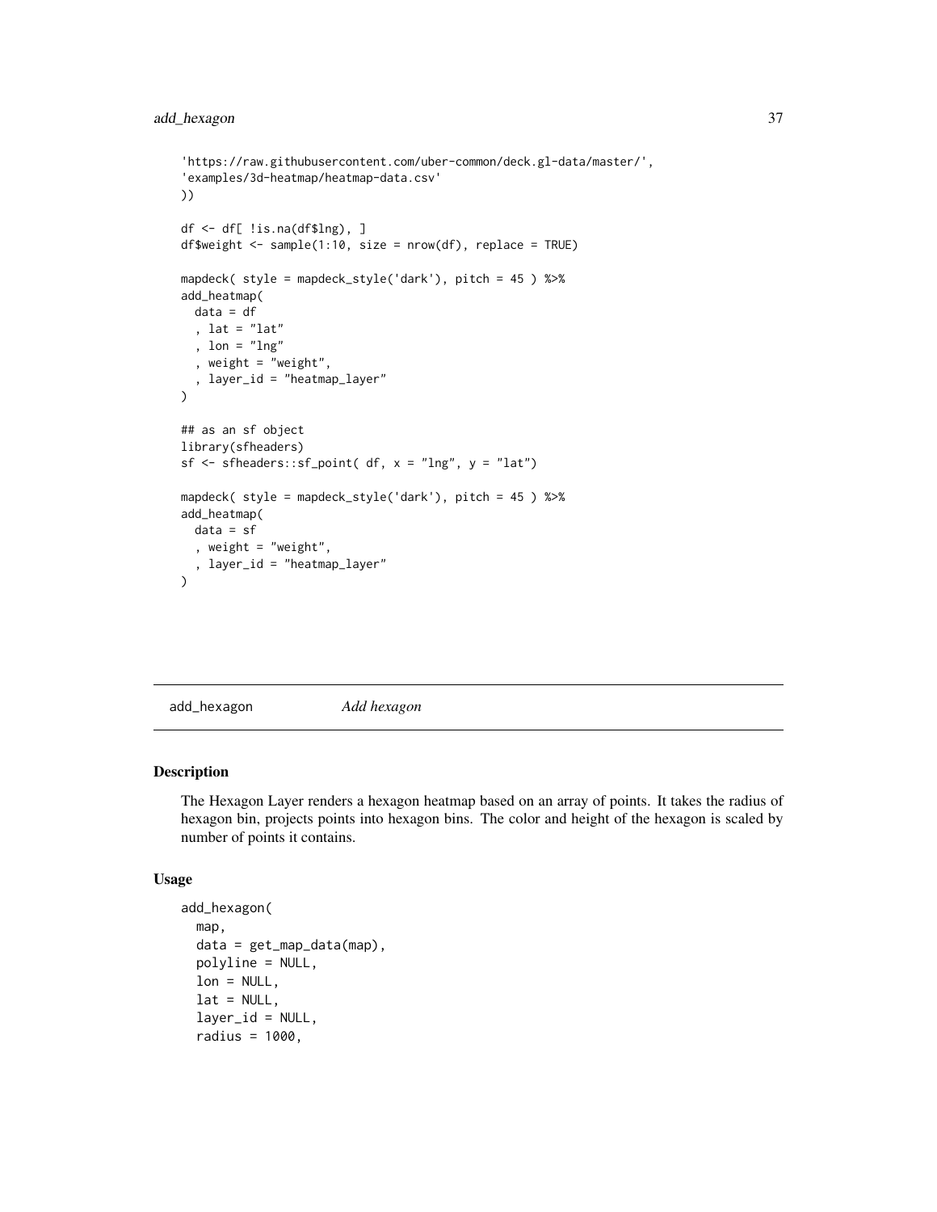```
'https://raw.githubusercontent.com/uber-common/deck.gl-data/master/',
'examples/3d-heatmap/heatmap-data.csv'
))

df <- df[ !is.na(df$lng), ]
df$weight <- sample(1:10, size = nrow(df), replace = TRUE)

mapdeck( style = mapdeck_style('dark'), pitch = 45 ) %>%
add_heatmap(
  data = df
  , lat = "lat"
  , lon = "lng"
  , weight = "weight",
  , layer_id = "heatmap_layer"
)

## as an sf object
library(sfheaders)
sf <- sfheaders::sf_point( df, x = "lng", y = "lat")

mapdeck( style = mapdeck_style('dark'), pitch = 45 ) %>%
add_heatmap(
  data = sf
  , weight = "weight",
  , layer_id = "heatmap_layer"
)
```

## add_hexagon *Add hexagon*

### Description

The Hexagon Layer renders a hexagon heatmap based on an array of points. It takes the radius of hexagon bin, projects points into hexagon bins. The color and height of the hexagon is scaled by number of points it contains.

### Usage

```
add_hexagon(
  map,
  data = get_map_data(map),
  polyline = NULL,
  lon = NULL,
  lat = NULL,
  layer_id = NULL,
  radius = 1000,
```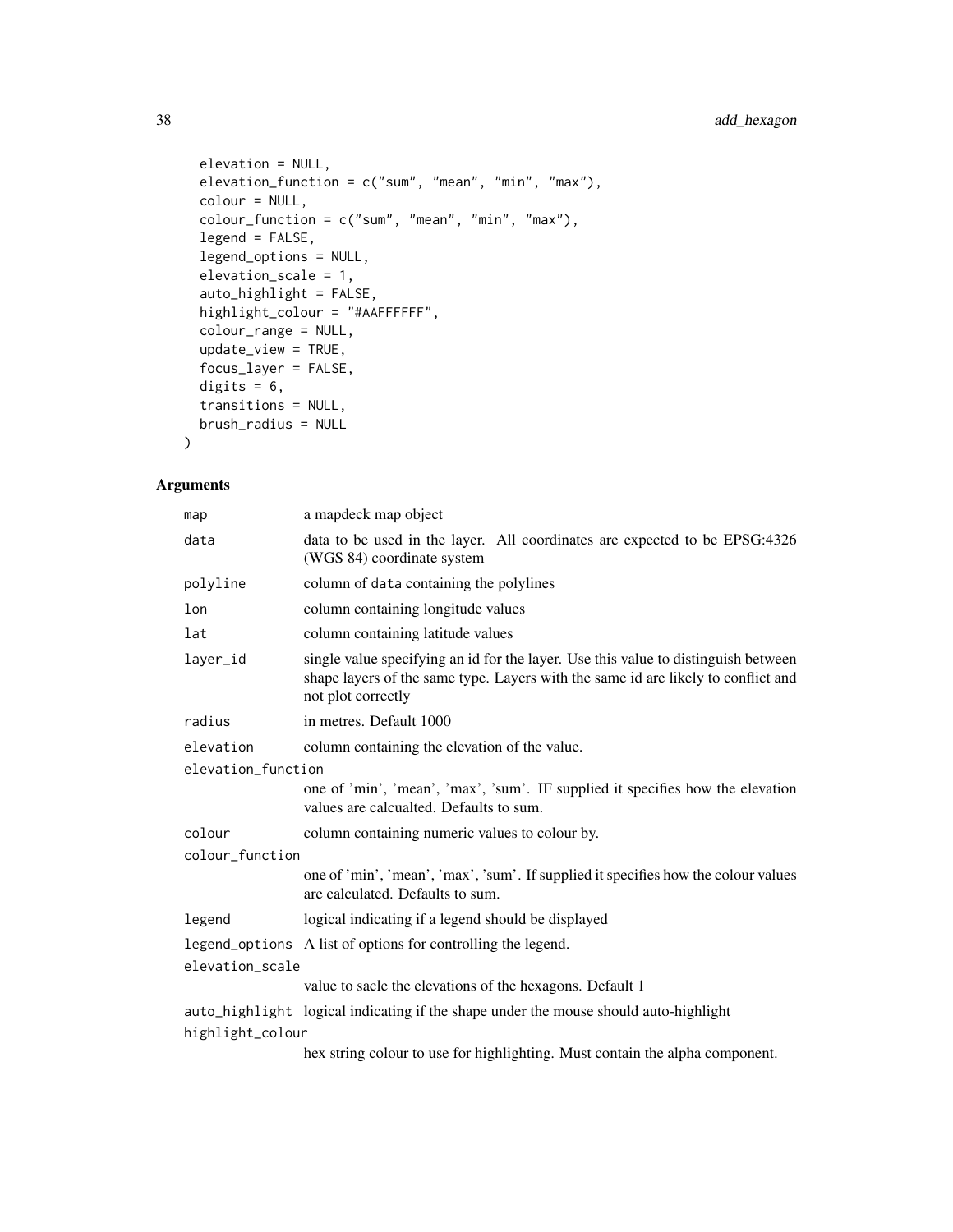```
  elevation = NULL,
  elevation_function = c("sum", "mean", "min", "max"),
  colour = NULL,
  colour_function = c("sum", "mean", "min", "max"),
  legend = FALSE,
  legend_options = NULL,
  elevation_scale = 1,
  auto_highlight = FALSE,
  highlight_colour = "#AAFFFFFF",
  colour_range = NULL,
  update_view = TRUE,
  focus_layer = FALSE,
  digits = 6,
  transitions = NULL,
  brush_radius = NULL
)
```

## Arguments

| | |
|---|---|
| `map` | a mapdeck map object |
| `data` | data to be used in the layer. All coordinates are expected to be EPSG:4326 (WGS 84) coordinate system |
| `polyline` | column of `data` containing the polylines |
| `lon` | column containing longitude values |
| `lat` | column containing latitude values |
| `layer_id` | single value specifying an id for the layer. Use this value to distinguish between shape layers of the same type. Layers with the same id are likely to conflict and not plot correctly |
| `radius` | in metres. Default 1000 |
| `elevation` | column containing the elevation of the value. |
| `elevation_function` | one of 'min', 'mean', 'max', 'sum'. IF supplied it specifies how the elevation values are calcualted. Defaults to sum. |
| `colour` | column containing numeric values to colour by. |
| `colour_function` | one of 'min', 'mean', 'max', 'sum'. If supplied it specifies how the colour values are calculated. Defaults to sum. |
| `legend` | logical indicating if a legend should be displayed |
| `legend_options` | A list of options for controlling the legend. |
| `elevation_scale` | value to sacle the elevations of the hexagons. Default 1 |
| `auto_highlight` | logical indicating if the shape under the mouse should auto-highlight |
| `highlight_colour` | hex string colour to use for highlighting. Must contain the alpha component. |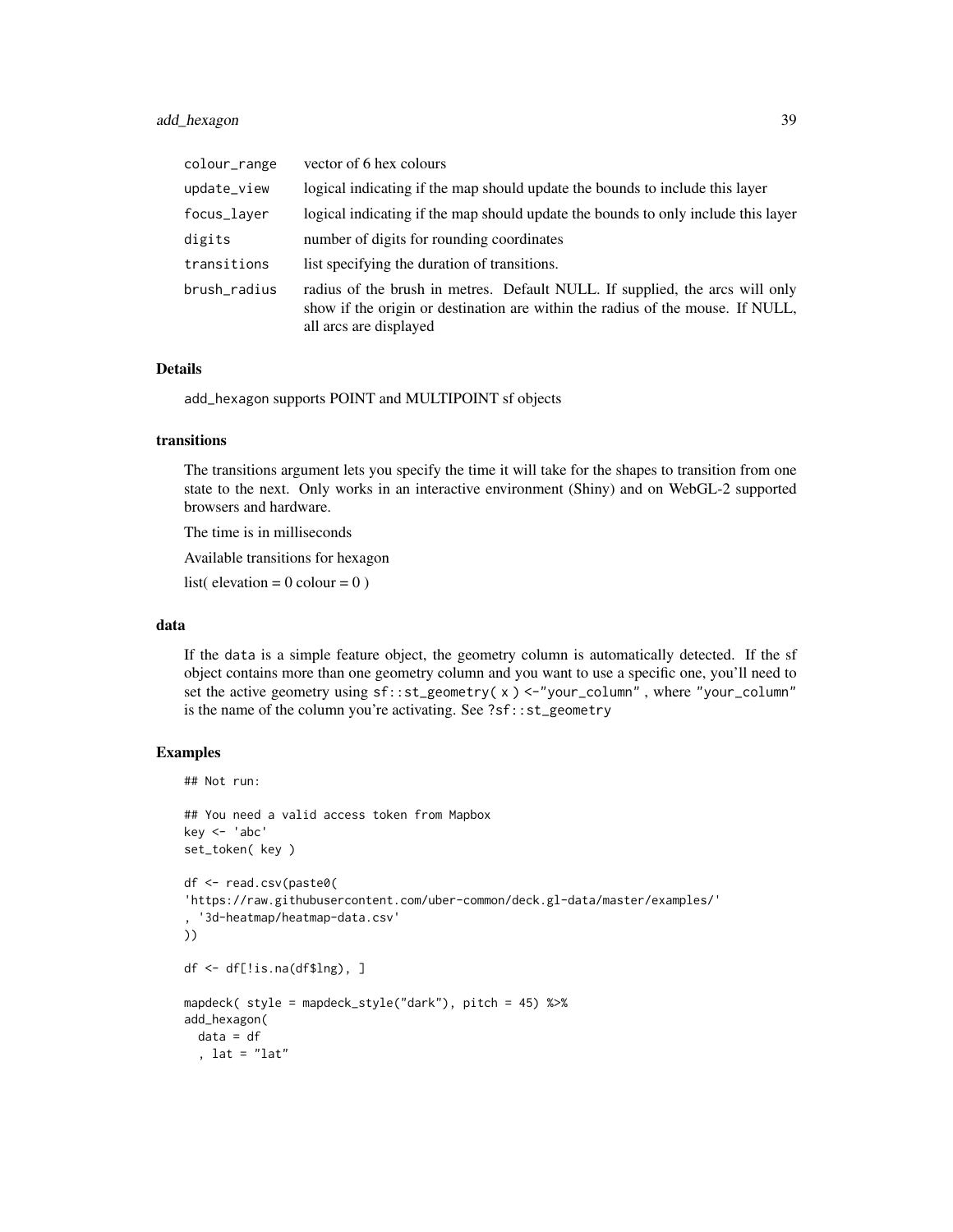| | |
|---|---|
| colour_range | vector of 6 hex colours |
| update_view | logical indicating if the map should update the bounds to include this layer |
| focus_layer | logical indicating if the map should update the bounds to only include this layer |
| digits | number of digits for rounding coordinates |
| transitions | list specifying the duration of transitions. |
| brush_radius | radius of the brush in metres. Default NULL. If supplied, the arcs will only show if the origin or destination are within the radius of the mouse. If NULL, all arcs are displayed |

## Details

add_hexagon supports POINT and MULTIPOINT sf objects

### transitions

The transitions argument lets you specify the time it will take for the shapes to transition from one state to the next. Only works in an interactive environment (Shiny) and on WebGL-2 supported browsers and hardware.

The time is in milliseconds

Available transitions for hexagon

list( elevation = 0 colour = 0 )

### data

If the data is a simple feature object, the geometry column is automatically detected. If the sf object contains more than one geometry column and you want to use a specific one, you'll need to set the active geometry using `sf::st_geometry( x ) <- "your_column"` , where `"your_column"` is the name of the column you're activating. See `?sf::st_geometry`

## Examples

```
## Not run:

## You need a valid access token from Mapbox
key <- 'abc'
set_token( key )

df <- read.csv(paste0(
'https://raw.githubusercontent.com/uber-common/deck.gl-data/master/examples/'
, '3d-heatmap/heatmap-data.csv'
))

df <- df[!is.na(df$lng), ]

mapdeck( style = mapdeck_style("dark"), pitch = 45) %>%
add_hexagon(
  data = df
  , lat = "lat"
```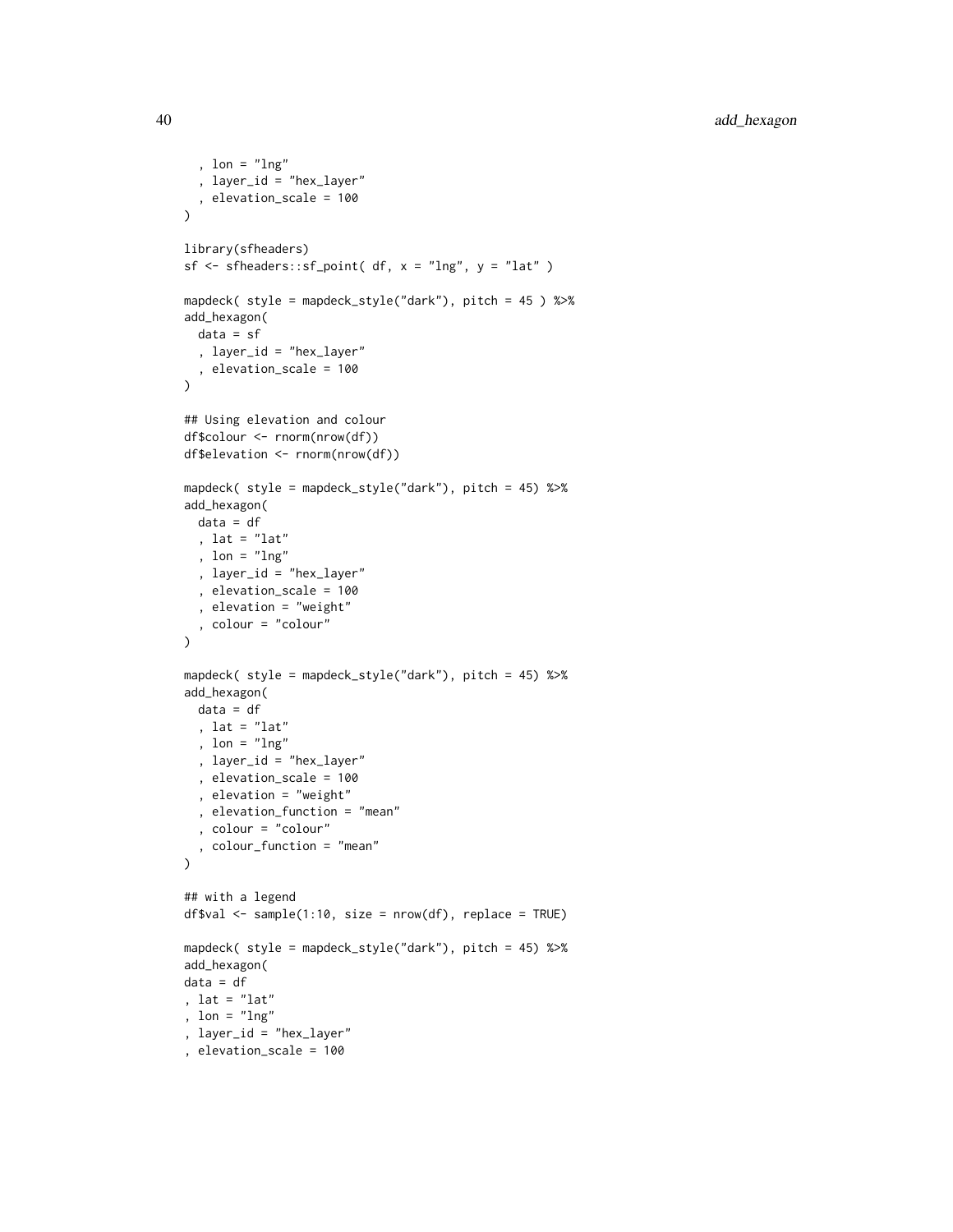```
  , lon = "lng"
  , layer_id = "hex_layer"
  , elevation_scale = 100
)

library(sfheaders)
sf <- sfheaders::sf_point( df, x = "lng", y = "lat" )

mapdeck( style = mapdeck_style("dark"), pitch = 45 ) %>%
add_hexagon(
  data = sf
  , layer_id = "hex_layer"
  , elevation_scale = 100
)

## Using elevation and colour
df$colour <- rnorm(nrow(df))
df$elevation <- rnorm(nrow(df))

mapdeck( style = mapdeck_style("dark"), pitch = 45) %>%
add_hexagon(
  data = df
  , lat = "lat"
  , lon = "lng"
  , layer_id = "hex_layer"
  , elevation_scale = 100
  , elevation = "weight"
  , colour = "colour"
)

mapdeck( style = mapdeck_style("dark"), pitch = 45) %>%
add_hexagon(
  data = df
  , lat = "lat"
  , lon = "lng"
  , layer_id = "hex_layer"
  , elevation_scale = 100
  , elevation = "weight"
  , elevation_function = "mean"
  , colour = "colour"
  , colour_function = "mean"
)

## with a legend
df$val <- sample(1:10, size = nrow(df), replace = TRUE)

mapdeck( style = mapdeck_style("dark"), pitch = 45) %>%
add_hexagon(
data = df
, lat = "lat"
, lon = "lng"
, layer_id = "hex_layer"
, elevation_scale = 100
```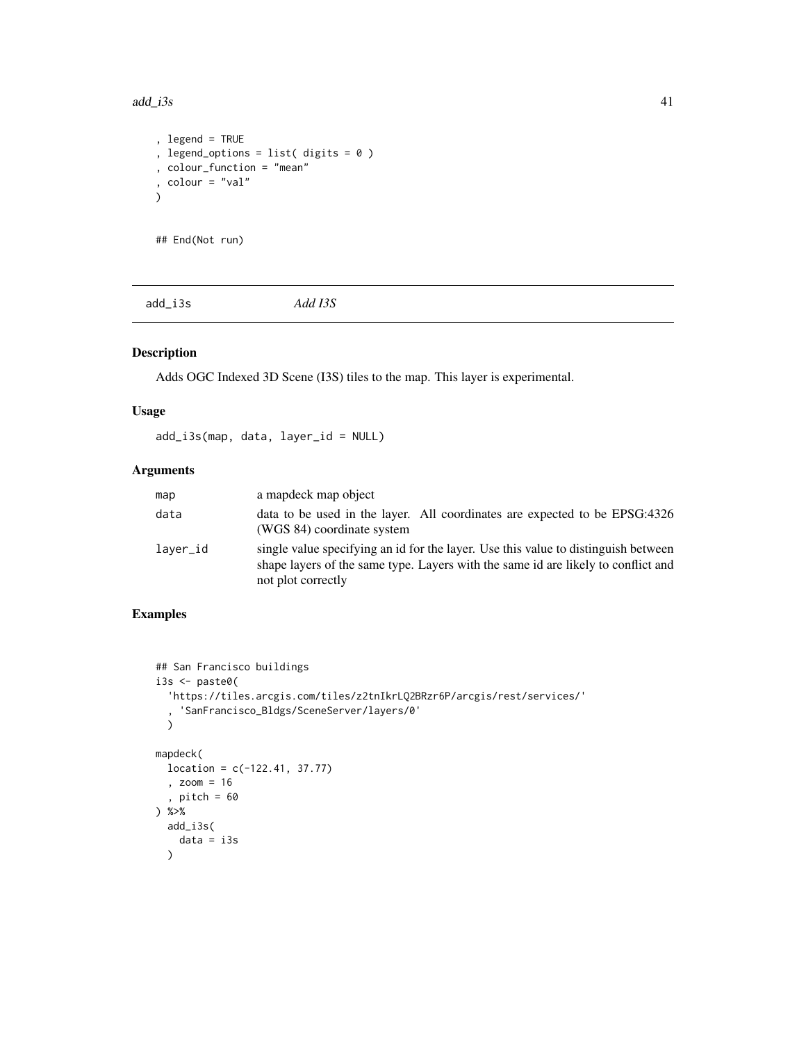```
, legend = TRUE
, legend_options = list( digits = 0 )
, colour_function = "mean"
, colour = "val"
)

## End(Not run)
```

## add_i3s *Add I3S*

### Description

Adds OGC Indexed 3D Scene (I3S) tiles to the map. This layer is experimental.

### Usage

```
add_i3s(map, data, layer_id = NULL)
```

### Arguments

| | |
|---|---|
| map | a mapdeck map object |
| data | data to be used in the layer. All coordinates are expected to be EPSG:4326 (WGS 84) coordinate system |
| layer_id | single value specifying an id for the layer. Use this value to distinguish between shape layers of the same type. Layers with the same id are likely to conflict and not plot correctly |

### Examples

```
## San Francisco buildings
i3s <- paste0(
  'https://tiles.arcgis.com/tiles/z2tnIkrLQ2BRzr6P/arcgis/rest/services/'
  , 'SanFrancisco_Bldgs/SceneServer/layers/0'
  )

mapdeck(
  location = c(-122.41, 37.77)
  , zoom = 16
  , pitch = 60
) %>%
  add_i3s(
    data = i3s
  )
```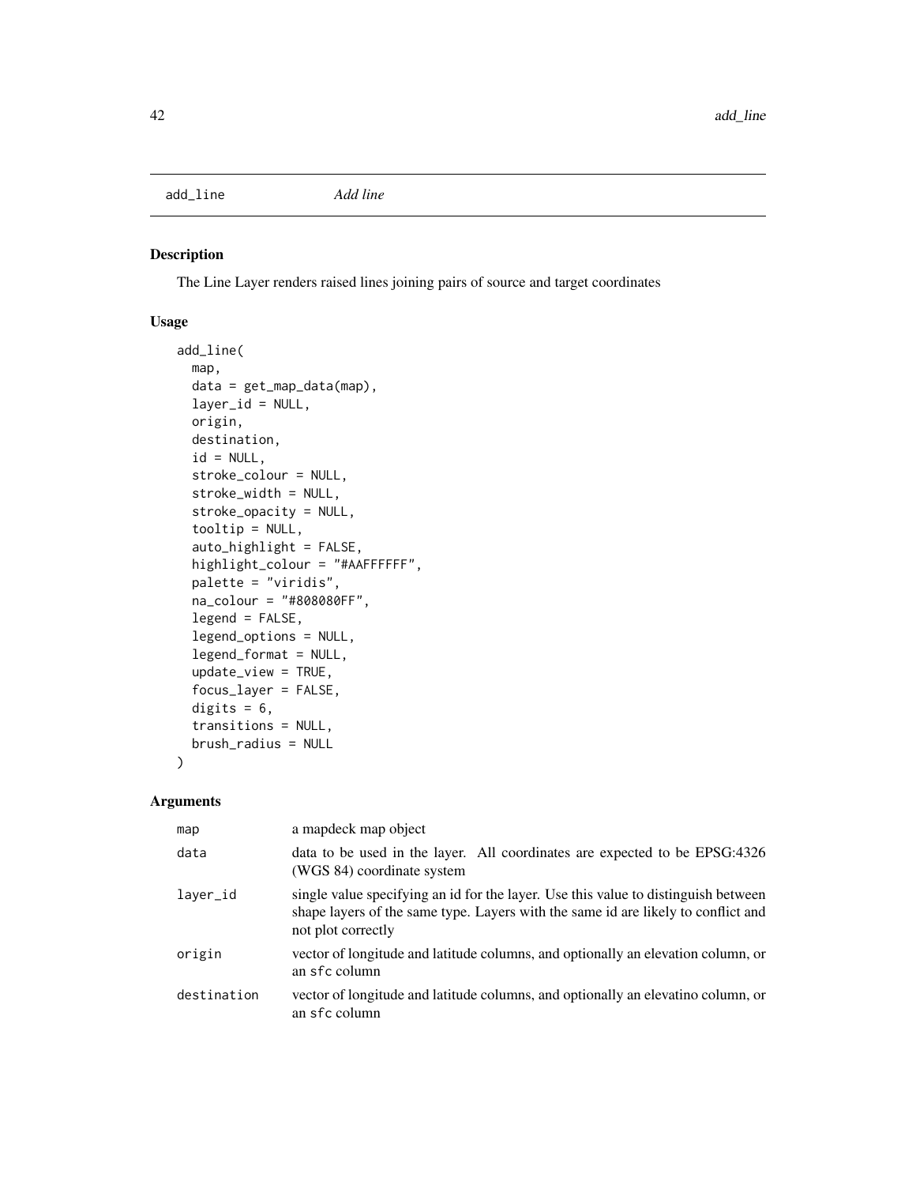# add_line *Add line*

## Description

The Line Layer renders raised lines joining pairs of source and target coordinates

## Usage

```
add_line(
  map,
  data = get_map_data(map),
  layer_id = NULL,
  origin,
  destination,
  id = NULL,
  stroke_colour = NULL,
  stroke_width = NULL,
  stroke_opacity = NULL,
  tooltip = NULL,
  auto_highlight = FALSE,
  highlight_colour = "#AAFFFFFF",
  palette = "viridis",
  na_colour = "#808080FF",
  legend = FALSE,
  legend_options = NULL,
  legend_format = NULL,
  update_view = TRUE,
  focus_layer = FALSE,
  digits = 6,
  transitions = NULL,
  brush_radius = NULL
)
```

## Arguments

| | |
|---|---|
| `map` | a mapdeck map object |
| `data` | data to be used in the layer. All coordinates are expected to be EPSG:4326 (WGS 84) coordinate system |
| `layer_id` | single value specifying an id for the layer. Use this value to distinguish between shape layers of the same type. Layers with the same id are likely to conflict and not plot correctly |
| `origin` | vector of longitude and latitude columns, and optionally an elevation column, or an `sfc` column |
| `destination` | vector of longitude and latitude columns, and optionally an elevatino column, or an `sfc` column |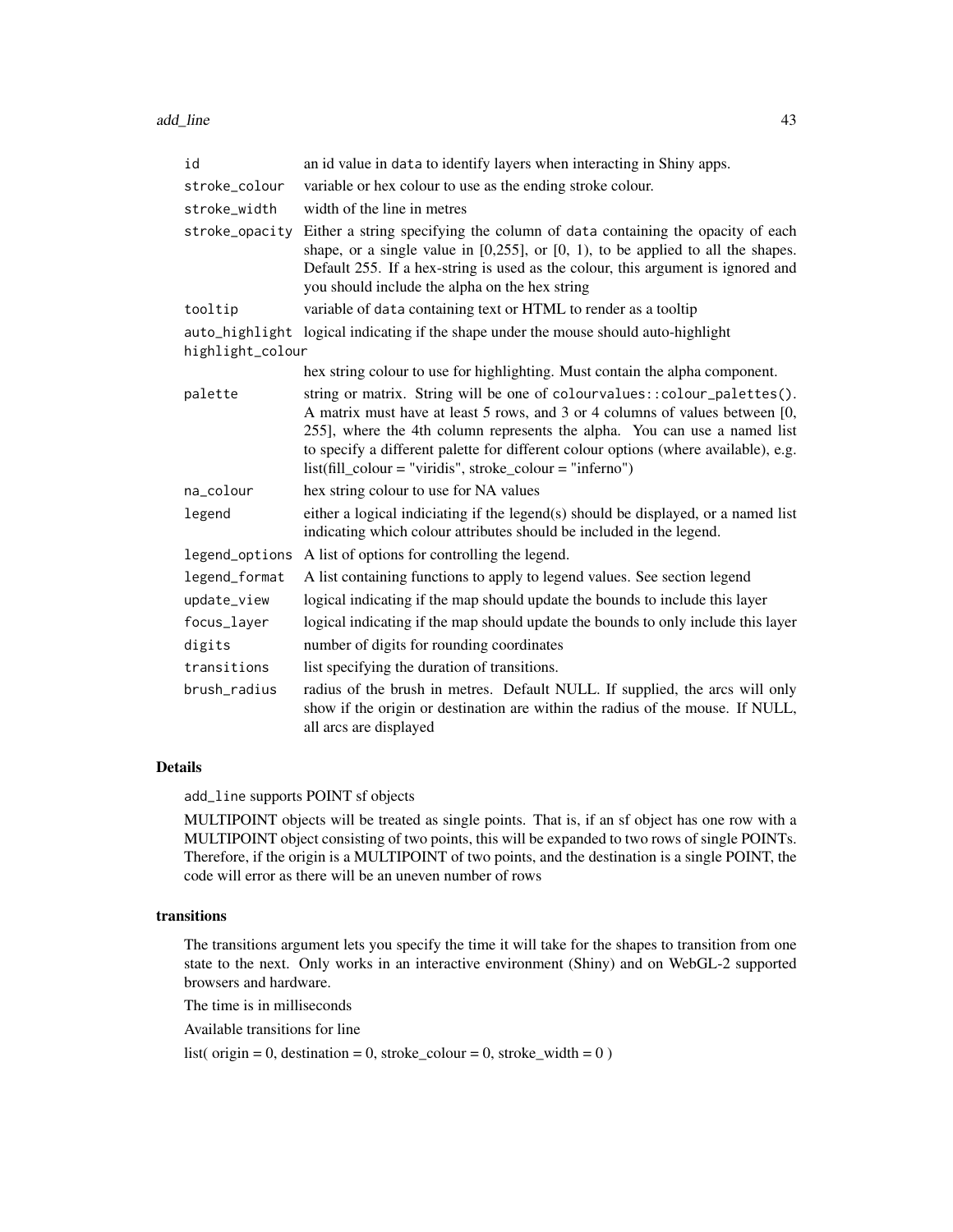| | |
|---|---|
| `id` | an id value in `data` to identify layers when interacting in Shiny apps. |
| `stroke_colour` | variable or hex colour to use as the ending stroke colour. |
| `stroke_width` | width of the line in metres |
| `stroke_opacity` | Either a string specifying the column of `data` containing the opacity of each shape, or a single value in [0,255], or [0, 1), to be applied to all the shapes. Default 255. If a hex-string is used as the colour, this argument is ignored and you should include the alpha on the hex string |
| `tooltip` | variable of `data` containing text or HTML to render as a tooltip |
| `auto_highlight` | logical indicating if the shape under the mouse should auto-highlight |
| `highlight_colour` | hex string colour to use for highlighting. Must contain the alpha component. |
| `palette` | string or matrix. String will be one of `colourvalues::colour_palettes()`. A matrix must have at least 5 rows, and 3 or 4 columns of values between [0, 255], where the 4th column represents the alpha. You can use a named list to specify a different palette for different colour options (where available), e.g. list(fill_colour = "viridis", stroke_colour = "inferno") |
| `na_colour` | hex string colour to use for NA values |
| `legend` | either a logical indiciating if the legend(s) should be displayed, or a named list indicating which colour attributes should be included in the legend. |
| `legend_options` | A list of options for controlling the legend. |
| `legend_format` | A list containing functions to apply to legend values. See section legend |
| `update_view` | logical indicating if the map should update the bounds to include this layer |
| `focus_layer` | logical indicating if the map should update the bounds to only include this layer |
| `digits` | number of digits for rounding coordinates |
| `transitions` | list specifying the duration of transitions. |
| `brush_radius` | radius of the brush in metres. Default NULL. If supplied, the arcs will only show if the origin or destination are within the radius of the mouse. If NULL, all arcs are displayed |

### Details

`add_line` supports POINT sf objects

MULTIPOINT objects will be treated as single points. That is, if an sf object has one row with a MULTIPOINT object consisting of two points, this will be expanded to two rows of single POINTs. Therefore, if the origin is a MULTIPOINT of two points, and the destination is a single POINT, the code will error as there will be an uneven number of rows

### transitions

The transitions argument lets you specify the time it will take for the shapes to transition from one state to the next. Only works in an interactive environment (Shiny) and on WebGL-2 supported browsers and hardware.

The time is in milliseconds

Available transitions for line

list( origin = 0, destination = 0, stroke_colour = 0, stroke_width = 0 )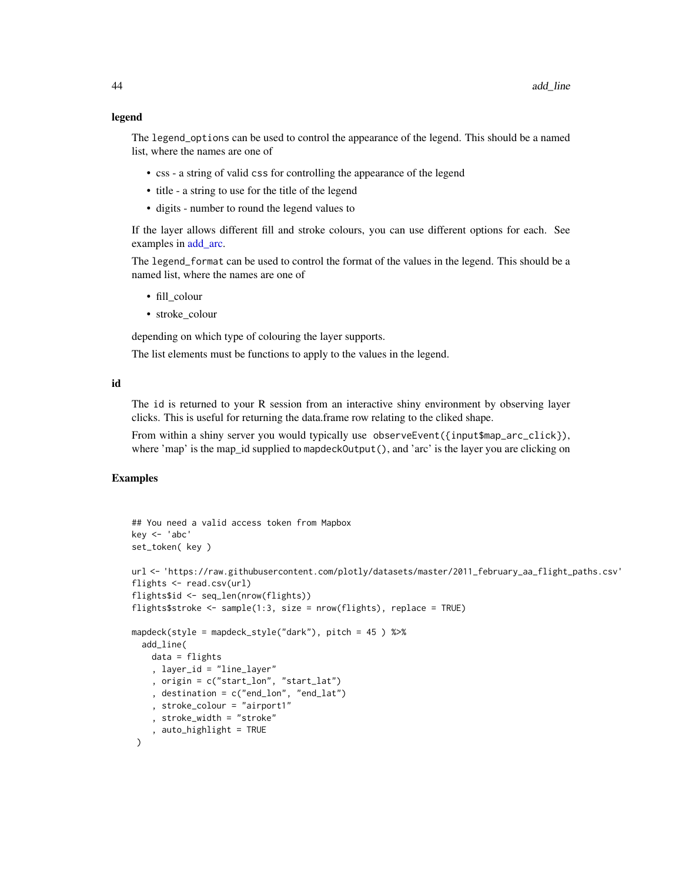### legend

The `legend_options` can be used to control the appearance of the legend. This should be a named list, where the names are one of

- css - a string of valid css for controlling the appearance of the legend
- title - a string to use for the title of the legend
- digits - number to round the legend values to

If the layer allows different fill and stroke colours, you can use different options for each. See examples in add_arc.

The `legend_format` can be used to control the format of the values in the legend. This should be a named list, where the names are one of

- fill_colour
- stroke_colour

depending on which type of colouring the layer supports.

The list elements must be functions to apply to the values in the legend.

### id

The `id` is returned to your R session from an interactive shiny environment by observing layer clicks. This is useful for returning the data.frame row relating to the cliked shape.

From within a shiny server you would typically use `observeEvent({input$map_arc_click})`, where 'map' is the map_id supplied to `mapdeckOutput()`, and 'arc' is the layer you are clicking on

## Examples

```
## You need a valid access token from Mapbox
key <- 'abc'
set_token( key )

url <- 'https://raw.githubusercontent.com/plotly/datasets/master/2011_february_aa_flight_paths.csv'
flights <- read.csv(url)
flights$id <- seq_len(nrow(flights))
flights$stroke <- sample(1:3, size = nrow(flights), replace = TRUE)

mapdeck(style = mapdeck_style("dark"), pitch = 45 ) %>%
  add_line(
    data = flights
    , layer_id = "line_layer"
    , origin = c("start_lon", "start_lat")
    , destination = c("end_lon", "end_lat")
    , stroke_colour = "airport1"
    , stroke_width = "stroke"
    , auto_highlight = TRUE
 )
```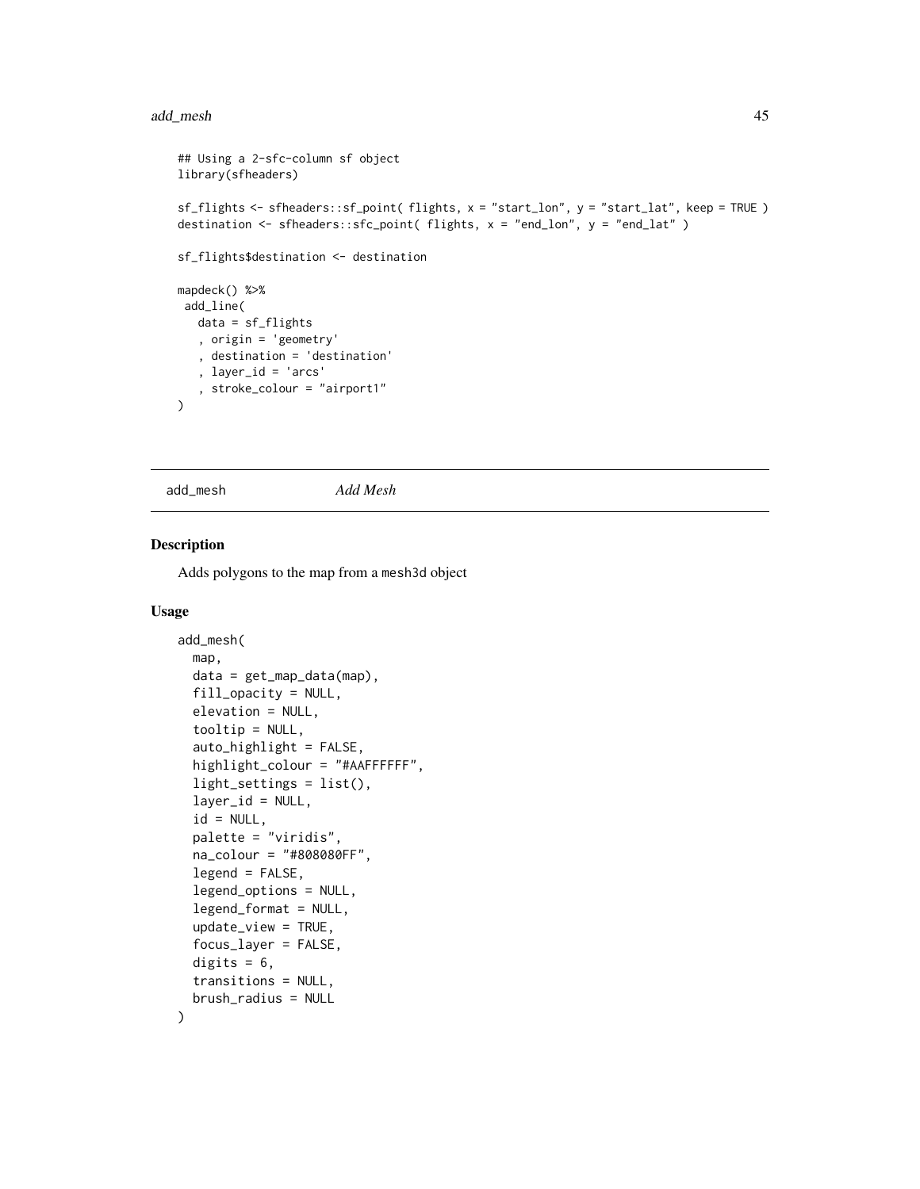```
## Using a 2-sfc-column sf object
library(sfheaders)

sf_flights <- sfheaders::sf_point( flights, x = "start_lon", y = "start_lat", keep = TRUE )
destination <- sfheaders::sfc_point( flights, x = "end_lon", y = "end_lat" )

sf_flights$destination <- destination

mapdeck() %>%
 add_line(
   data = sf_flights
   , origin = 'geometry'
   , destination = 'destination'
   , layer_id = 'arcs'
   , stroke_colour = "airport1"
)
```

---

## add_mesh *Add Mesh*

---

### Description

Adds polygons to the map from a mesh3d object

### Usage

```
add_mesh(
  map,
  data = get_map_data(map),
  fill_opacity = NULL,
  elevation = NULL,
  tooltip = NULL,
  auto_highlight = FALSE,
  highlight_colour = "#AAFFFFFF",
  light_settings = list(),
  layer_id = NULL,
  id = NULL,
  palette = "viridis",
  na_colour = "#808080FF",
  legend = FALSE,
  legend_options = NULL,
  legend_format = NULL,
  update_view = TRUE,
  focus_layer = FALSE,
  digits = 6,
  transitions = NULL,
  brush_radius = NULL
)
```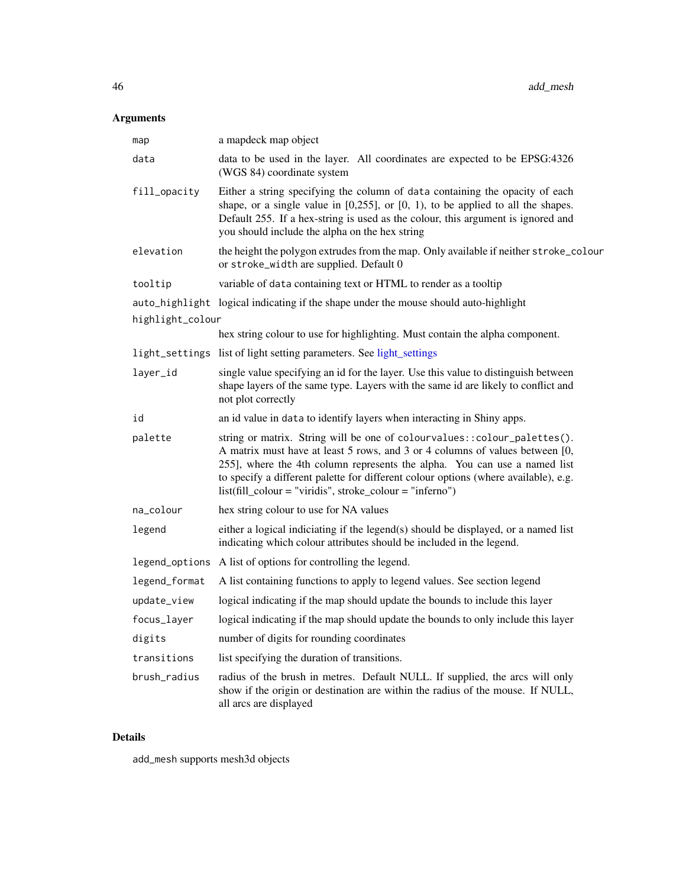## Arguments

| | |
|---|---|
| `map` | a mapdeck map object |
| `data` | data to be used in the layer. All coordinates are expected to be EPSG:4326 (WGS 84) coordinate system |
| `fill_opacity` | Either a string specifying the column of `data` containing the opacity of each shape, or a single value in [0,255], or [0, 1), to be applied to all the shapes. Default 255. If a hex-string is used as the colour, this argument is ignored and you should include the alpha on the hex string |
| `elevation` | the height the polygon extrudes from the map. Only available if neither `stroke_colour` or `stroke_width` are supplied. Default 0 |
| `tooltip` | variable of `data` containing text or HTML to render as a tooltip |
| `auto_highlight` | logical indicating if the shape under the mouse should auto-highlight |
| `highlight_colour` | hex string colour to use for highlighting. Must contain the alpha component. |
| `light_settings` | list of light setting parameters. See light_settings |
| `layer_id` | single value specifying an id for the layer. Use this value to distinguish between shape layers of the same type. Layers with the same id are likely to conflict and not plot correctly |
| `id` | an id value in `data` to identify layers when interacting in Shiny apps. |
| `palette` | string or matrix. String will be one of `colourvalues::colour_palettes()`. A matrix must have at least 5 rows, and 3 or 4 columns of values between [0, 255], where the 4th column represents the alpha. You can use a named list to specify a different palette for different colour options (where available), e.g. list(fill_colour = "viridis", stroke_colour = "inferno") |
| `na_colour` | hex string colour to use for NA values |
| `legend` | either a logical indiciating if the legend(s) should be displayed, or a named list indicating which colour attributes should be included in the legend. |
| `legend_options` | A list of options for controlling the legend. |
| `legend_format` | A list containing functions to apply to legend values. See section legend |
| `update_view` | logical indicating if the map should update the bounds to include this layer |
| `focus_layer` | logical indicating if the map should update the bounds to only include this layer |
| `digits` | number of digits for rounding coordinates |
| `transitions` | list specifying the duration of transitions. |
| `brush_radius` | radius of the brush in metres. Default NULL. If supplied, the arcs will only show if the origin or destination are within the radius of the mouse. If NULL, all arcs are displayed |

## Details

`add_mesh` supports mesh3d objects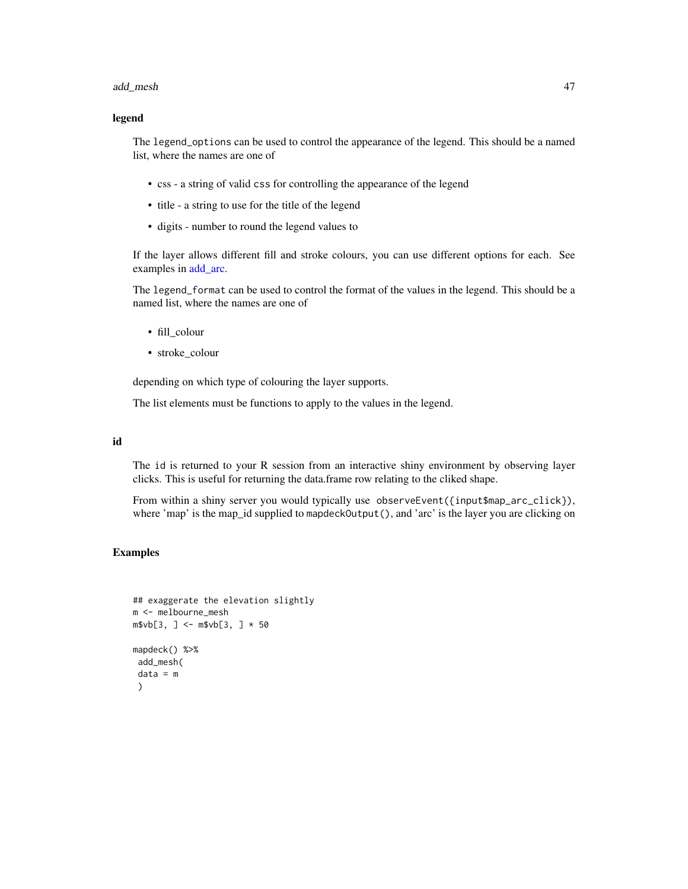### legend

The `legend_options` can be used to control the appearance of the legend. This should be a named list, where the names are one of

- css - a string of valid `css` for controlling the appearance of the legend
- title - a string to use for the title of the legend
- digits - number to round the legend values to

If the layer allows different fill and stroke colours, you can use different options for each. See examples in add_arc.

The `legend_format` can be used to control the format of the values in the legend. This should be a named list, where the names are one of

- fill_colour
- stroke_colour

depending on which type of colouring the layer supports.

The list elements must be functions to apply to the values in the legend.

### id

The `id` is returned to your R session from an interactive shiny environment by observing layer clicks. This is useful for returning the data.frame row relating to the cliked shape.

From within a shiny server you would typically use `observeEvent({input$map_arc_click})`, where 'map' is the map_id supplied to `mapdeckOutput()`, and 'arc' is the layer you are clicking on

## Examples

```
## exaggerate the elevation slightly
m <- melbourne_mesh
m$vb[3, ] <- m$vb[3, ] * 50

mapdeck() %>%
 add_mesh(
 data = m
 )
```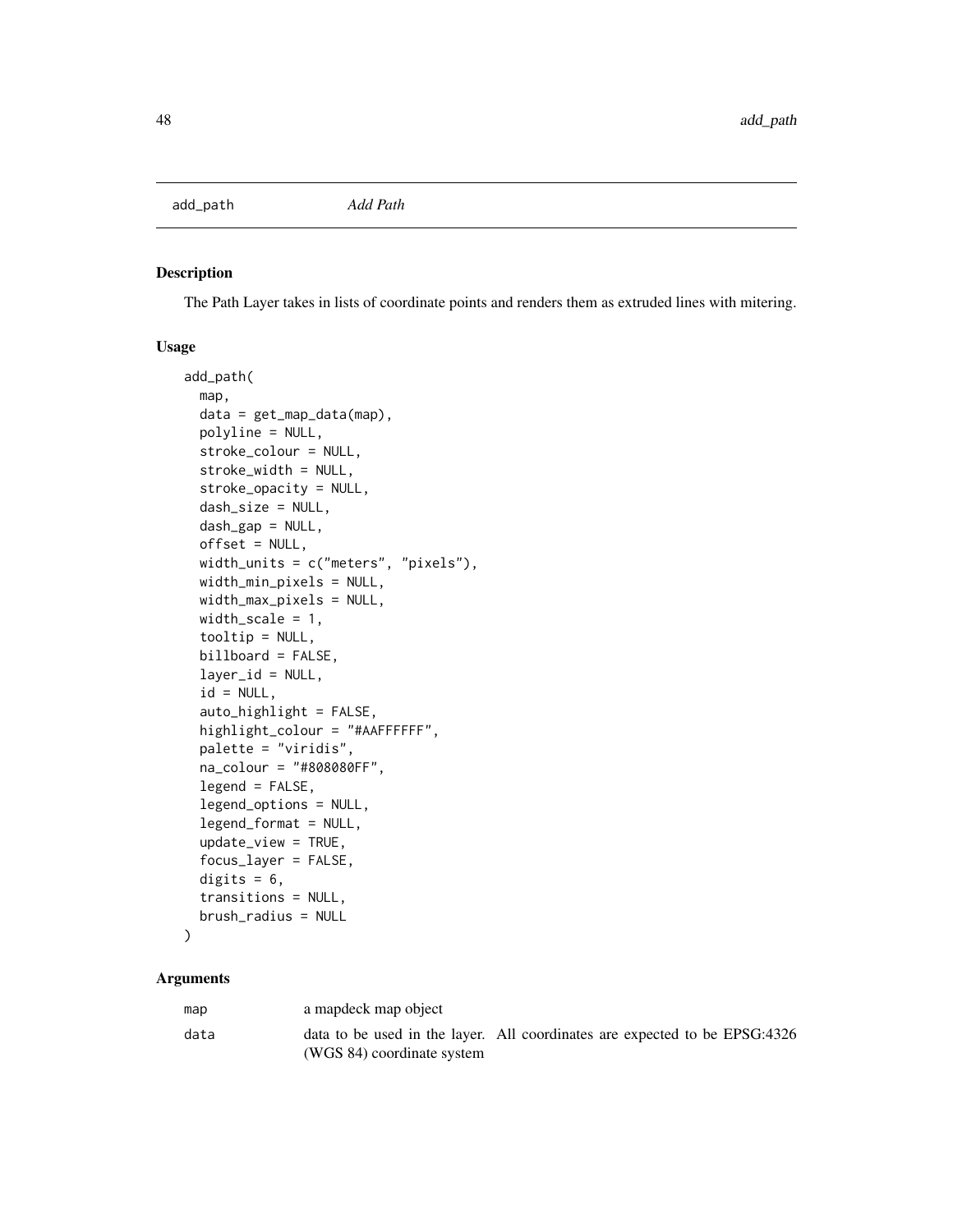## add_path *Add Path*

### Description

The Path Layer takes in lists of coordinate points and renders them as extruded lines with mitering.

### Usage

```
add_path(
  map,
  data = get_map_data(map),
  polyline = NULL,
  stroke_colour = NULL,
  stroke_width = NULL,
  stroke_opacity = NULL,
  dash_size = NULL,
  dash_gap = NULL,
  offset = NULL,
  width_units = c("meters", "pixels"),
  width_min_pixels = NULL,
  width_max_pixels = NULL,
  width_scale = 1,
  tooltip = NULL,
  billboard = FALSE,
  layer_id = NULL,
  id = NULL,
  auto_highlight = FALSE,
  highlight_colour = "#AAFFFFFF",
  palette = "viridis",
  na_colour = "#808080FF",
  legend = FALSE,
  legend_options = NULL,
  legend_format = NULL,
  update_view = TRUE,
  focus_layer = FALSE,
  digits = 6,
  transitions = NULL,
  brush_radius = NULL
)
```

### Arguments

| | |
|---|---|
| map | a mapdeck map object |
| data | data to be used in the layer. All coordinates are expected to be EPSG:4326 (WGS 84) coordinate system |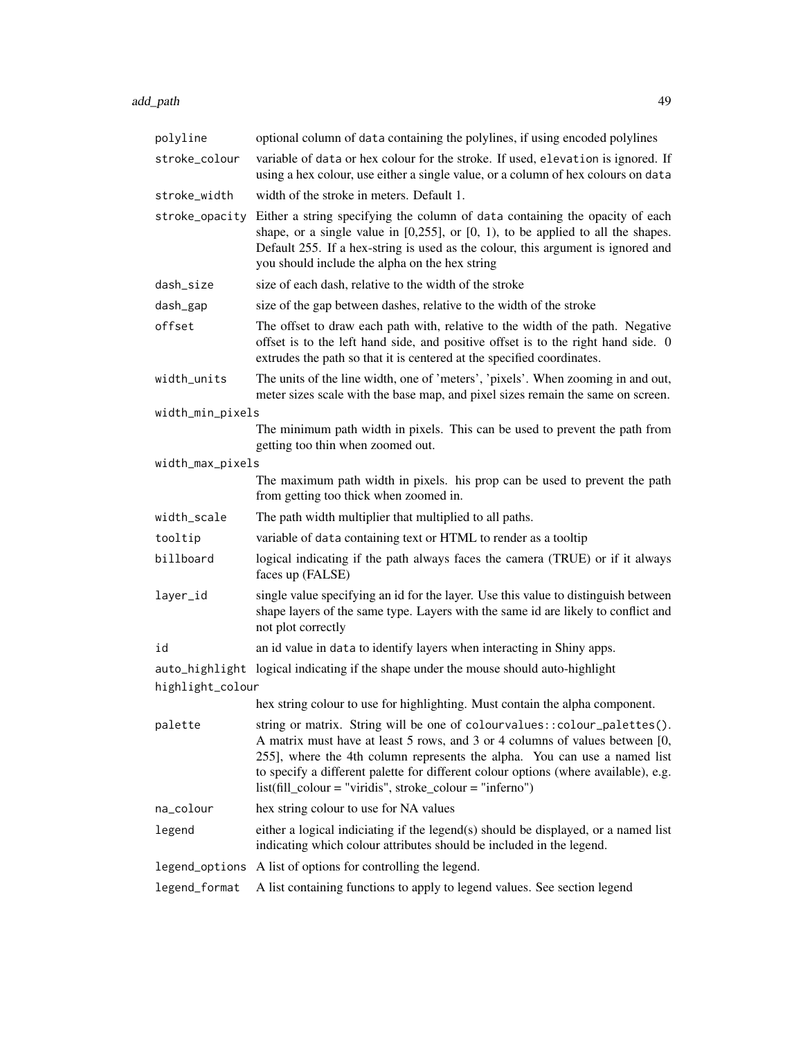| | |
|---|---|
| polyline | optional column of data containing the polylines, if using encoded polylines |
| stroke_colour | variable of data or hex colour for the stroke. If used, elevation is ignored. If using a hex colour, use either a single value, or a column of hex colours on data |
| stroke_width | width of the stroke in meters. Default 1. |
| stroke_opacity | Either a string specifying the column of data containing the opacity of each shape, or a single value in [0,255], or [0, 1), to be applied to all the shapes. Default 255. If a hex-string is used as the colour, this argument is ignored and you should include the alpha on the hex string |
| dash_size | size of each dash, relative to the width of the stroke |
| dash_gap | size of the gap between dashes, relative to the width of the stroke |
| offset | The offset to draw each path with, relative to the width of the path. Negative offset is to the left hand side, and positive offset is to the right hand side. 0 extrudes the path so that it is centered at the specified coordinates. |
| width_units | The units of the line width, one of 'meters', 'pixels'. When zooming in and out, meter sizes scale with the base map, and pixel sizes remain the same on screen. |
| width_min_pixels | The minimum path width in pixels. This can be used to prevent the path from getting too thin when zoomed out. |
| width_max_pixels | The maximum path width in pixels. his prop can be used to prevent the path from getting too thick when zoomed in. |
| width_scale | The path width multiplier that multiplied to all paths. |
| tooltip | variable of data containing text or HTML to render as a tooltip |
| billboard | logical indicating if the path always faces the camera (TRUE) or if it always faces up (FALSE) |
| layer_id | single value specifying an id for the layer. Use this value to distinguish between shape layers of the same type. Layers with the same id are likely to conflict and not plot correctly |
| id | an id value in data to identify layers when interacting in Shiny apps. |
| auto_highlight | logical indicating if the shape under the mouse should auto-highlight |
| highlight_colour | hex string colour to use for highlighting. Must contain the alpha component. |
| palette | string or matrix. String will be one of colourvalues::colour_palettes(). A matrix must have at least 5 rows, and 3 or 4 columns of values between [0, 255], where the 4th column represents the alpha. You can use a named list to specify a different palette for different colour options (where available), e.g. list(fill_colour = "viridis", stroke_colour = "inferno") |
| na_colour | hex string colour to use for NA values |
| legend | either a logical indiciating if the legend(s) should be displayed, or a named list indicating which colour attributes should be included in the legend. |
| legend_options | A list of options for controlling the legend. |
| legend_format | A list containing functions to apply to legend values. See section legend |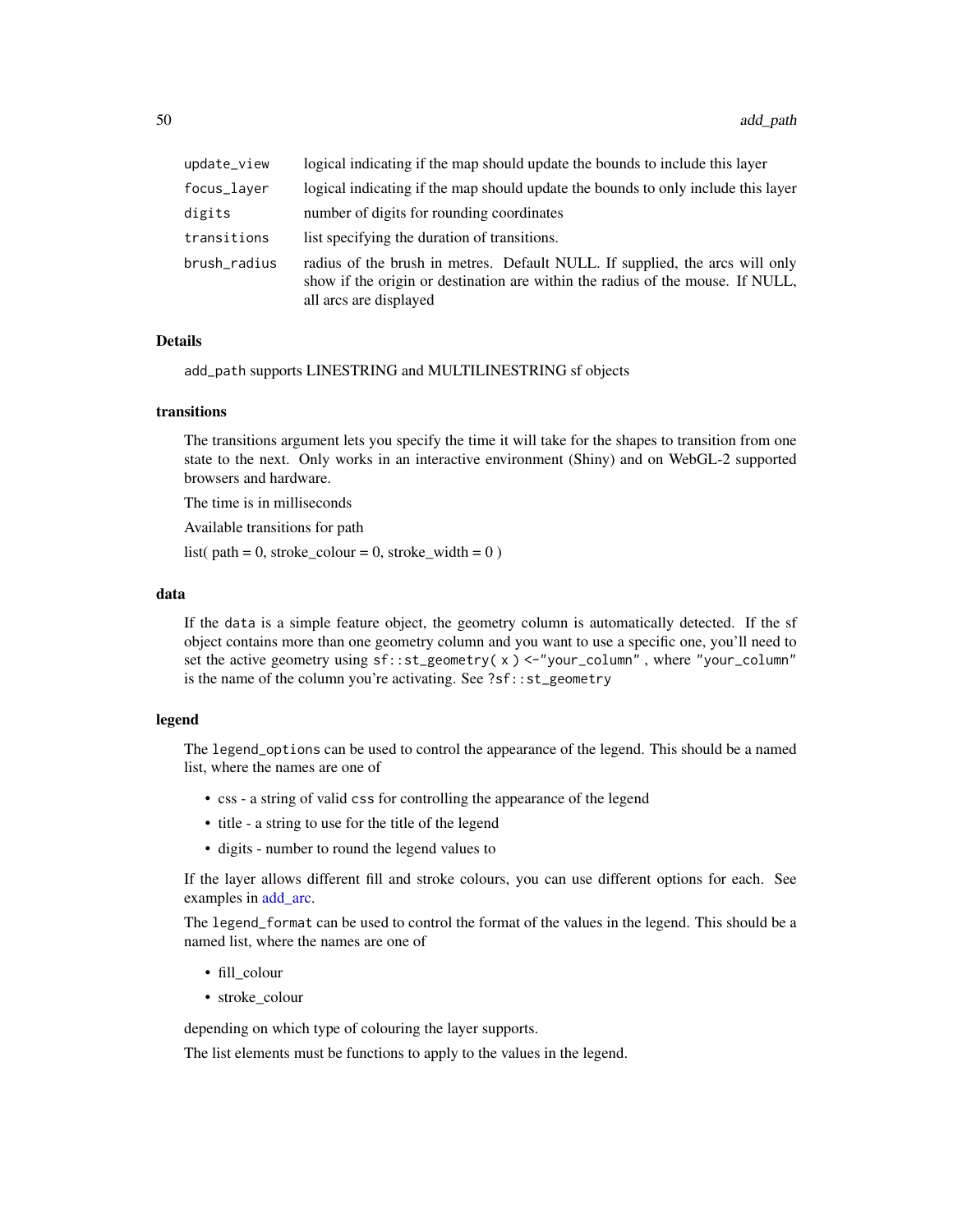| | |
|---|---|
| `update_view` | logical indicating if the map should update the bounds to include this layer |
| `focus_layer` | logical indicating if the map should update the bounds to only include this layer |
| `digits` | number of digits for rounding coordinates |
| `transitions` | list specifying the duration of transitions. |
| `brush_radius` | radius of the brush in metres. Default NULL. If supplied, the arcs will only show if the origin or destination are within the radius of the mouse. If NULL, all arcs are displayed |

### Details

`add_path` supports LINESTRING and MULTILINESTRING sf objects

### transitions

The transitions argument lets you specify the time it will take for the shapes to transition from one state to the next. Only works in an interactive environment (Shiny) and on WebGL-2 supported browsers and hardware.

The time is in milliseconds

Available transitions for path

list( path = 0, stroke_colour = 0, stroke_width = 0 )

### data

If the `data` is a simple feature object, the geometry column is automatically detected. If the sf object contains more than one geometry column and you want to use a specific one, you'll need to set the active geometry using `sf::st_geometry( x ) <- "your_column"` , where `"your_column"` is the name of the column you're activating. See `?sf::st_geometry`

### legend

The `legend_options` can be used to control the appearance of the legend. This should be a named list, where the names are one of

- css - a string of valid `css` for controlling the appearance of the legend
- title - a string to use for the title of the legend
- digits - number to round the legend values to

If the layer allows different fill and stroke colours, you can use different options for each. See examples in add_arc.

The `legend_format` can be used to control the format of the values in the legend. This should be a named list, where the names are one of

- fill_colour
- stroke_colour

depending on which type of colouring the layer supports.

The list elements must be functions to apply to the values in the legend.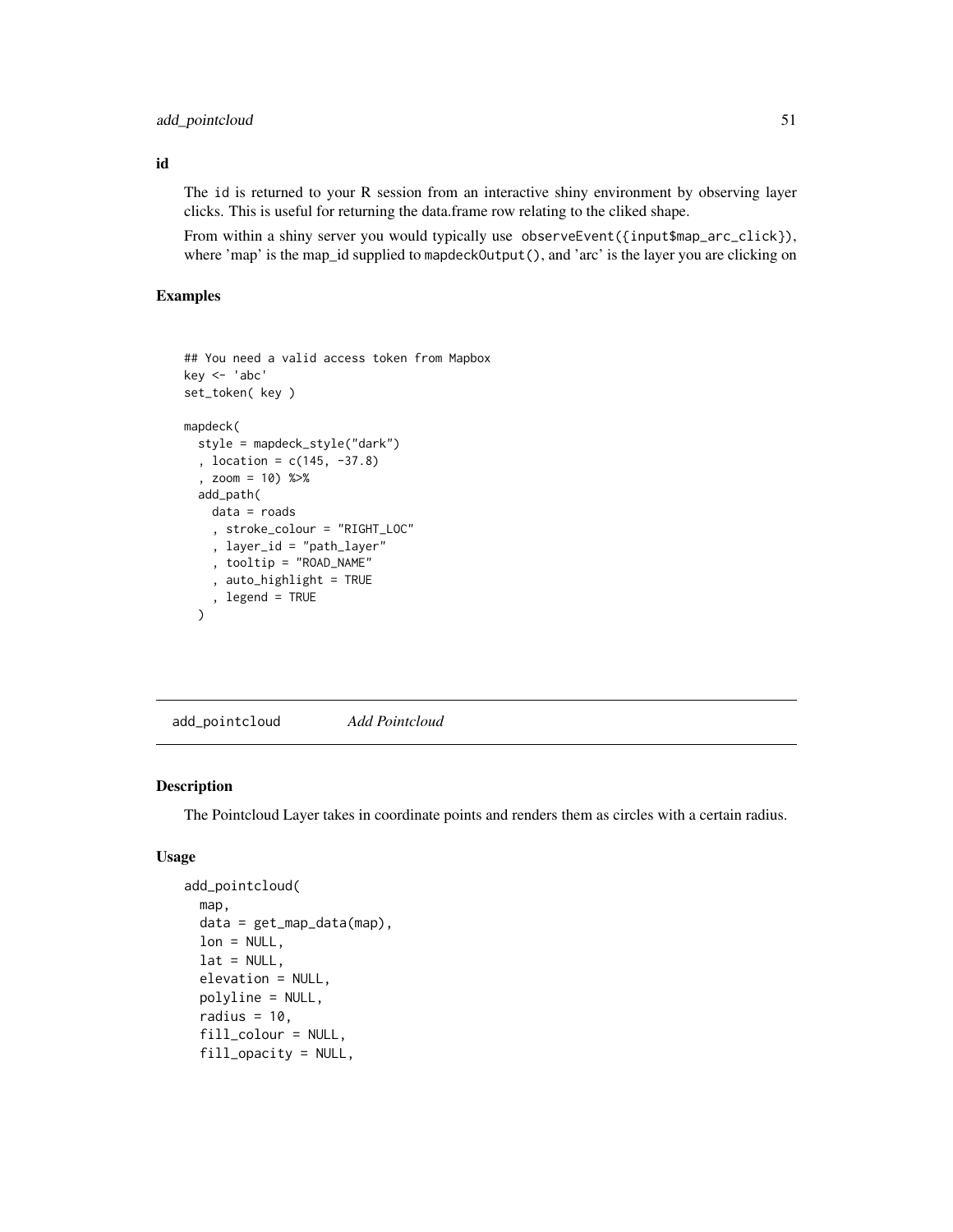**id**

The id is returned to your R session from an interactive shiny environment by observing layer clicks. This is useful for returning the data.frame row relating to the cliked shape.

From within a shiny server you would typically use `observeEvent({input$map_arc_click})`, where 'map' is the map_id supplied to `mapdeckOutput()`, and 'arc' is the layer you are clicking on

## Examples

```
## You need a valid access token from Mapbox
key <- 'abc'
set_token( key )

mapdeck(
  style = mapdeck_style("dark")
  , location = c(145, -37.8)
  , zoom = 10) %>%
  add_path(
    data = roads
    , stroke_colour = "RIGHT_LOC"
    , layer_id = "path_layer"
    , tooltip = "ROAD_NAME"
    , auto_highlight = TRUE
    , legend = TRUE
  )
```

---

# add_pointcloud *Add Pointcloud*

## Description

The Pointcloud Layer takes in coordinate points and renders them as circles with a certain radius.

## Usage

```
add_pointcloud(
  map,
  data = get_map_data(map),
  lon = NULL,
  lat = NULL,
  elevation = NULL,
  polyline = NULL,
  radius = 10,
  fill_colour = NULL,
  fill_opacity = NULL,
```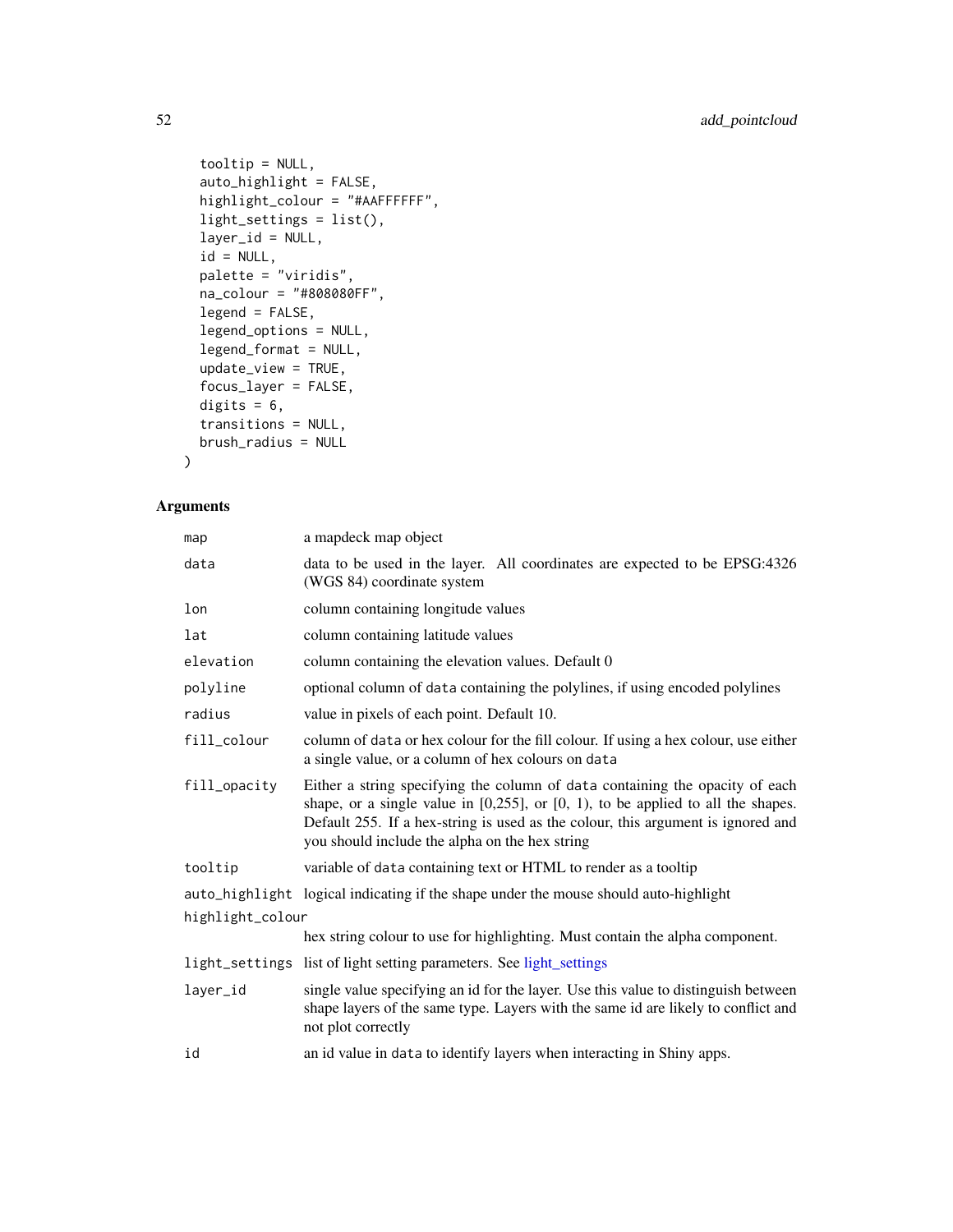```
  tooltip = NULL,
  auto_highlight = FALSE,
  highlight_colour = "#AAFFFFFF",
  light_settings = list(),
  layer_id = NULL,
  id = NULL,
  palette = "viridis",
  na_colour = "#808080FF",
  legend = FALSE,
  legend_options = NULL,
  legend_format = NULL,
  update_view = TRUE,
  focus_layer = FALSE,
  digits = 6,
  transitions = NULL,
  brush_radius = NULL
)
```

## Arguments

| | |
|---|---|
| map | a mapdeck map object |
| data | data to be used in the layer. All coordinates are expected to be EPSG:4326 (WGS 84) coordinate system |
| lon | column containing longitude values |
| lat | column containing latitude values |
| elevation | column containing the elevation values. Default 0 |
| polyline | optional column of data containing the polylines, if using encoded polylines |
| radius | value in pixels of each point. Default 10. |
| fill_colour | column of data or hex colour for the fill colour. If using a hex colour, use either a single value, or a column of hex colours on data |
| fill_opacity | Either a string specifying the column of data containing the opacity of each shape, or a single value in [0,255], or [0, 1), to be applied to all the shapes. Default 255. If a hex-string is used as the colour, this argument is ignored and you should include the alpha on the hex string |
| tooltip | variable of data containing text or HTML to render as a tooltip |
| auto_highlight | logical indicating if the shape under the mouse should auto-highlight |
| highlight_colour | hex string colour to use for highlighting. Must contain the alpha component. |
| light_settings | list of light setting parameters. See light_settings |
| layer_id | single value specifying an id for the layer. Use this value to distinguish between shape layers of the same type. Layers with the same id are likely to conflict and not plot correctly |
| id | an id value in data to identify layers when interacting in Shiny apps. |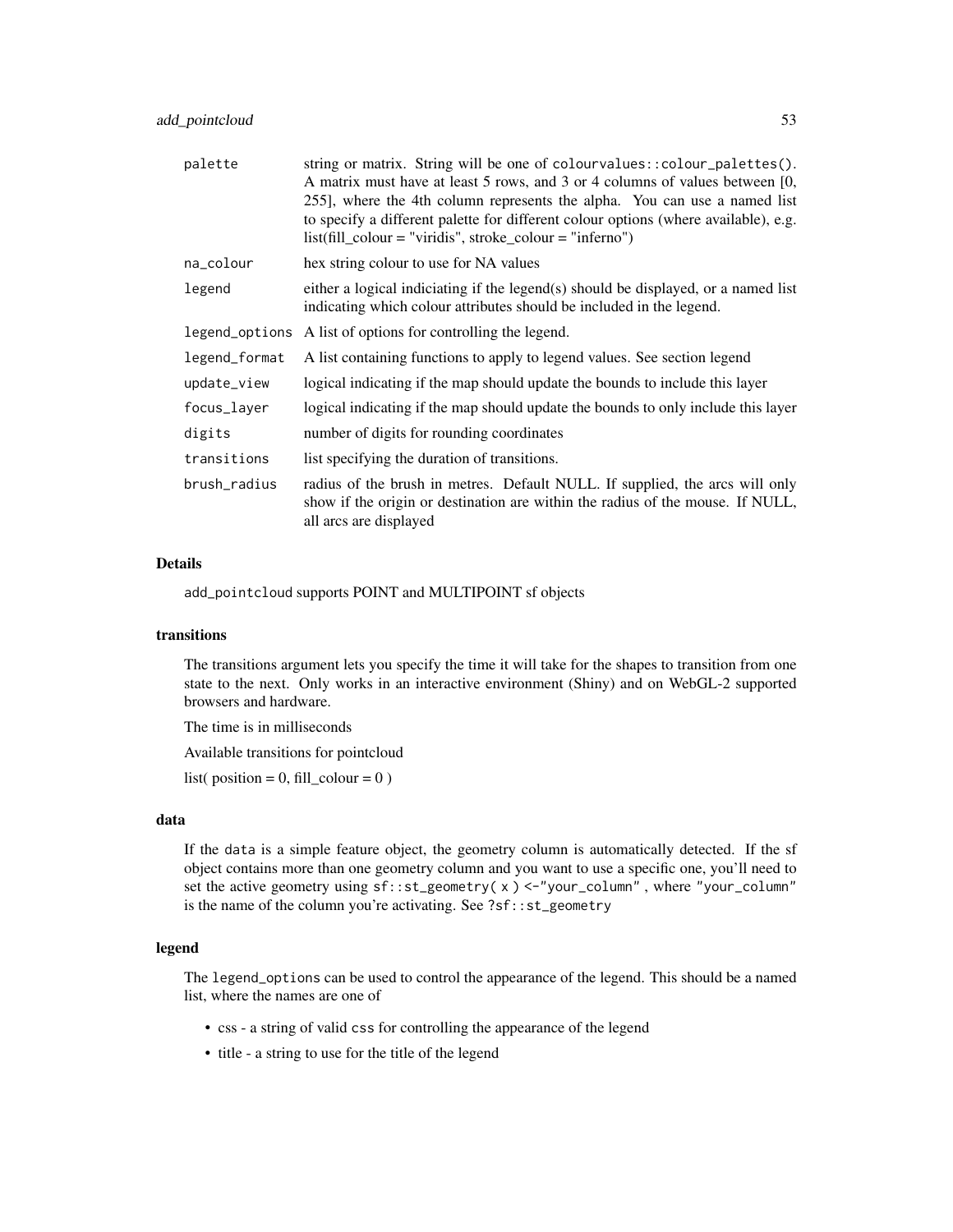| | |
|---|---|
| palette | string or matrix. String will be one of `colourvalues::colour_palettes()`. A matrix must have at least 5 rows, and 3 or 4 columns of values between [0, 255], where the 4th column represents the alpha. You can use a named list to specify a different palette for different colour options (where available), e.g. list(fill_colour = "viridis", stroke_colour = "inferno") |
| na_colour | hex string colour to use for NA values |
| legend | either a logical indiciating if the legend(s) should be displayed, or a named list indicating which colour attributes should be included in the legend. |
| legend_options | A list of options for controlling the legend. |
| legend_format | A list containing functions to apply to legend values. See section legend |
| update_view | logical indicating if the map should update the bounds to include this layer |
| focus_layer | logical indicating if the map should update the bounds to only include this layer |
| digits | number of digits for rounding coordinates |
| transitions | list specifying the duration of transitions. |
| brush_radius | radius of the brush in metres. Default NULL. If supplied, the arcs will only show if the origin or destination are within the radius of the mouse. If NULL, all arcs are displayed |

## Details

`add_pointcloud` supports POINT and MULTIPOINT sf objects

## transitions

The transitions argument lets you specify the time it will take for the shapes to transition from one state to the next. Only works in an interactive environment (Shiny) and on WebGL-2 supported browsers and hardware.

The time is in milliseconds

Available transitions for pointcloud

list( position = 0, fill_colour = 0 )

## data

If the `data` is a simple feature object, the geometry column is automatically detected. If the sf object contains more than one geometry column and you want to use a specific one, you'll need to set the active geometry using `sf::st_geometry( x ) <-"your_column"` , where `"your_column"` is the name of the column you're activating. See `?sf::st_geometry`

## legend

The `legend_options` can be used to control the appearance of the legend. This should be a named list, where the names are one of

- css - a string of valid `css` for controlling the appearance of the legend
- title - a string to use for the title of the legend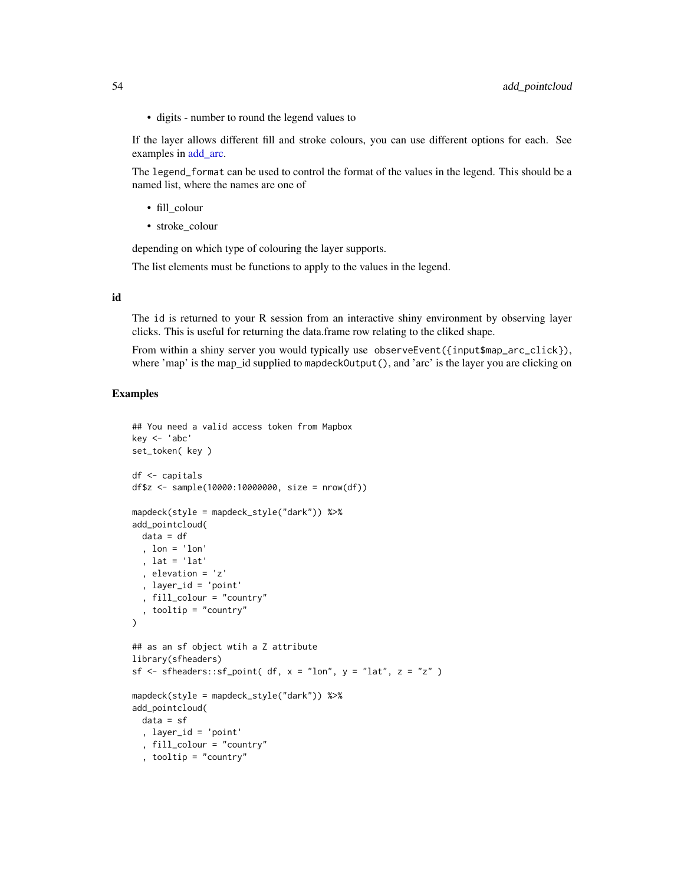- digits - number to round the legend values to

If the layer allows different fill and stroke colours, you can use different options for each. See examples in add_arc.

The legend_format can be used to control the format of the values in the legend. This should be a named list, where the names are one of

- fill_colour
- stroke_colour

depending on which type of colouring the layer supports.

The list elements must be functions to apply to the values in the legend.

### id

The id is returned to your R session from an interactive shiny environment by observing layer clicks. This is useful for returning the data.frame row relating to the cliked shape.

From within a shiny server you would typically use `observeEvent({input$map_arc_click})`, where 'map' is the map_id supplied to `mapdeckOutput()`, and 'arc' is the layer you are clicking on

## Examples

```
## You need a valid access token from Mapbox
key <- 'abc'
set_token( key )

df <- capitals
df$z <- sample(10000:10000000, size = nrow(df))

mapdeck(style = mapdeck_style("dark")) %>%
add_pointcloud(
  data = df
  , lon = 'lon'
  , lat = 'lat'
  , elevation = 'z'
  , layer_id = 'point'
  , fill_colour = "country"
  , tooltip = "country"
)

## as an sf object wtih a Z attribute
library(sfheaders)
sf <- sfheaders::sf_point( df, x = "lon", y = "lat", z = "z" )

mapdeck(style = mapdeck_style("dark")) %>%
add_pointcloud(
  data = sf
  , layer_id = 'point'
  , fill_colour = "country"
  , tooltip = "country"
```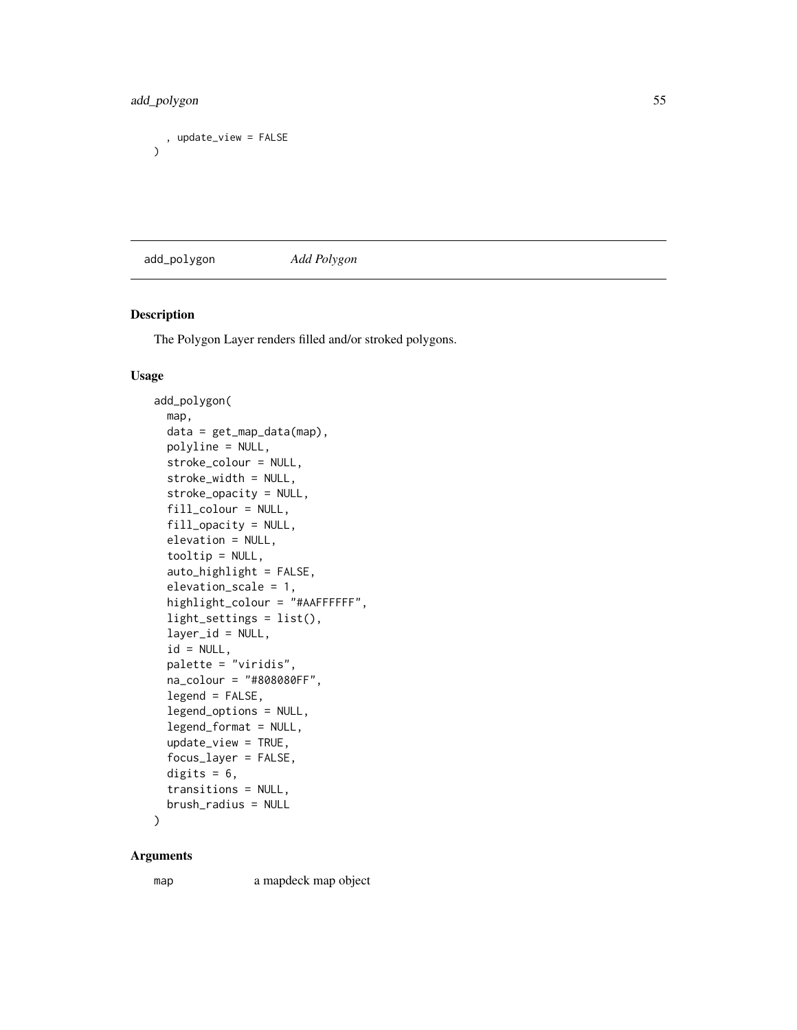```
  , update_view = FALSE
)
```

## add_polygon *Add Polygon*

### Description

The Polygon Layer renders filled and/or stroked polygons.

### Usage

```
add_polygon(
  map,
  data = get_map_data(map),
  polyline = NULL,
  stroke_colour = NULL,
  stroke_width = NULL,
  stroke_opacity = NULL,
  fill_colour = NULL,
  fill_opacity = NULL,
  elevation = NULL,
  tooltip = NULL,
  auto_highlight = FALSE,
  elevation_scale = 1,
  highlight_colour = "#AAFFFFFF",
  light_settings = list(),
  layer_id = NULL,
  id = NULL,
  palette = "viridis",
  na_colour = "#808080FF",
  legend = FALSE,
  legend_options = NULL,
  legend_format = NULL,
  update_view = TRUE,
  focus_layer = FALSE,
  digits = 6,
  transitions = NULL,
  brush_radius = NULL
)
```

### Arguments

map	a mapdeck map object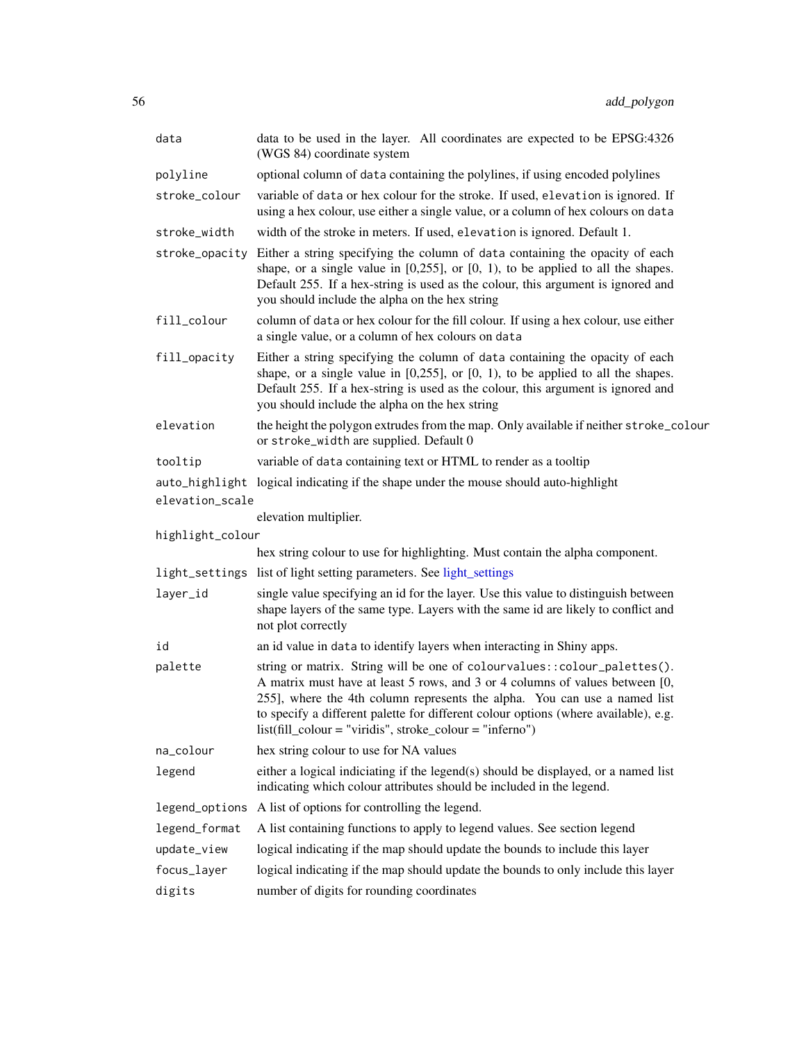| | |
|---|---|
| `data` | data to be used in the layer. All coordinates are expected to be EPSG:4326 (WGS 84) coordinate system |
| `polyline` | optional column of `data` containing the polylines, if using encoded polylines |
| `stroke_colour` | variable of `data` or hex colour for the stroke. If used, `elevation` is ignored. If using a hex colour, use either a single value, or a column of hex colours on `data` |
| `stroke_width` | width of the stroke in meters. If used, `elevation` is ignored. Default 1. |
| `stroke_opacity` | Either a string specifying the column of `data` containing the opacity of each shape, or a single value in [0,255], or [0, 1), to be applied to all the shapes. Default 255. If a hex-string is used as the colour, this argument is ignored and you should include the alpha on the hex string |
| `fill_colour` | column of `data` or hex colour for the fill colour. If using a hex colour, use either a single value, or a column of hex colours on `data` |
| `fill_opacity` | Either a string specifying the column of `data` containing the opacity of each shape, or a single value in [0,255], or [0, 1), to be applied to all the shapes. Default 255. If a hex-string is used as the colour, this argument is ignored and you should include the alpha on the hex string |
| `elevation` | the height the polygon extrudes from the map. Only available if neither `stroke_colour` or `stroke_width` are supplied. Default 0 |
| `tooltip` | variable of `data` containing text or HTML to render as a tooltip |
| `auto_highlight` | logical indicating if the shape under the mouse should auto-highlight |
| `elevation_scale` | elevation multiplier. |
| `highlight_colour` | hex string colour to use for highlighting. Must contain the alpha component. |
| `light_settings` | list of light setting parameters. See light_settings |
| `layer_id` | single value specifying an id for the layer. Use this value to distinguish between shape layers of the same type. Layers with the same id are likely to conflict and not plot correctly |
| `id` | an id value in `data` to identify layers when interacting in Shiny apps. |
| `palette` | string or matrix. String will be one of `colourvalues::colour_palettes()`. A matrix must have at least 5 rows, and 3 or 4 columns of values between [0, 255], where the 4th column represents the alpha. You can use a named list to specify a different palette for different colour options (where available), e.g. list(fill_colour = "viridis", stroke_colour = "inferno") |
| `na_colour` | hex string colour to use for NA values |
| `legend` | either a logical indiciating if the legend(s) should be displayed, or a named list indicating which colour attributes should be included in the legend. |
| `legend_options` | A list of options for controlling the legend. |
| `legend_format` | A list containing functions to apply to legend values. See section legend |
| `update_view` | logical indicating if the map should update the bounds to include this layer |
| `focus_layer` | logical indicating if the map should update the bounds to only include this layer |
| `digits` | number of digits for rounding coordinates |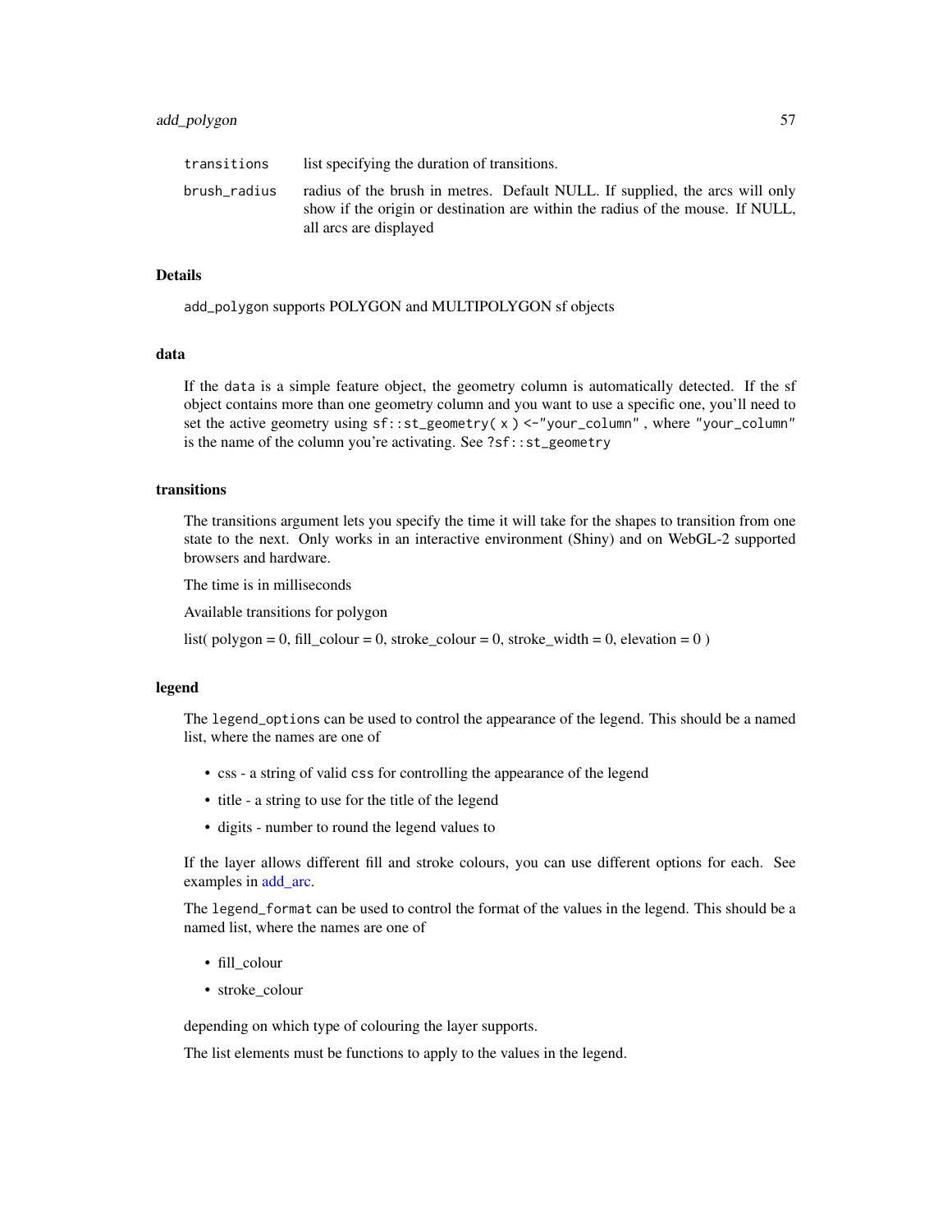| | |
|---|---|
| `transitions` | list specifying the duration of transitions. |
| `brush_radius` | radius of the brush in metres. Default NULL. If supplied, the arcs will only show if the origin or destination are within the radius of the mouse. If NULL, all arcs are displayed |

## Details

`add_polygon` supports POLYGON and MULTIPOLYGON sf objects

### data

If the `data` is a simple feature object, the geometry column is automatically detected. If the sf object contains more than one geometry column and you want to use a specific one, you'll need to set the active geometry using `sf::st_geometry( x ) <-"your_column"` , where `"your_column"` is the name of the column you're activating. See `?sf::st_geometry`

### transitions

The transitions argument lets you specify the time it will take for the shapes to transition from one state to the next. Only works in an interactive environment (Shiny) and on WebGL-2 supported browsers and hardware.

The time is in milliseconds

Available transitions for polygon

list( polygon = 0, fill_colour = 0, stroke_colour = 0, stroke_width = 0, elevation = 0 )

### legend

The `legend_options` can be used to control the appearance of the legend. This should be a named list, where the names are one of

- css - a string of valid `css` for controlling the appearance of the legend
- title - a string to use for the title of the legend
- digits - number to round the legend values to

If the layer allows different fill and stroke colours, you can use different options for each. See examples in add_arc.

The `legend_format` can be used to control the format of the values in the legend. This should be a named list, where the names are one of

- fill_colour
- stroke_colour

depending on which type of colouring the layer supports.

The list elements must be functions to apply to the values in the legend.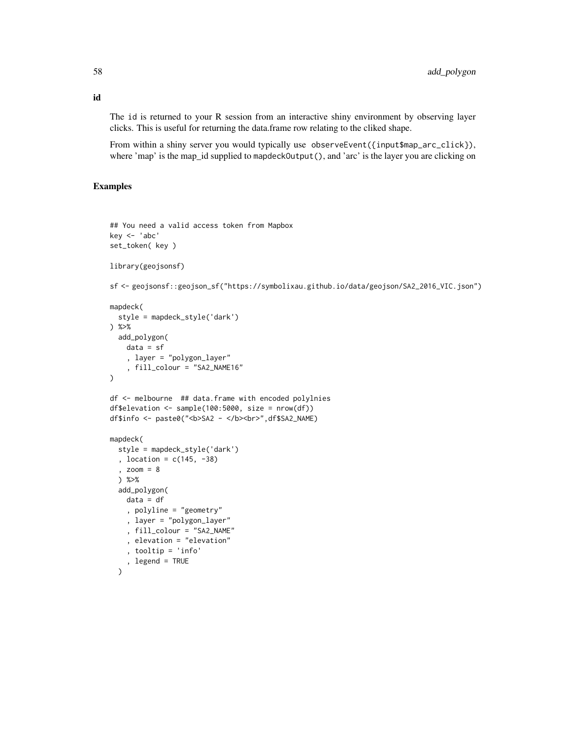### id

The id is returned to your R session from an interactive shiny environment by observing layer clicks. This is useful for returning the data.frame row relating to the cliked shape.

From within a shiny server you would typically use `observeEvent({input$map_arc_click})`, where 'map' is the map_id supplied to `mapdeckOutput()`, and 'arc' is the layer you are clicking on

## Examples

```
## You need a valid access token from Mapbox
key <- 'abc'
set_token( key )

library(geojsonsf)

sf <- geojsonsf::geojson_sf("https://symbolixau.github.io/data/geojson/SA2_2016_VIC.json")

mapdeck(
  style = mapdeck_style('dark')
) %>%
  add_polygon(
    data = sf
    , layer = "polygon_layer"
    , fill_colour = "SA2_NAME16"
)

df <- melbourne  ## data.frame with encoded polylnies
df$elevation <- sample(100:5000, size = nrow(df))
df$info <- paste0("<b>SA2 - </b><br>",df$SA2_NAME)

mapdeck(
  style = mapdeck_style('dark')
  , location = c(145, -38)
  , zoom = 8
  ) %>%
  add_polygon(
    data = df
    , polyline = "geometry"
    , layer = "polygon_layer"
    , fill_colour = "SA2_NAME"
    , elevation = "elevation"
    , tooltip = 'info'
    , legend = TRUE
  )
```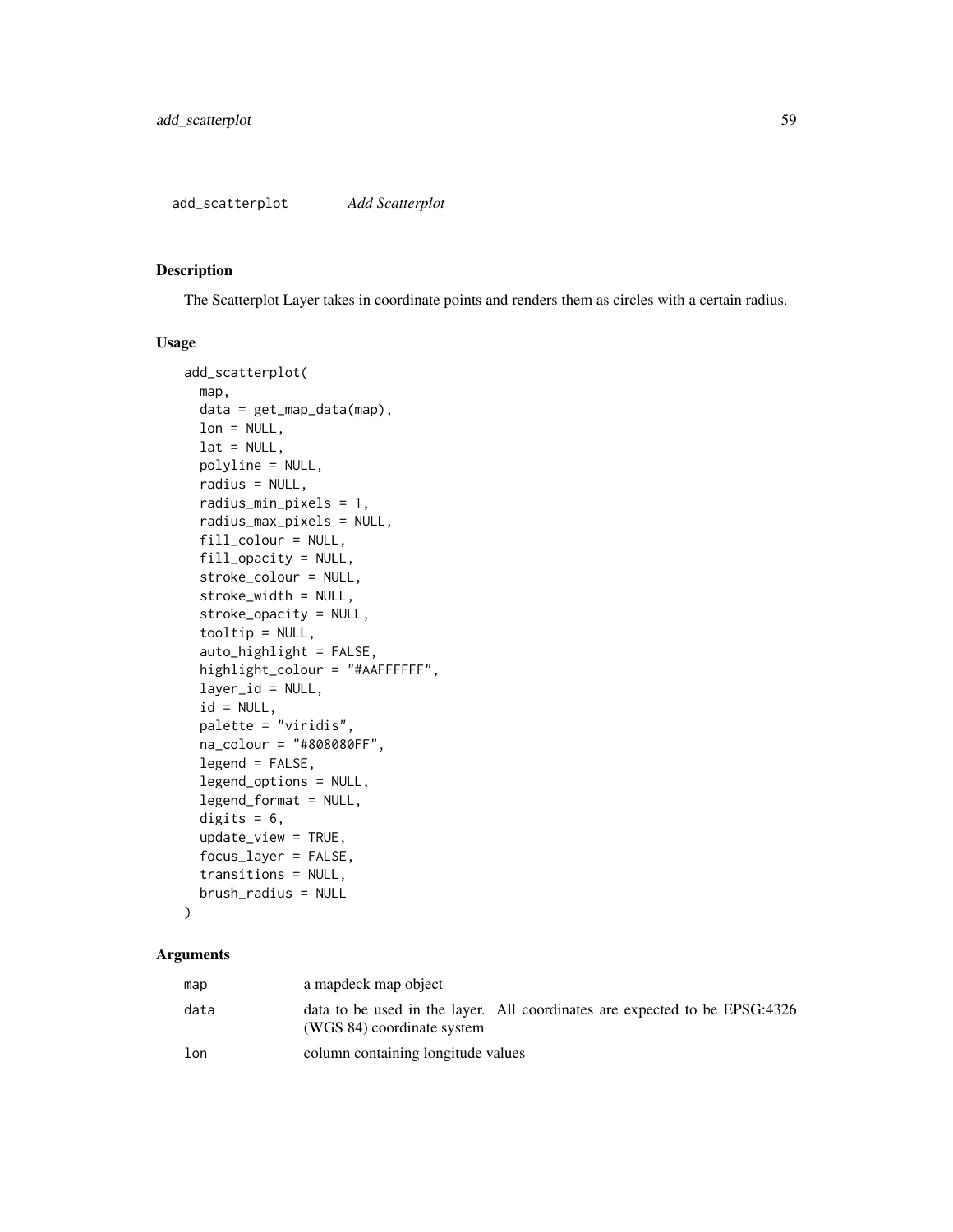add_scatterplot *Add Scatterplot*

## Description

The Scatterplot Layer takes in coordinate points and renders them as circles with a certain radius.

## Usage

```
add_scatterplot(
  map,
  data = get_map_data(map),
  lon = NULL,
  lat = NULL,
  polyline = NULL,
  radius = NULL,
  radius_min_pixels = 1,
  radius_max_pixels = NULL,
  fill_colour = NULL,
  fill_opacity = NULL,
  stroke_colour = NULL,
  stroke_width = NULL,
  stroke_opacity = NULL,
  tooltip = NULL,
  auto_highlight = FALSE,
  highlight_colour = "#AAFFFFFF",
  layer_id = NULL,
  id = NULL,
  palette = "viridis",
  na_colour = "#808080FF",
  legend = FALSE,
  legend_options = NULL,
  legend_format = NULL,
  digits = 6,
  update_view = TRUE,
  focus_layer = FALSE,
  transitions = NULL,
  brush_radius = NULL
)
```

## Arguments

| | |
|---|---|
| map | a mapdeck map object |
| data | data to be used in the layer. All coordinates are expected to be EPSG:4326 (WGS 84) coordinate system |
| lon | column containing longitude values |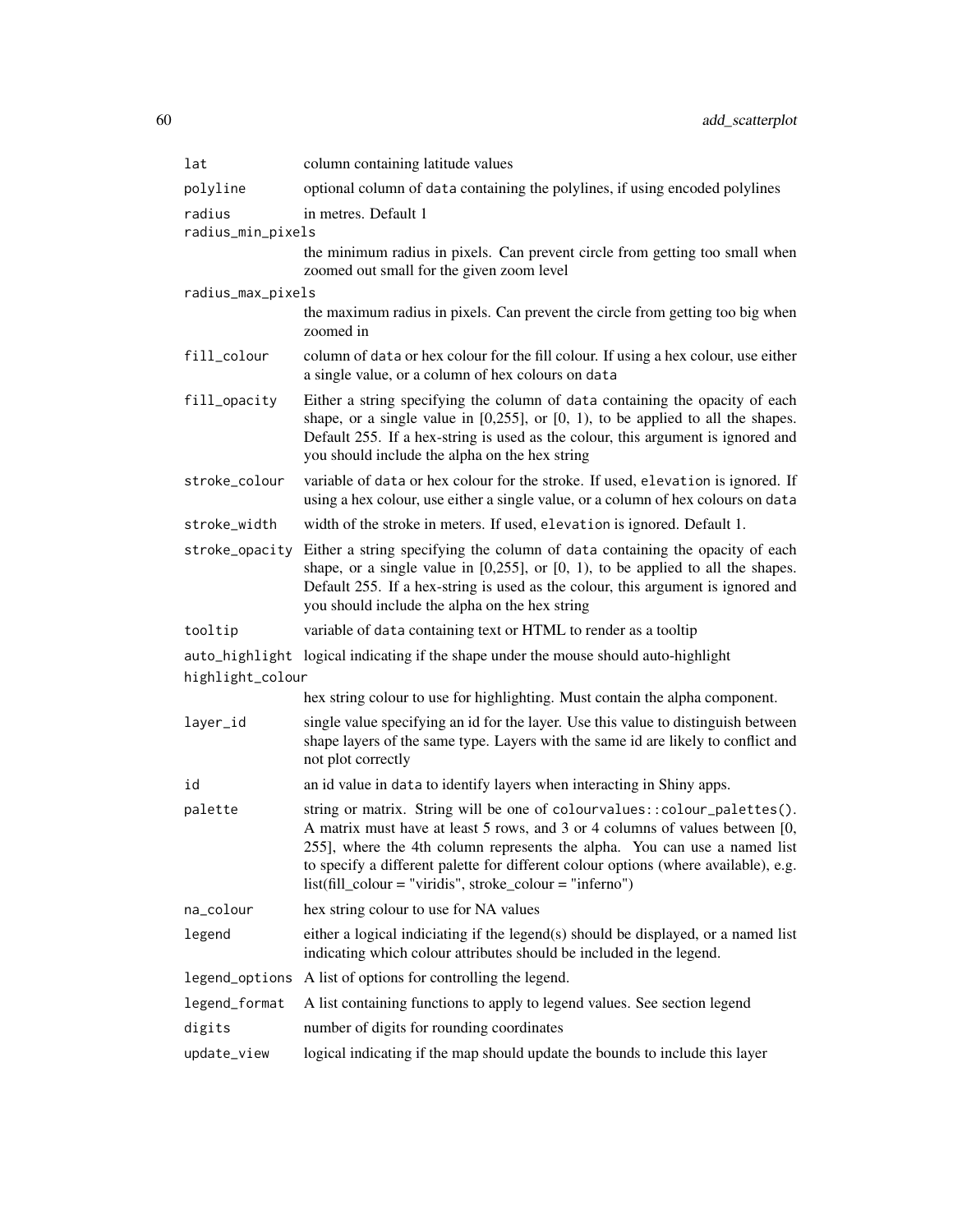| | |
|---|---|
| `lat` | column containing latitude values |
| `polyline` | optional column of `data` containing the polylines, if using encoded polylines |
| `radius` | in metres. Default 1 |
| `radius_min_pixels` | the minimum radius in pixels. Can prevent circle from getting too small when zoomed out small for the given zoom level |
| `radius_max_pixels` | the maximum radius in pixels. Can prevent the circle from getting too big when zoomed in |
| `fill_colour` | column of `data` or hex colour for the fill colour. If using a hex colour, use either a single value, or a column of hex colours on `data` |
| `fill_opacity` | Either a string specifying the column of `data` containing the opacity of each shape, or a single value in [0,255], or [0, 1), to be applied to all the shapes. Default 255. If a hex-string is used as the colour, this argument is ignored and you should include the alpha on the hex string |
| `stroke_colour` | variable of `data` or hex colour for the stroke. If used, `elevation` is ignored. If using a hex colour, use either a single value, or a column of hex colours on `data` |
| `stroke_width` | width of the stroke in meters. If used, `elevation` is ignored. Default 1. |
| `stroke_opacity` | Either a string specifying the column of `data` containing the opacity of each shape, or a single value in [0,255], or [0, 1), to be applied to all the shapes. Default 255. If a hex-string is used as the colour, this argument is ignored and you should include the alpha on the hex string |
| `tooltip` | variable of `data` containing text or HTML to render as a tooltip |
| `auto_highlight` | logical indicating if the shape under the mouse should auto-highlight |
| `highlight_colour` | hex string colour to use for highlighting. Must contain the alpha component. |
| `layer_id` | single value specifying an id for the layer. Use this value to distinguish between shape layers of the same type. Layers with the same id are likely to conflict and not plot correctly |
| `id` | an id value in `data` to identify layers when interacting in Shiny apps. |
| `palette` | string or matrix. String will be one of `colourvalues::colour_palettes()`. A matrix must have at least 5 rows, and 3 or 4 columns of values between [0, 255], where the 4th column represents the alpha. You can use a named list to specify a different palette for different colour options (where available), e.g. list(fill_colour = "viridis", stroke_colour = "inferno") |
| `na_colour` | hex string colour to use for NA values |
| `legend` | either a logical indiciating if the legend(s) should be displayed, or a named list indicating which colour attributes should be included in the legend. |
| `legend_options` | A list of options for controlling the legend. |
| `legend_format` | A list containing functions to apply to legend values. See section legend |
| `digits` | number of digits for rounding coordinates |
| `update_view` | logical indicating if the map should update the bounds to include this layer |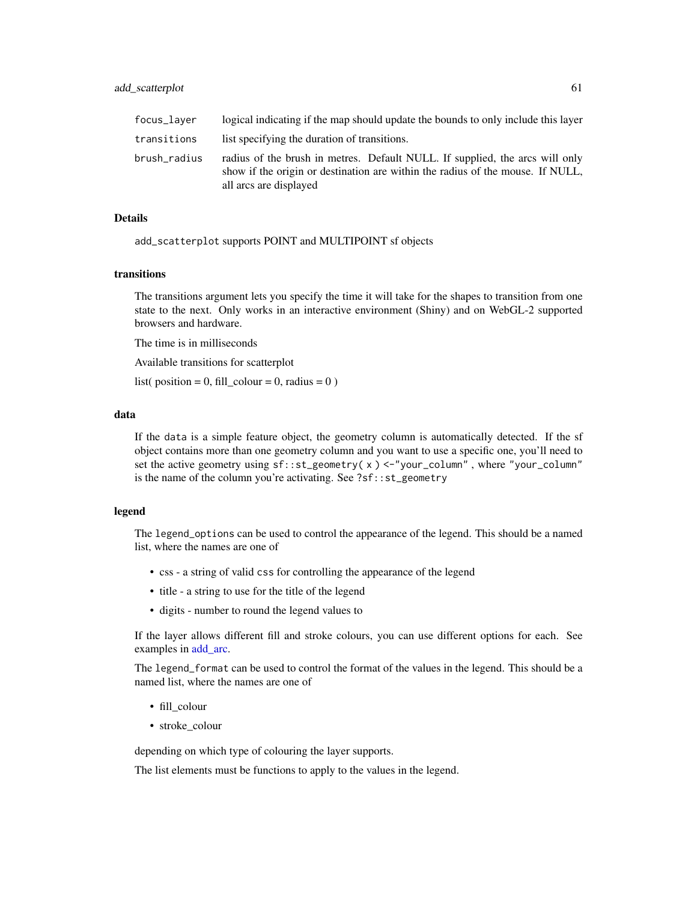| | |
|---|---|
| focus_layer | logical indicating if the map should update the bounds to only include this layer |
| transitions | list specifying the duration of transitions. |
| brush_radius | radius of the brush in metres. Default NULL. If supplied, the arcs will only show if the origin or destination are within the radius of the mouse. If NULL, all arcs are displayed |

## Details

`add_scatterplot` supports POINT and MULTIPOINT sf objects

### transitions

The transitions argument lets you specify the time it will take for the shapes to transition from one state to the next. Only works in an interactive environment (Shiny) and on WebGL-2 supported browsers and hardware.

The time is in milliseconds

Available transitions for scatterplot

list( position = 0, fill_colour = 0, radius = 0 )

### data

If the `data` is a simple feature object, the geometry column is automatically detected. If the sf object contains more than one geometry column and you want to use a specific one, you'll need to set the active geometry using `sf::st_geometry( x ) <-"your_column"` , where `"your_column"` is the name of the column you're activating. See `?sf::st_geometry`

### legend

The `legend_options` can be used to control the appearance of the legend. This should be a named list, where the names are one of

- css - a string of valid `css` for controlling the appearance of the legend
- title - a string to use for the title of the legend
- digits - number to round the legend values to

If the layer allows different fill and stroke colours, you can use different options for each. See examples in add_arc.

The `legend_format` can be used to control the format of the values in the legend. This should be a named list, where the names are one of

- fill_colour
- stroke_colour

depending on which type of colouring the layer supports.

The list elements must be functions to apply to the values in the legend.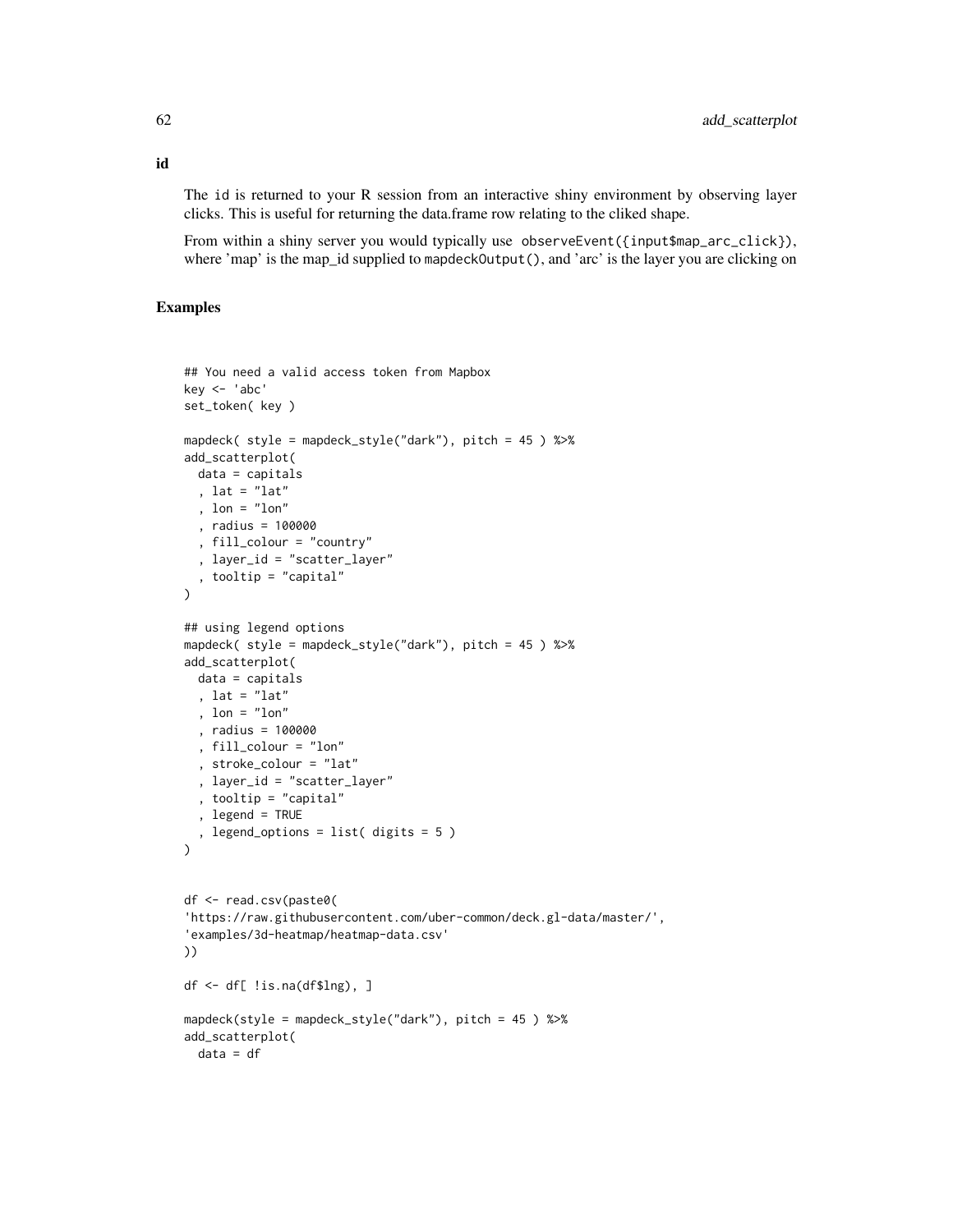**id**

The id is returned to your R session from an interactive shiny environment by observing layer clicks. This is useful for returning the data.frame row relating to the cliked shape.

From within a shiny server you would typically use `observeEvent({input$map_arc_click})`, where 'map' is the map_id supplied to `mapdeckOutput()`, and 'arc' is the layer you are clicking on

## Examples

```
## You need a valid access token from Mapbox
key <- 'abc'
set_token( key )

mapdeck( style = mapdeck_style("dark"), pitch = 45 ) %>%
add_scatterplot(
  data = capitals
  , lat = "lat"
  , lon = "lon"
  , radius = 100000
  , fill_colour = "country"
  , layer_id = "scatter_layer"
  , tooltip = "capital"
)

## using legend options
mapdeck( style = mapdeck_style("dark"), pitch = 45 ) %>%
add_scatterplot(
  data = capitals
  , lat = "lat"
  , lon = "lon"
  , radius = 100000
  , fill_colour = "lon"
  , stroke_colour = "lat"
  , layer_id = "scatter_layer"
  , tooltip = "capital"
  , legend = TRUE
  , legend_options = list( digits = 5 )
)


df <- read.csv(paste0(
'https://raw.githubusercontent.com/uber-common/deck.gl-data/master/',
'examples/3d-heatmap/heatmap-data.csv'
))

df <- df[ !is.na(df$lng), ]

mapdeck(style = mapdeck_style("dark"), pitch = 45 ) %>%
add_scatterplot(
  data = df
```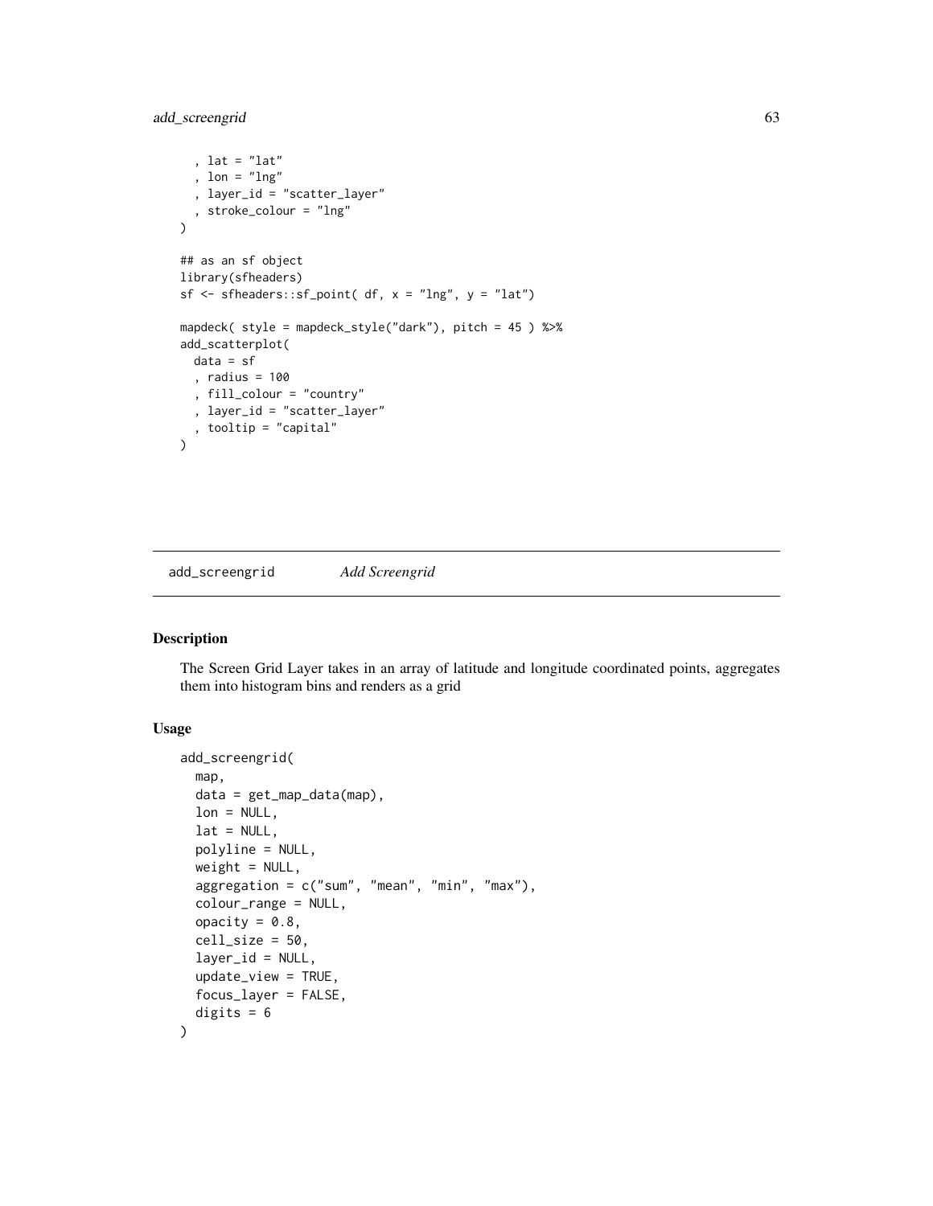```
  , lat = "lat"
  , lon = "lng"
  , layer_id = "scatter_layer"
  , stroke_colour = "lng"
)

## as an sf object
library(sfheaders)
sf <- sfheaders::sf_point( df, x = "lng", y = "lat")

mapdeck( style = mapdeck_style("dark"), pitch = 45 ) %>%
add_scatterplot(
  data = sf
  , radius = 100
  , fill_colour = "country"
  , layer_id = "scatter_layer"
  , tooltip = "capital"
)
```

## add_screengrid *Add Screengrid*

### Description

The Screen Grid Layer takes in an array of latitude and longitude coordinated points, aggregates them into histogram bins and renders as a grid

### Usage

```
add_screengrid(
  map,
  data = get_map_data(map),
  lon = NULL,
  lat = NULL,
  polyline = NULL,
  weight = NULL,
  aggregation = c("sum", "mean", "min", "max"),
  colour_range = NULL,
  opacity = 0.8,
  cell_size = 50,
  layer_id = NULL,
  update_view = TRUE,
  focus_layer = FALSE,
  digits = 6
)
```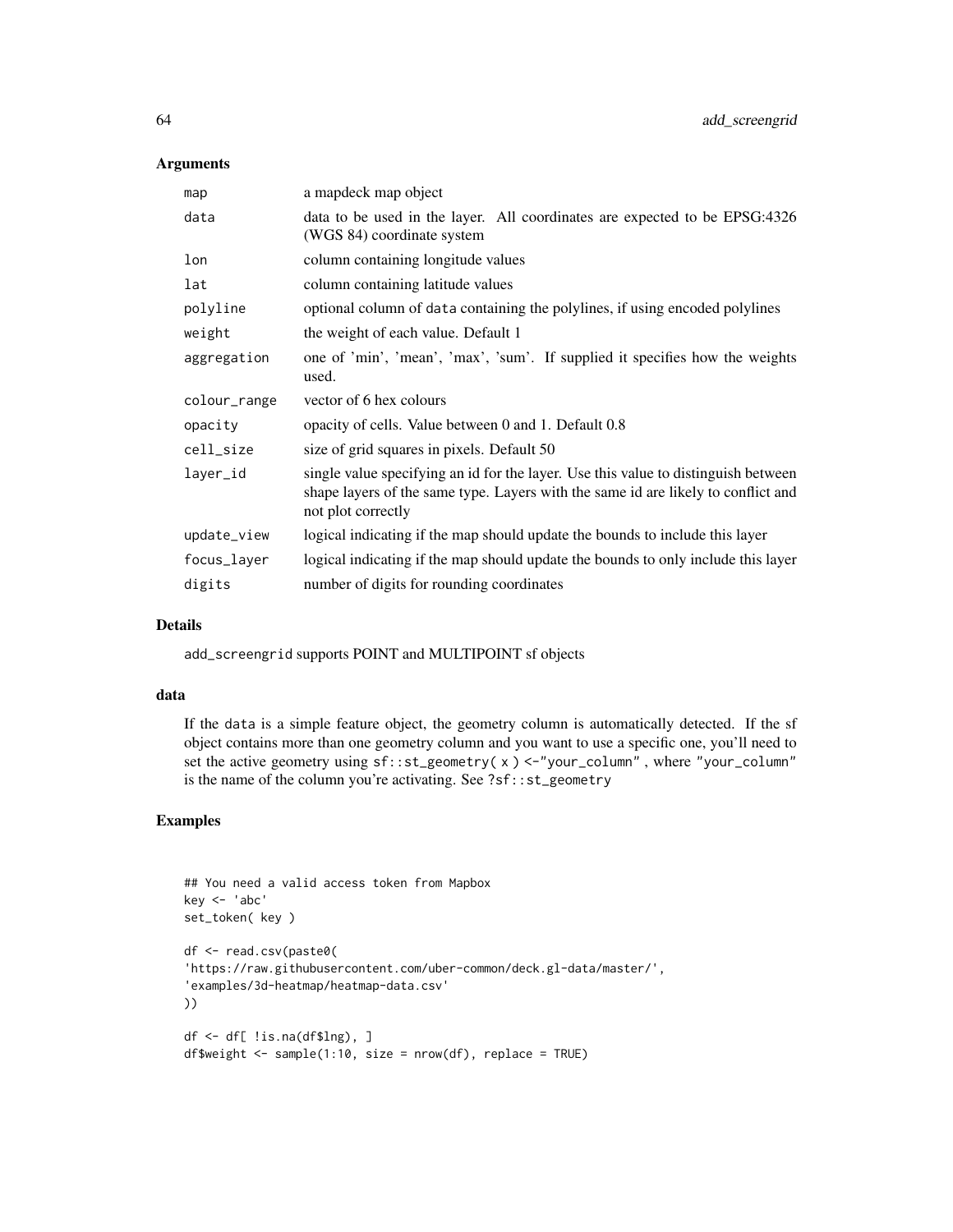## Arguments

| | |
|---|---|
| `map` | a mapdeck map object |
| `data` | data to be used in the layer. All coordinates are expected to be EPSG:4326 (WGS 84) coordinate system |
| `lon` | column containing longitude values |
| `lat` | column containing latitude values |
| `polyline` | optional column of `data` containing the polylines, if using encoded polylines |
| `weight` | the weight of each value. Default 1 |
| `aggregation` | one of 'min', 'mean', 'max', 'sum'. If supplied it specifies how the weights used. |
| `colour_range` | vector of 6 hex colours |
| `opacity` | opacity of cells. Value between 0 and 1. Default 0.8 |
| `cell_size` | size of grid squares in pixels. Default 50 |
| `layer_id` | single value specifying an id for the layer. Use this value to distinguish between shape layers of the same type. Layers with the same id are likely to conflict and not plot correctly |
| `update_view` | logical indicating if the map should update the bounds to include this layer |
| `focus_layer` | logical indicating if the map should update the bounds to only include this layer |
| `digits` | number of digits for rounding coordinates |

## Details

`add_screengrid` supports POINT and MULTIPOINT sf objects

## data

If the `data` is a simple feature object, the geometry column is automatically detected. If the sf object contains more than one geometry column and you want to use a specific one, you'll need to set the active geometry using `sf::st_geometry( x ) <-"your_column"` , where `"your_column"` is the name of the column you're activating. See `?sf::st_geometry`

## Examples

```
## You need a valid access token from Mapbox
key <- 'abc'
set_token( key )

df <- read.csv(paste0(
'https://raw.githubusercontent.com/uber-common/deck.gl-data/master/',
'examples/3d-heatmap/heatmap-data.csv'
))

df <- df[ !is.na(df$lng), ]
df$weight <- sample(1:10, size = nrow(df), replace = TRUE)
```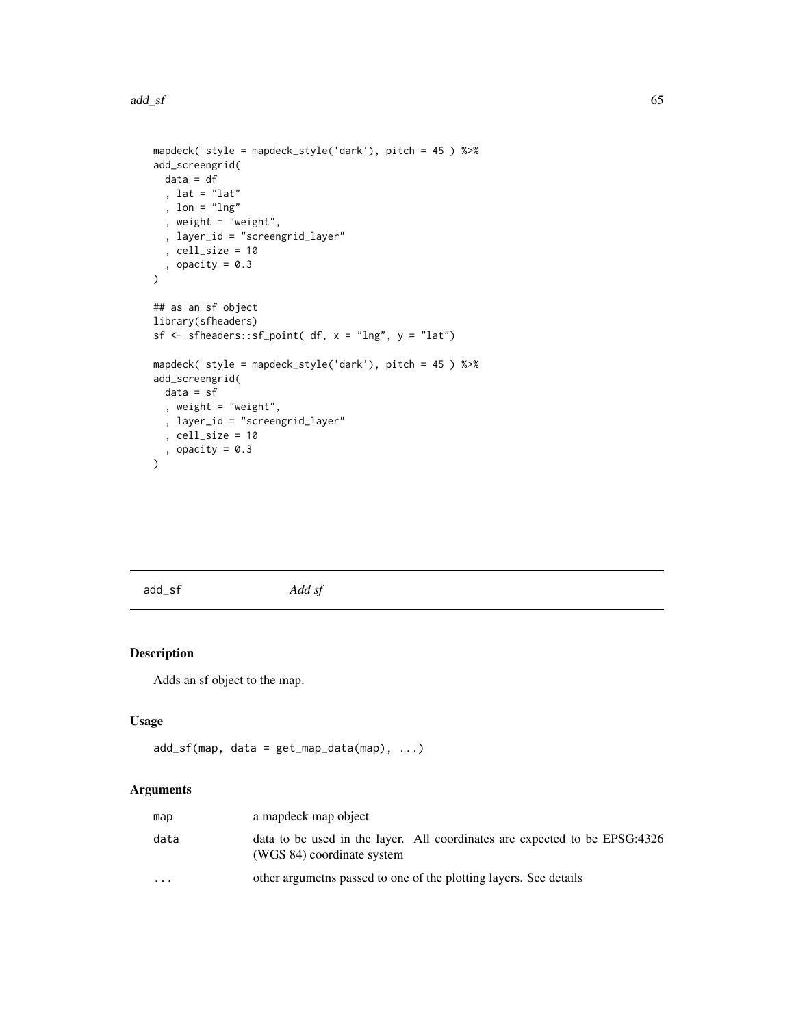```
mapdeck( style = mapdeck_style('dark'), pitch = 45 ) %>%
add_screengrid(
  data = df
  , lat = "lat"
  , lon = "lng"
  , weight = "weight",
  , layer_id = "screengrid_layer"
  , cell_size = 10
  , opacity = 0.3
)

## as an sf object
library(sfheaders)
sf <- sfheaders::sf_point( df, x = "lng", y = "lat")

mapdeck( style = mapdeck_style('dark'), pitch = 45 ) %>%
add_screengrid(
  data = sf
  , weight = "weight",
  , layer_id = "screengrid_layer"
  , cell_size = 10
  , opacity = 0.3
)
```

---

`add_sf` *Add sf*

---

## Description

Adds an sf object to the map.

## Usage

```
add_sf(map, data = get_map_data(map), ...)
```

## Arguments

| | |
|---|---|
| `map` | a mapdeck map object |
| `data` | data to be used in the layer. All coordinates are expected to be EPSG:4326 (WGS 84) coordinate system |
| `...` | other argumetns passed to one of the plotting layers. See details |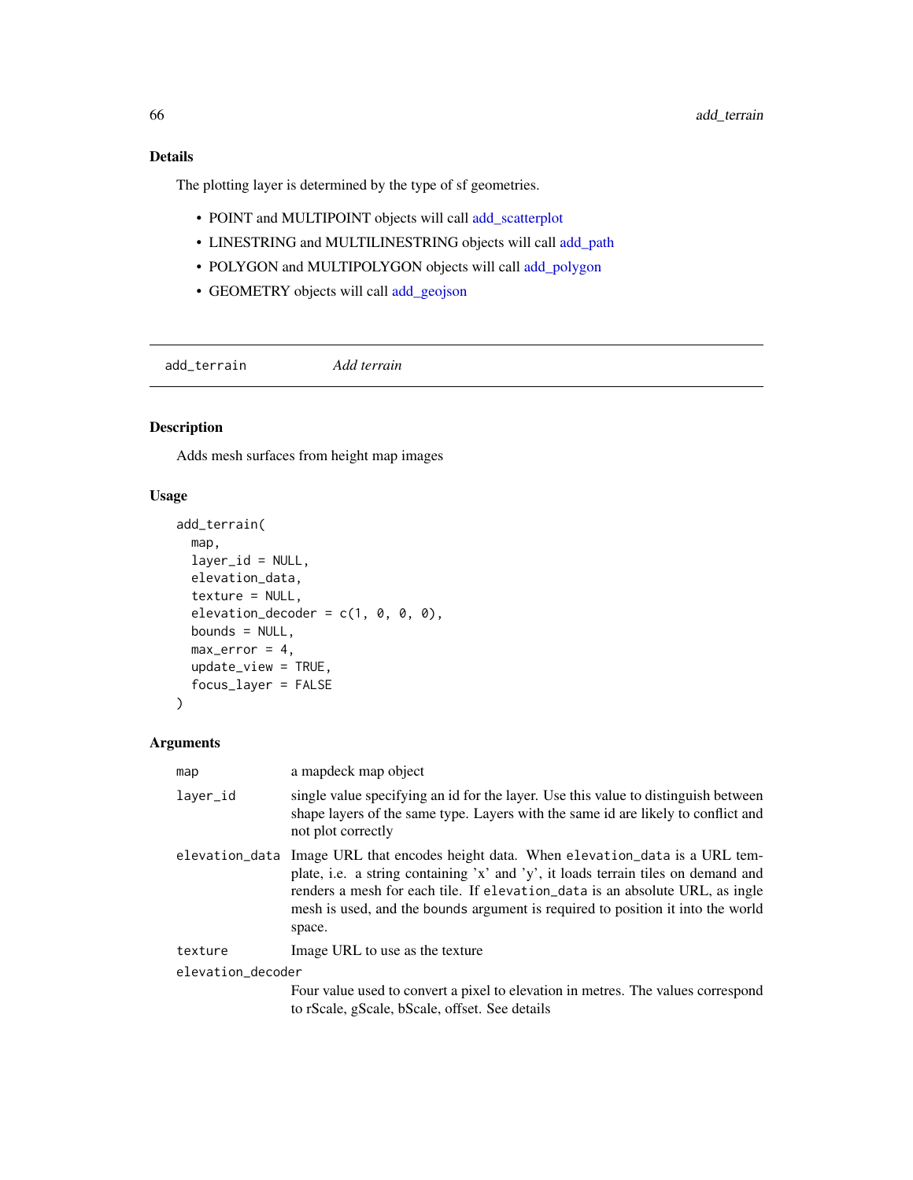### Details

The plotting layer is determined by the type of sf geometries.

- POINT and MULTIPOINT objects will call add_scatterplot
- LINESTRING and MULTILINESTRING objects will call add_path
- POLYGON and MULTIPOLYGON objects will call add_polygon
- GEOMETRY objects will call add_geojson

---

## add_terrain *Add terrain*

### Description

Adds mesh surfaces from height map images

### Usage

```
add_terrain(
  map,
  layer_id = NULL,
  elevation_data,
  texture = NULL,
  elevation_decoder = c(1, 0, 0, 0),
  bounds = NULL,
  max_error = 4,
  update_view = TRUE,
  focus_layer = FALSE
)
```

### Arguments

| | |
|---|---|
| `map` | a mapdeck map object |
| `layer_id` | single value specifying an id for the layer. Use this value to distinguish between shape layers of the same type. Layers with the same id are likely to conflict and not plot correctly |
| `elevation_data` | Image URL that encodes height data. When `elevation_data` is a URL template, i.e. a string containing 'x' and 'y', it loads terrain tiles on demand and renders a mesh for each tile. If `elevation_data` is an absolute URL, as ingle mesh is used, and the bounds argument is required to position it into the world space. |
| `texture` | Image URL to use as the texture |
| `elevation_decoder` | Four value used to convert a pixel to elevation in metres. The values correspond to rScale, gScale, bScale, offset. See details |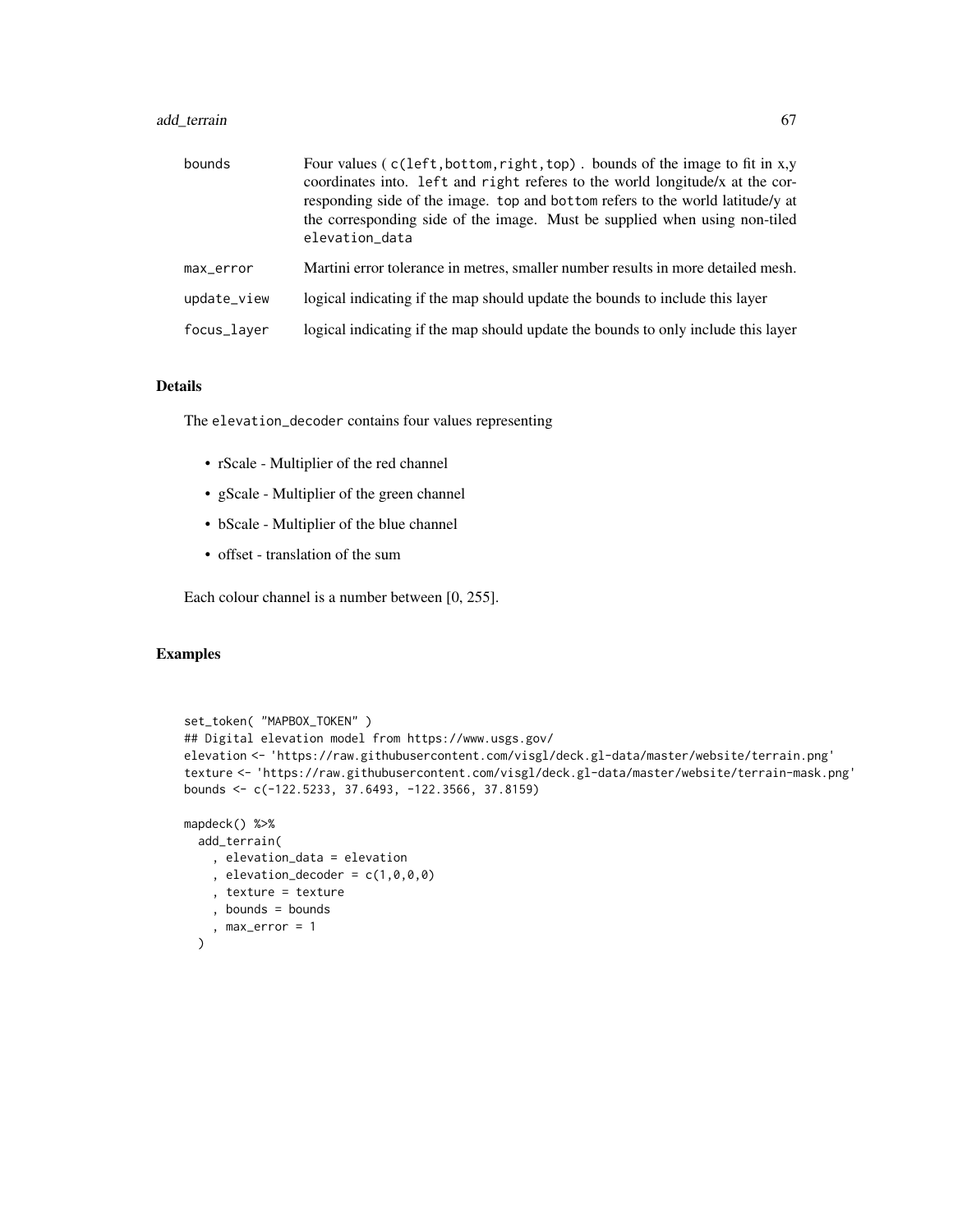| | |
|---|---|
| bounds | Four values ( c(left,bottom,right,top) . bounds of the image to fit in x,y coordinates into. left and right referes to the world longitude/x at the corresponding side of the image. top and bottom refers to the world latitude/y at the corresponding side of the image. Must be supplied when using non-tiled elevation_data |
| max_error | Martini error tolerance in metres, smaller number results in more detailed mesh. |
| update_view | logical indicating if the map should update the bounds to include this layer |
| focus_layer | logical indicating if the map should update the bounds to only include this layer |

## Details

The elevation_decoder contains four values representing

- rScale - Multiplier of the red channel
- gScale - Multiplier of the green channel
- bScale - Multiplier of the blue channel
- offset - translation of the sum

Each colour channel is a number between [0, 255].

## Examples

```
set_token( "MAPBOX_TOKEN" )
## Digital elevation model from https://www.usgs.gov/
elevation <- 'https://raw.githubusercontent.com/visgl/deck.gl-data/master/website/terrain.png'
texture <- 'https://raw.githubusercontent.com/visgl/deck.gl-data/master/website/terrain-mask.png'
bounds <- c(-122.5233, 37.6493, -122.3566, 37.8159)

mapdeck() %>%
  add_terrain(
    , elevation_data = elevation
    , elevation_decoder = c(1,0,0,0)
    , texture = texture
    , bounds = bounds
    , max_error = 1
  )
```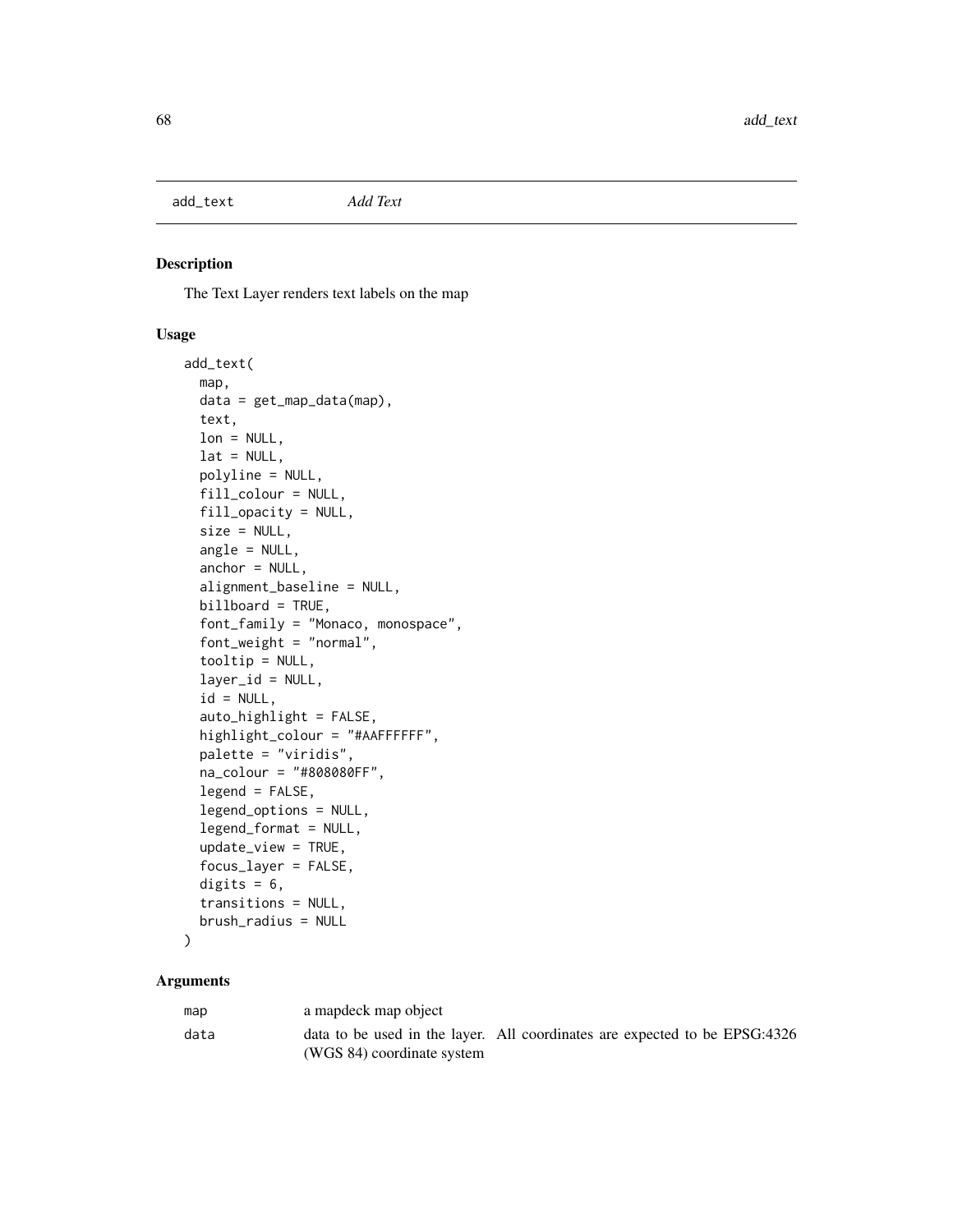add_text    *Add Text*

## Description

The Text Layer renders text labels on the map

## Usage

```
add_text(
  map,
  data = get_map_data(map),
  text,
  lon = NULL,
  lat = NULL,
  polyline = NULL,
  fill_colour = NULL,
  fill_opacity = NULL,
  size = NULL,
  angle = NULL,
  anchor = NULL,
  alignment_baseline = NULL,
  billboard = TRUE,
  font_family = "Monaco, monospace",
  font_weight = "normal",
  tooltip = NULL,
  layer_id = NULL,
  id = NULL,
  auto_highlight = FALSE,
  highlight_colour = "#AAFFFFFF",
  palette = "viridis",
  na_colour = "#808080FF",
  legend = FALSE,
  legend_options = NULL,
  legend_format = NULL,
  update_view = TRUE,
  focus_layer = FALSE,
  digits = 6,
  transitions = NULL,
  brush_radius = NULL
)
```

## Arguments

| | |
|---|---|
| map | a mapdeck map object |
| data | data to be used in the layer. All coordinates are expected to be EPSG:4326 (WGS 84) coordinate system |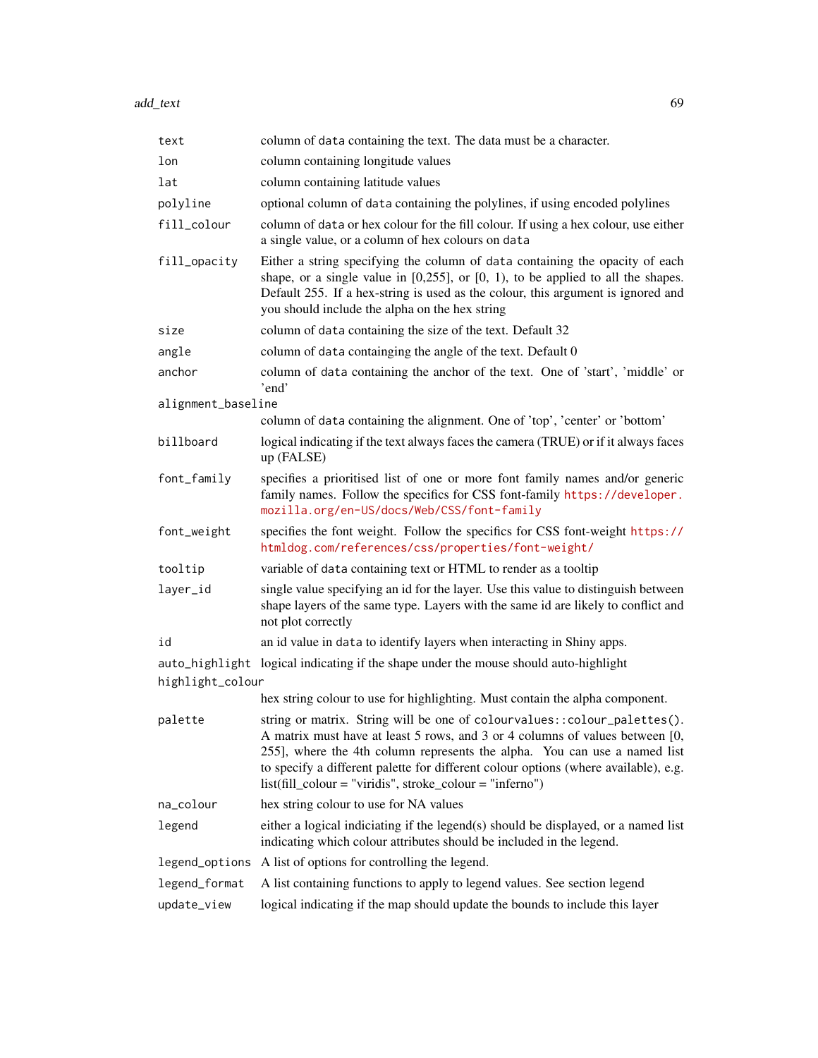| | |
|---|---|
| `text` | column of `data` containing the text. The data must be a character. |
| `lon` | column containing longitude values |
| `lat` | column containing latitude values |
| `polyline` | optional column of `data` containing the polylines, if using encoded polylines |
| `fill_colour` | column of `data` or hex colour for the fill colour. If using a hex colour, use either a single value, or a column of hex colours on `data` |
| `fill_opacity` | Either a string specifying the column of `data` containing the opacity of each shape, or a single value in [0,255], or [0, 1), to be applied to all the shapes. Default 255. If a hex-string is used as the colour, this argument is ignored and you should include the alpha on the hex string |
| `size` | column of `data` containing the size of the text. Default 32 |
| `angle` | column of `data` containging the angle of the text. Default 0 |
| `anchor` | column of `data` containing the anchor of the text. One of 'start', 'middle' or 'end' |
| `alignment_baseline` | column of `data` containing the alignment. One of 'top', 'center' or 'bottom' |
| `billboard` | logical indicating if the text always faces the camera (TRUE) or if it always faces up (FALSE) |
| `font_family` | specifies a prioritised list of one or more font family names and/or generic family names. Follow the specifics for CSS font-family https://developer.mozilla.org/en-US/docs/Web/CSS/font-family |
| `font_weight` | specifies the font weight. Follow the specifics for CSS font-weight https://htmldog.com/references/css/properties/font-weight/ |
| `tooltip` | variable of `data` containing text or HTML to render as a tooltip |
| `layer_id` | single value specifying an id for the layer. Use this value to distinguish between shape layers of the same type. Layers with the same id are likely to conflict and not plot correctly |
| `id` | an id value in `data` to identify layers when interacting in Shiny apps. |
| `auto_highlight` | logical indicating if the shape under the mouse should auto-highlight |
| `highlight_colour` | hex string colour to use for highlighting. Must contain the alpha component. |
| `palette` | string or matrix. String will be one of `colourvalues::colour_palettes()`. A matrix must have at least 5 rows, and 3 or 4 columns of values between [0, 255], where the 4th column represents the alpha. You can use a named list to specify a different palette for different colour options (where available), e.g. list(fill_colour = "viridis", stroke_colour = "inferno") |
| `na_colour` | hex string colour to use for NA values |
| `legend` | either a logical indiciating if the legend(s) should be displayed, or a named list indicating which colour attributes should be included in the legend. |
| `legend_options` | A list of options for controlling the legend. |
| `legend_format` | A list containing functions to apply to legend values. See section legend |
| `update_view` | logical indicating if the map should update the bounds to include this layer |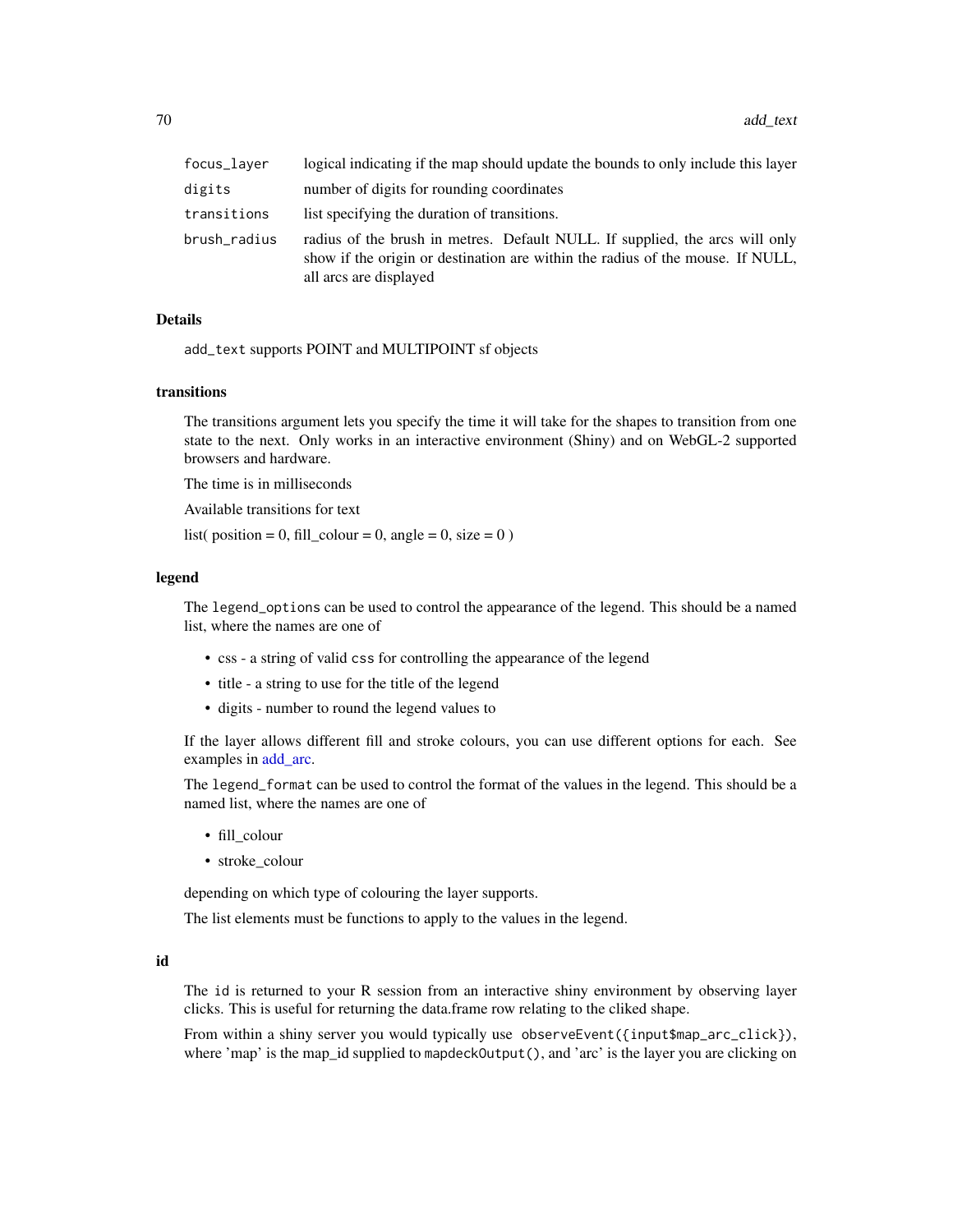| | |
|---|---|
| `focus_layer` | logical indicating if the map should update the bounds to only include this layer |
| `digits` | number of digits for rounding coordinates |
| `transitions` | list specifying the duration of transitions. |
| `brush_radius` | radius of the brush in metres. Default NULL. If supplied, the arcs will only show if the origin or destination are within the radius of the mouse. If NULL, all arcs are displayed |

## Details

`add_text` supports POINT and MULTIPOINT sf objects

### transitions

The transitions argument lets you specify the time it will take for the shapes to transition from one state to the next. Only works in an interactive environment (Shiny) and on WebGL-2 supported browsers and hardware.

The time is in milliseconds

Available transitions for text

list( position = 0, fill_colour = 0, angle = 0, size = 0 )

### legend

The `legend_options` can be used to control the appearance of the legend. This should be a named list, where the names are one of

- css - a string of valid `css` for controlling the appearance of the legend
- title - a string to use for the title of the legend
- digits - number to round the legend values to

If the layer allows different fill and stroke colours, you can use different options for each. See examples in add_arc.

The `legend_format` can be used to control the format of the values in the legend. This should be a named list, where the names are one of

- fill_colour
- stroke_colour

depending on which type of colouring the layer supports.

The list elements must be functions to apply to the values in the legend.

### id

The `id` is returned to your R session from an interactive shiny environment by observing layer clicks. This is useful for returning the data.frame row relating to the cliked shape.

From within a shiny server you would typically use `observeEvent({input$map_arc_click})`, where 'map' is the map_id supplied to `mapdeckOutput()`, and 'arc' is the layer you are clicking on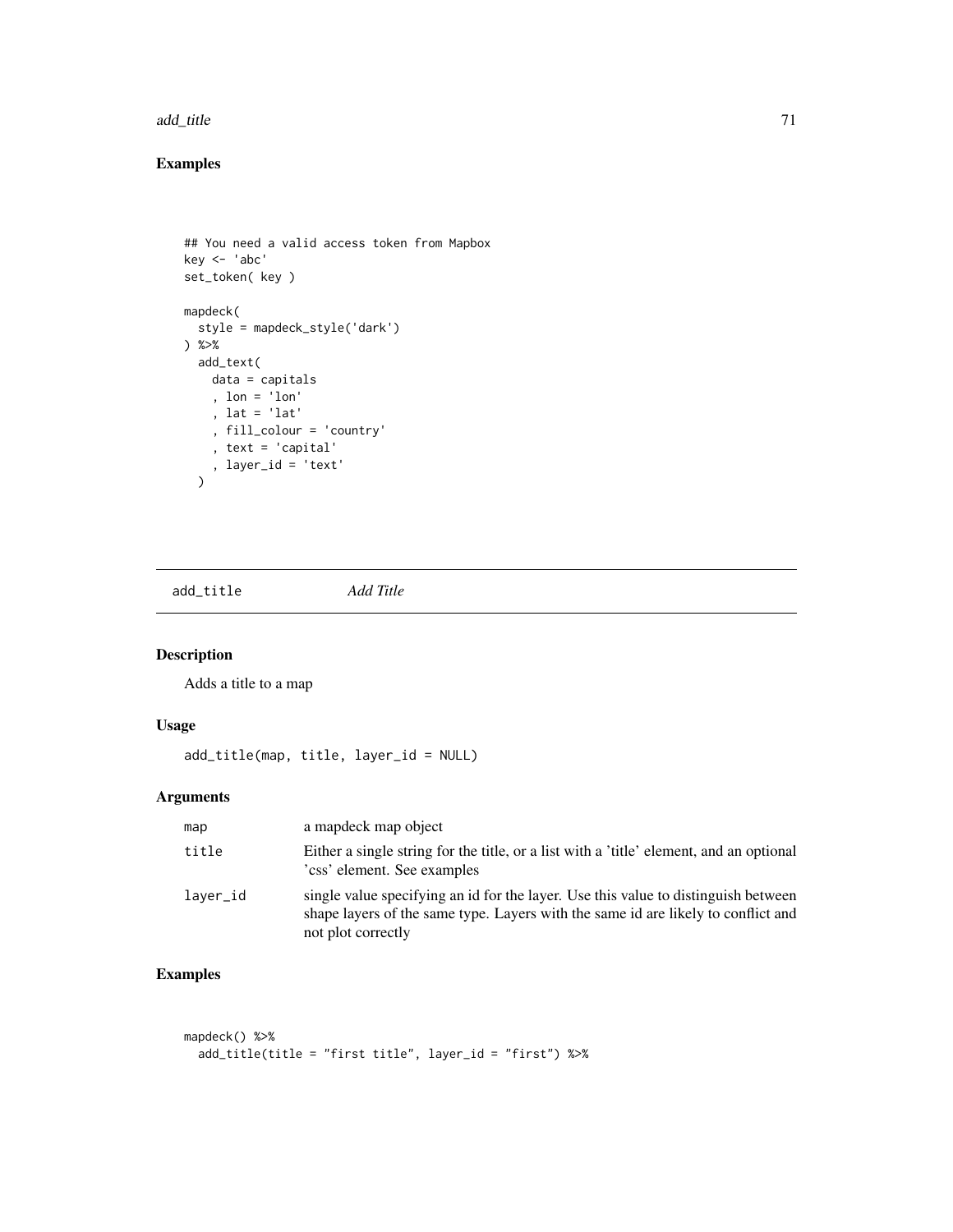## Examples

```
## You need a valid access token from Mapbox
key <- 'abc'
set_token( key )

mapdeck(
  style = mapdeck_style('dark')
) %>%
  add_text(
    data = capitals
    , lon = 'lon'
    , lat = 'lat'
    , fill_colour = 'country'
    , text = 'capital'
    , layer_id = 'text'
  )
```

---

# add_title *Add Title*

---

## Description

Adds a title to a map

## Usage

```
add_title(map, title, layer_id = NULL)
```

## Arguments

| | |
|---|---|
| map | a mapdeck map object |
| title | Either a single string for the title, or a list with a 'title' element, and an optional 'css' element. See examples |
| layer_id | single value specifying an id for the layer. Use this value to distinguish between shape layers of the same type. Layers with the same id are likely to conflict and not plot correctly |

## Examples

```
mapdeck() %>%
  add_title(title = "first title", layer_id = "first") %>%
```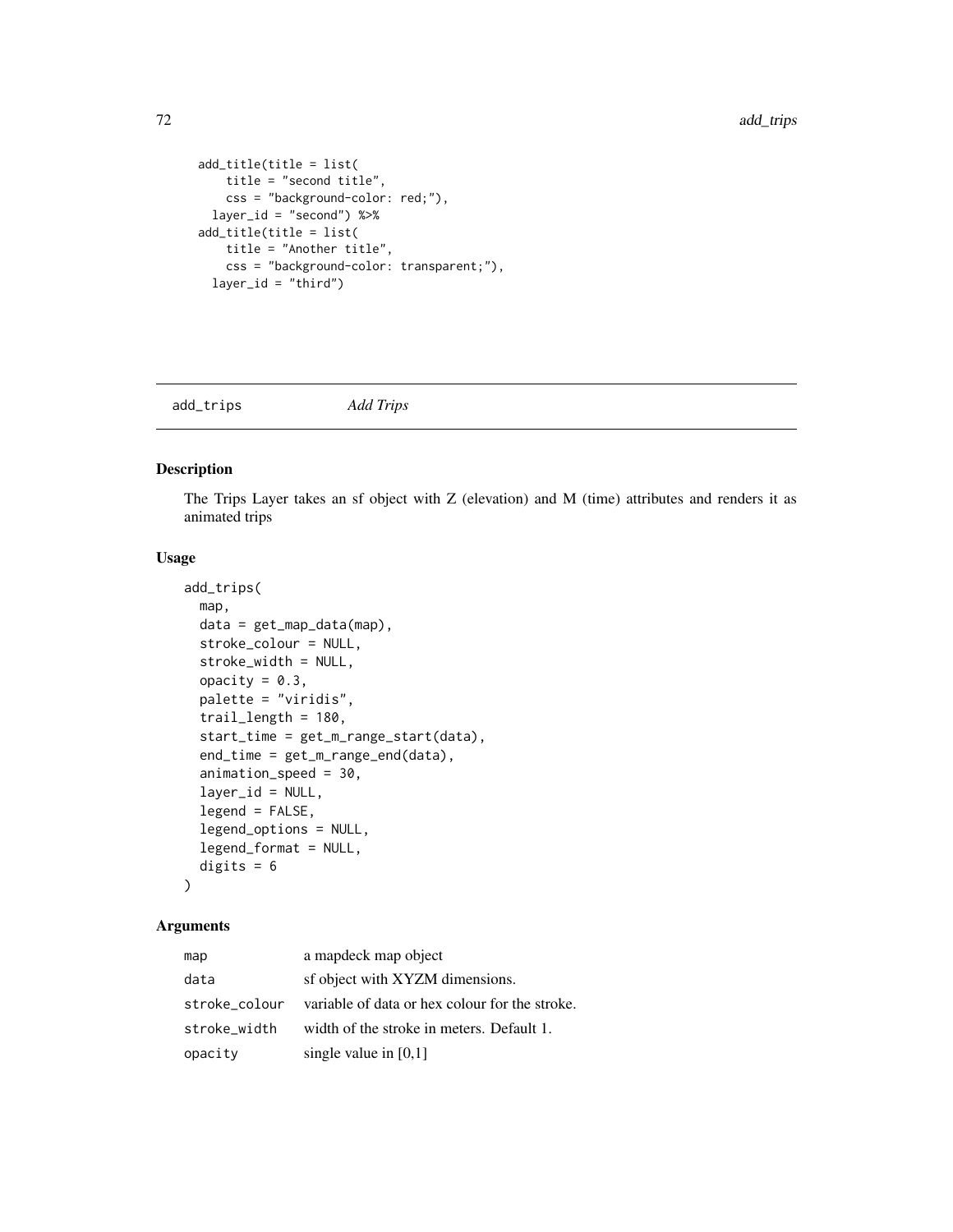```
  add_title(title = list(
      title = "second title",
      css = "background-color: red;"),
    layer_id = "second") %>%
  add_title(title = list(
      title = "Another title",
      css = "background-color: transparent;"),
    layer_id = "third")
```

## add_trips    *Add Trips*

### Description

The Trips Layer takes an sf object with Z (elevation) and M (time) attributes and renders it as animated trips

### Usage

```
add_trips(
  map,
  data = get_map_data(map),
  stroke_colour = NULL,
  stroke_width = NULL,
  opacity = 0.3,
  palette = "viridis",
  trail_length = 180,
  start_time = get_m_range_start(data),
  end_time = get_m_range_end(data),
  animation_speed = 30,
  layer_id = NULL,
  legend = FALSE,
  legend_options = NULL,
  legend_format = NULL,
  digits = 6
)
```

### Arguments

| | |
|---|---|
| `map` | a mapdeck map object |
| `data` | sf object with XYZM dimensions. |
| `stroke_colour` | variable of data or hex colour for the stroke. |
| `stroke_width` | width of the stroke in meters. Default 1. |
| `opacity` | single value in [0,1] |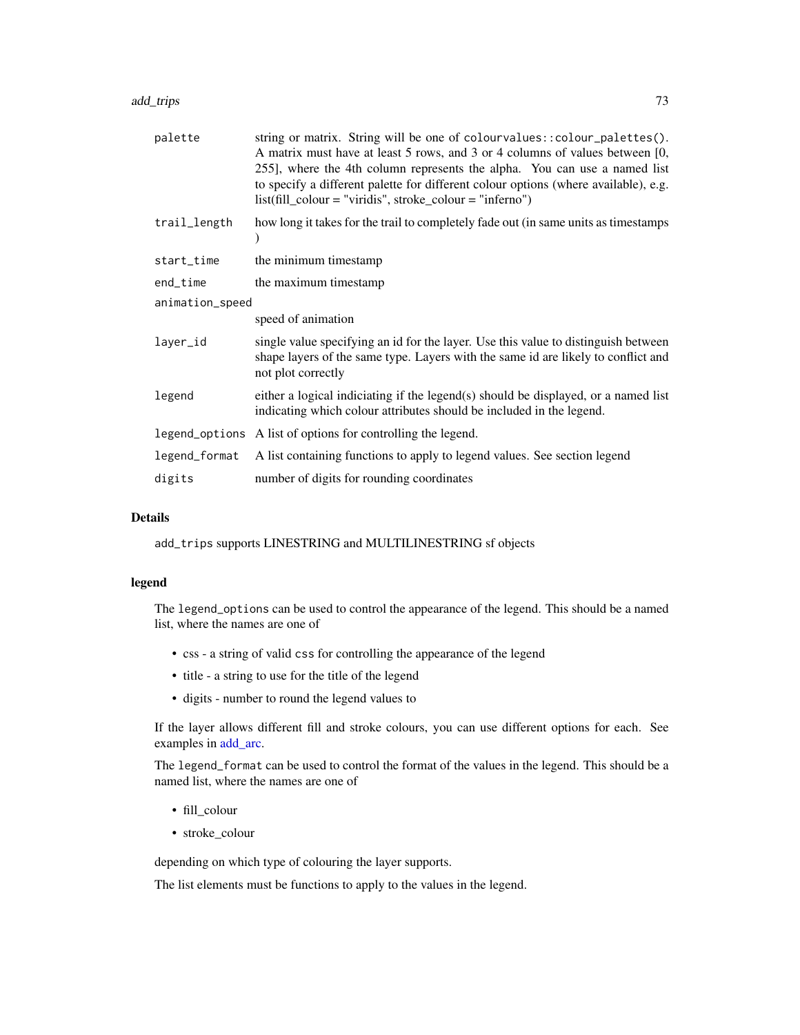| | |
|---|---|
| palette | string or matrix. String will be one of `colourvalues::colour_palettes()`. A matrix must have at least 5 rows, and 3 or 4 columns of values between [0, 255], where the 4th column represents the alpha. You can use a named list to specify a different palette for different colour options (where available), e.g. list(fill_colour = "viridis", stroke_colour = "inferno") |
| trail_length | how long it takes for the trail to completely fade out (in same units as timestamps ) |
| start_time | the minimum timestamp |
| end_time | the maximum timestamp |
| animation_speed | speed of animation |
| layer_id | single value specifying an id for the layer. Use this value to distinguish between shape layers of the same type. Layers with the same id are likely to conflict and not plot correctly |
| legend | either a logical indiciating if the legend(s) should be displayed, or a named list indicating which colour attributes should be included in the legend. |
| legend_options | A list of options for controlling the legend. |
| legend_format | A list containing functions to apply to legend values. See section legend |
| digits | number of digits for rounding coordinates |

## Details

`add_trips` supports LINESTRING and MULTILINESTRING sf objects

## legend

The `legend_options` can be used to control the appearance of the legend. This should be a named list, where the names are one of

- css - a string of valid `css` for controlling the appearance of the legend
- title - a string to use for the title of the legend
- digits - number to round the legend values to

If the layer allows different fill and stroke colours, you can use different options for each. See examples in add_arc.

The `legend_format` can be used to control the format of the values in the legend. This should be a named list, where the names are one of

- fill_colour
- stroke_colour

depending on which type of colouring the layer supports.

The list elements must be functions to apply to the values in the legend.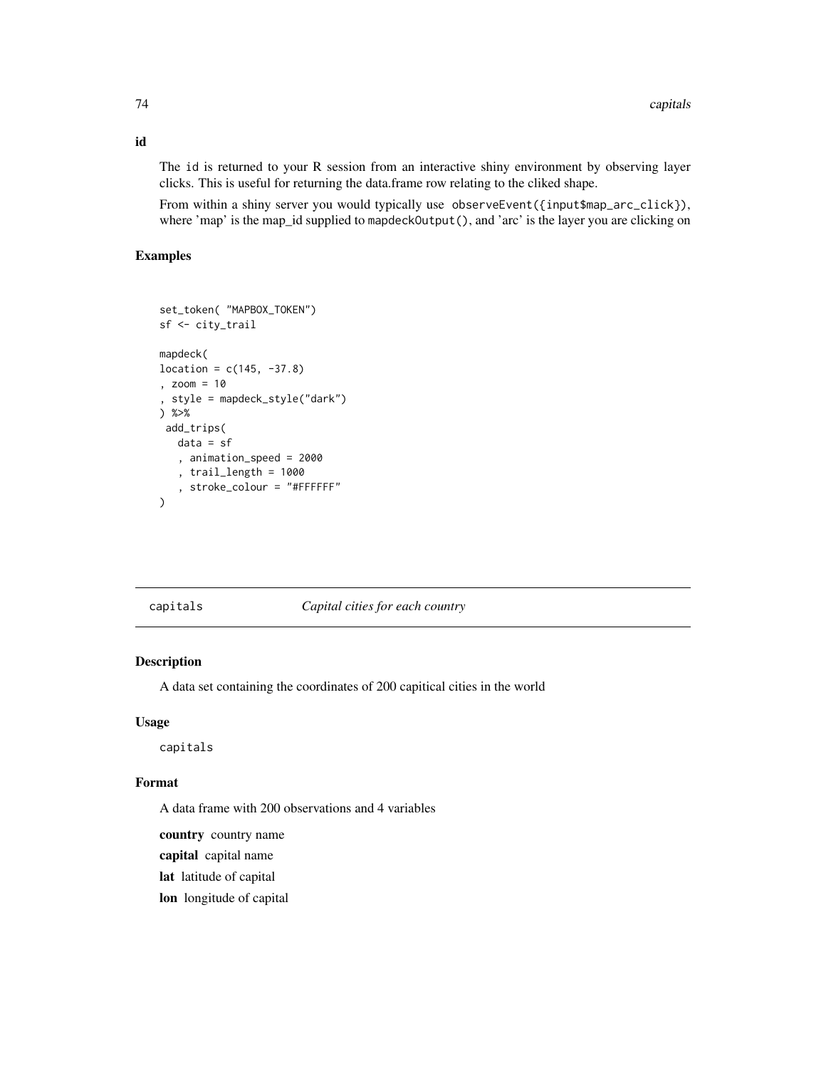### id

The id is returned to your R session from an interactive shiny environment by observing layer clicks. This is useful for returning the data.frame row relating to the cliked shape.

From within a shiny server you would typically use `observeEvent({input$map_arc_click})`, where 'map' is the map_id supplied to `mapdeckOutput()`, and 'arc' is the layer you are clicking on

## Examples

```
set_token( "MAPBOX_TOKEN")
sf <- city_trail

mapdeck(
location = c(145, -37.8)
, zoom = 10
, style = mapdeck_style("dark")
) %>%
 add_trips(
   data = sf
   , animation_speed = 2000
   , trail_length = 1000
   , stroke_colour = "#FFFFFF"
)
```

---

# capitals *Capital cities for each country*

## Description

A data set containing the coordinates of 200 capitical cities in the world

## Usage

```
capitals
```

## Format

A data frame with 200 observations and 4 variables

**country** country name

**capital** capital name

**lat** latitude of capital

**lon** longitude of capital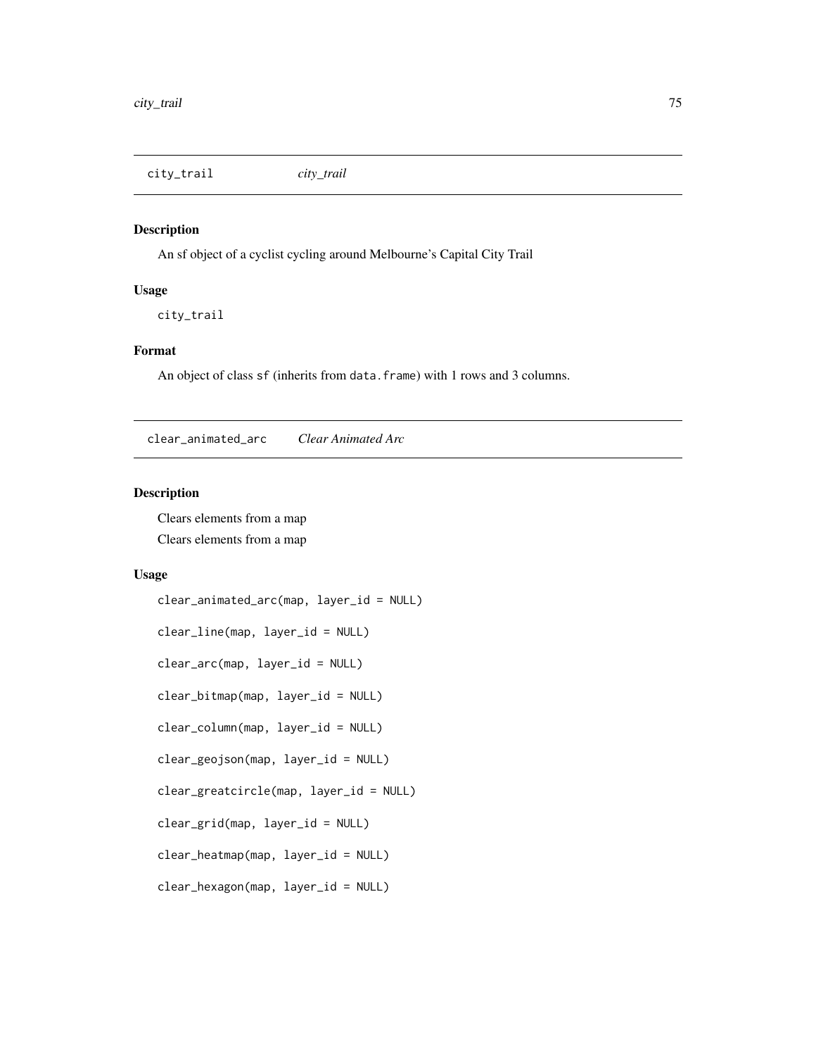## city_trail *city_trail*

### Description

An sf object of a cyclist cycling around Melbourne's Capital City Trail

### Usage

```
city_trail
```

### Format

An object of class `sf` (inherits from `data.frame`) with 1 rows and 3 columns.

## clear_animated_arc *Clear Animated Arc*

### Description

Clears elements from a map

Clears elements from a map

### Usage

```
clear_animated_arc(map, layer_id = NULL)

clear_line(map, layer_id = NULL)

clear_arc(map, layer_id = NULL)

clear_bitmap(map, layer_id = NULL)

clear_column(map, layer_id = NULL)

clear_geojson(map, layer_id = NULL)

clear_greatcircle(map, layer_id = NULL)

clear_grid(map, layer_id = NULL)

clear_heatmap(map, layer_id = NULL)

clear_hexagon(map, layer_id = NULL)
```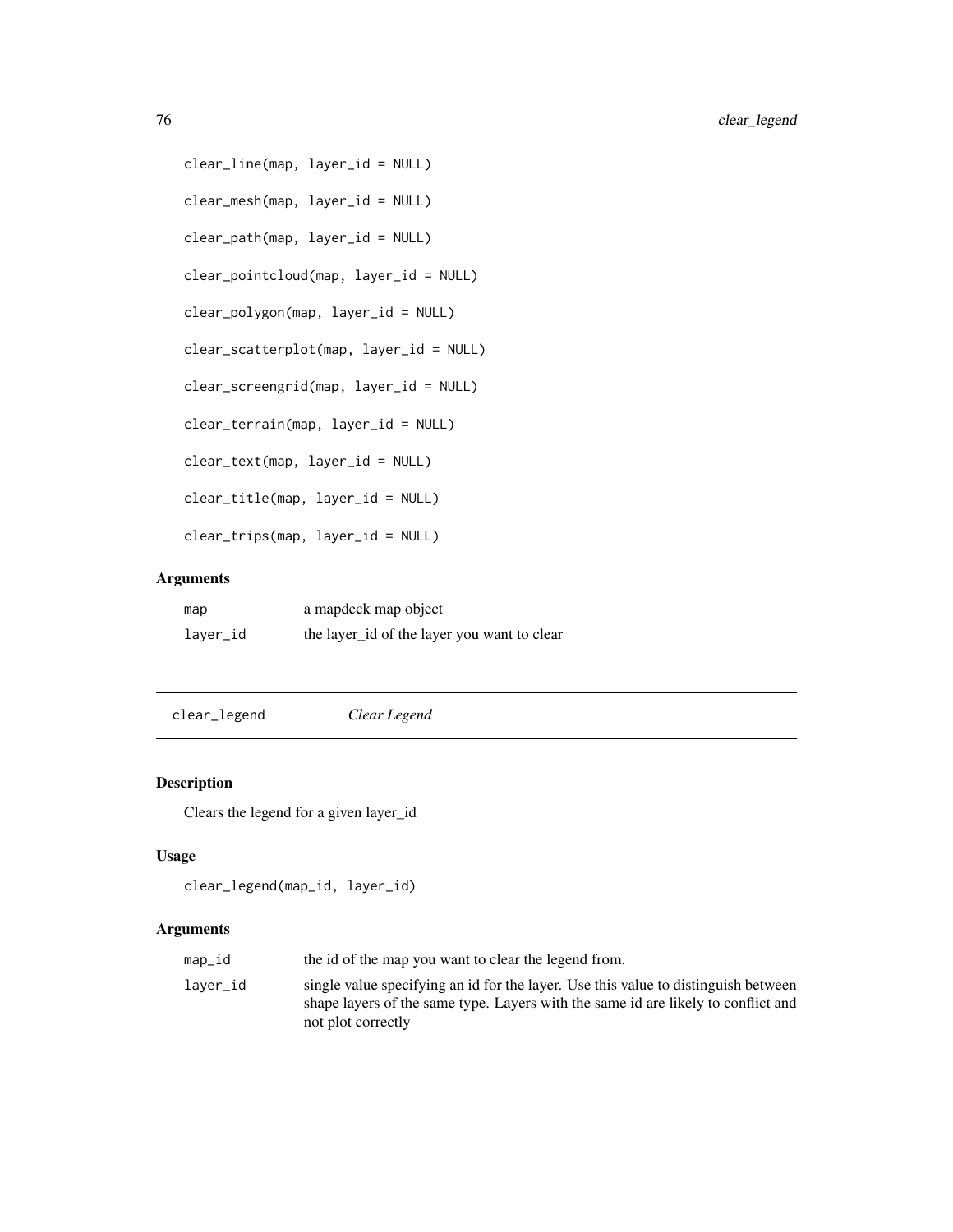```
clear_line(map, layer_id = NULL)

clear_mesh(map, layer_id = NULL)

clear_path(map, layer_id = NULL)

clear_pointcloud(map, layer_id = NULL)

clear_polygon(map, layer_id = NULL)

clear_scatterplot(map, layer_id = NULL)

clear_screengrid(map, layer_id = NULL)

clear_terrain(map, layer_id = NULL)

clear_text(map, layer_id = NULL)

clear_title(map, layer_id = NULL)

clear_trips(map, layer_id = NULL)
```

### Arguments

| | |
|---|---|
| map | a mapdeck map object |
| layer_id | the layer_id of the layer you want to clear |

---

## clear_legend *Clear Legend*

---

### Description

Clears the legend for a given layer_id

### Usage

```
clear_legend(map_id, layer_id)
```

### Arguments

| | |
|---|---|
| map_id | the id of the map you want to clear the legend from. |
| layer_id | single value specifying an id for the layer. Use this value to distinguish between shape layers of the same type. Layers with the same id are likely to conflict and not plot correctly |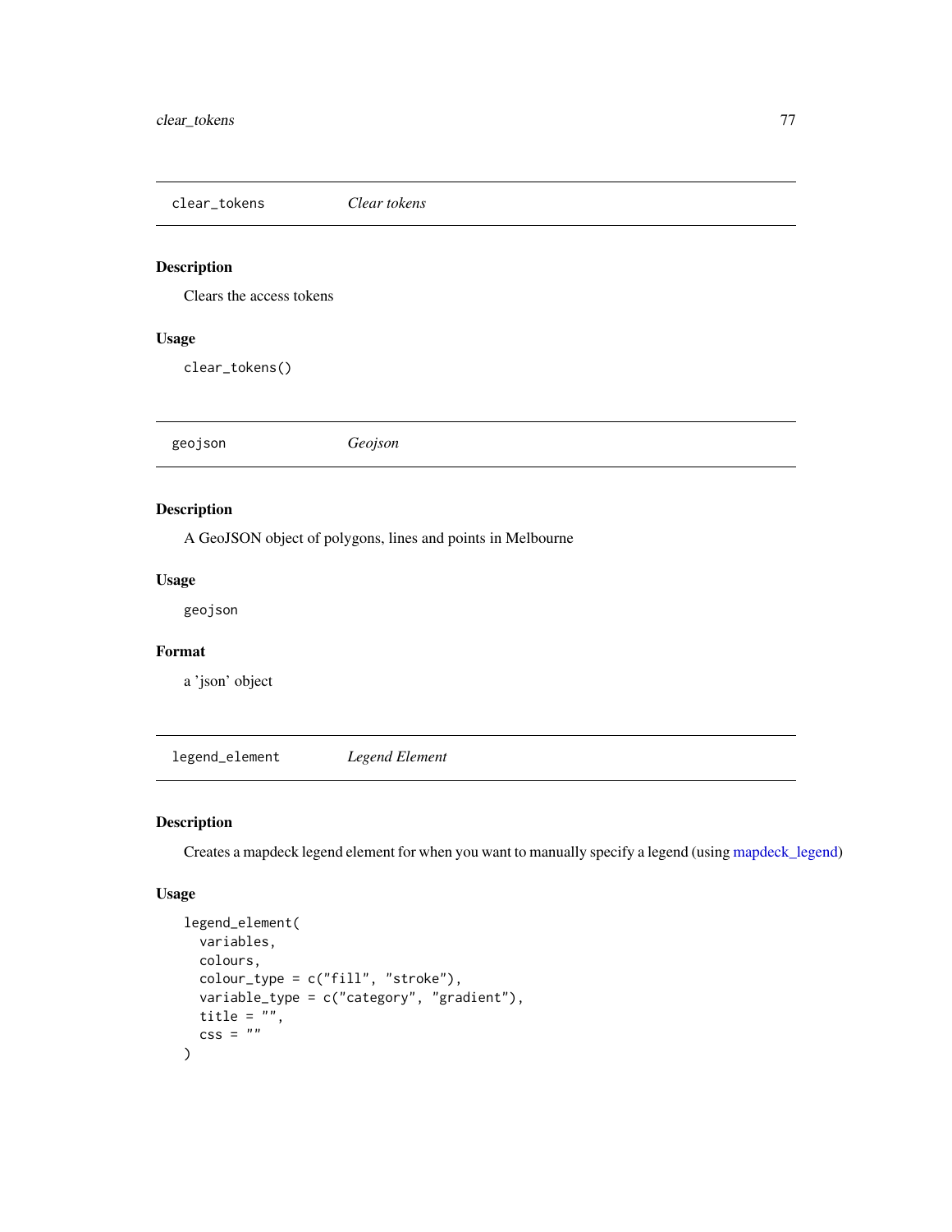## clear_tokens — *Clear tokens*

### Description

Clears the access tokens

### Usage

```
clear_tokens()
```

## geojson — *Geojson*

### Description

A GeoJSON object of polygons, lines and points in Melbourne

### Usage

```
geojson
```

### Format

a 'json' object

## legend_element — *Legend Element*

### Description

Creates a mapdeck legend element for when you want to manually specify a legend (using mapdeck_legend)

### Usage

```
legend_element(
  variables,
  colours,
  colour_type = c("fill", "stroke"),
  variable_type = c("category", "gradient"),
  title = "",
  css = ""
)
```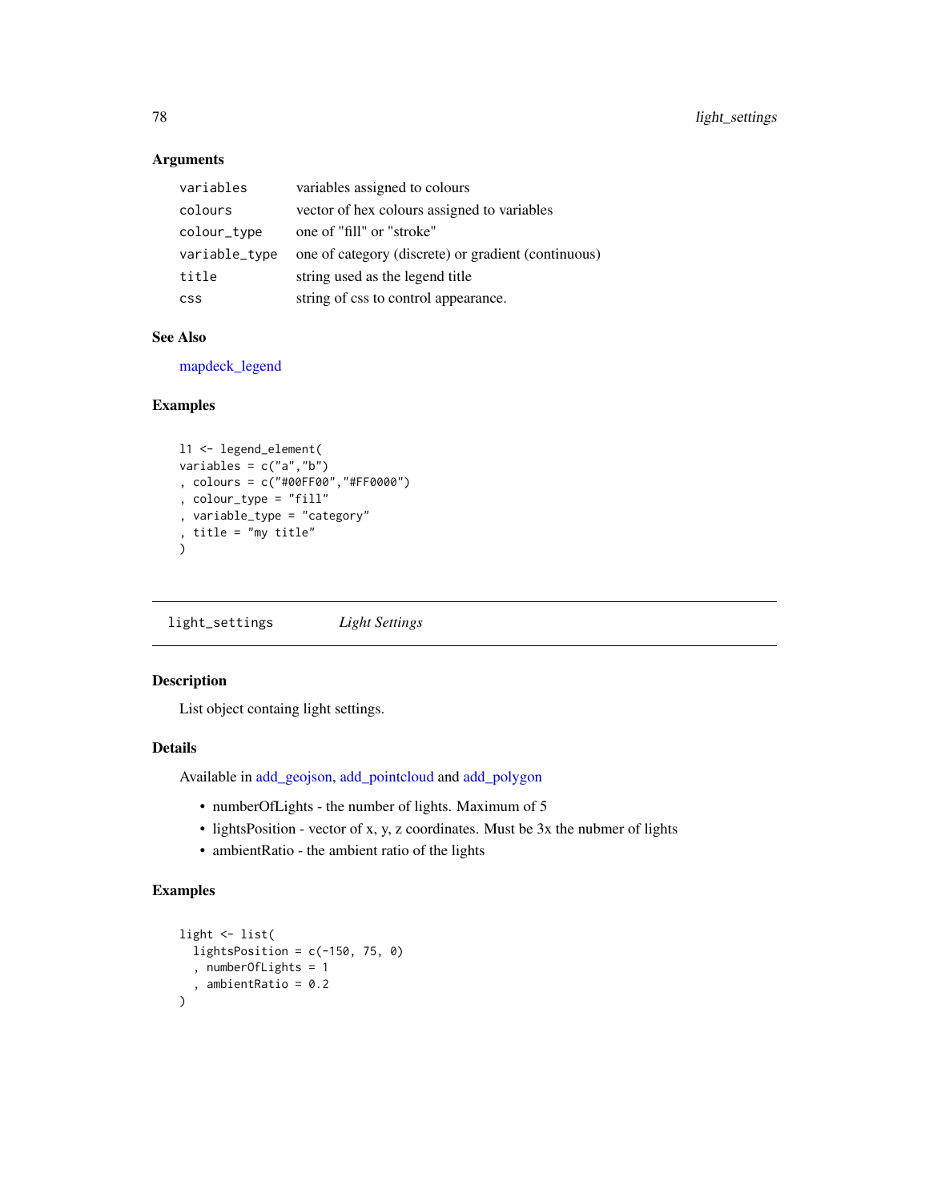### Arguments

| | |
|---|---|
| `variables` | variables assigned to colours |
| `colours` | vector of hex colours assigned to variables |
| `colour_type` | one of "fill" or "stroke" |
| `variable_type` | one of category (discrete) or gradient (continuous) |
| `title` | string used as the legend title |
| `css` | string of css to control appearance. |

### See Also

mapdeck_legend

### Examples

```
l1 <- legend_element(
variables = c("a","b")
, colours = c("#00FF00","#FF0000")
, colour_type = "fill"
, variable_type = "category"
, title = "my title"
)
```

---

## light_settings *Light Settings*

---

### Description

List object containg light settings.

### Details

Available in add_geojson, add_pointcloud and add_polygon

- numberOfLights - the number of lights. Maximum of 5
- lightsPosition - vector of x, y, z coordinates. Must be 3x the nubmer of lights
- ambientRatio - the ambient ratio of the lights

### Examples

```
light <- list(
  lightsPosition = c(-150, 75, 0)
  , numberOfLights = 1
  , ambientRatio = 0.2
)
```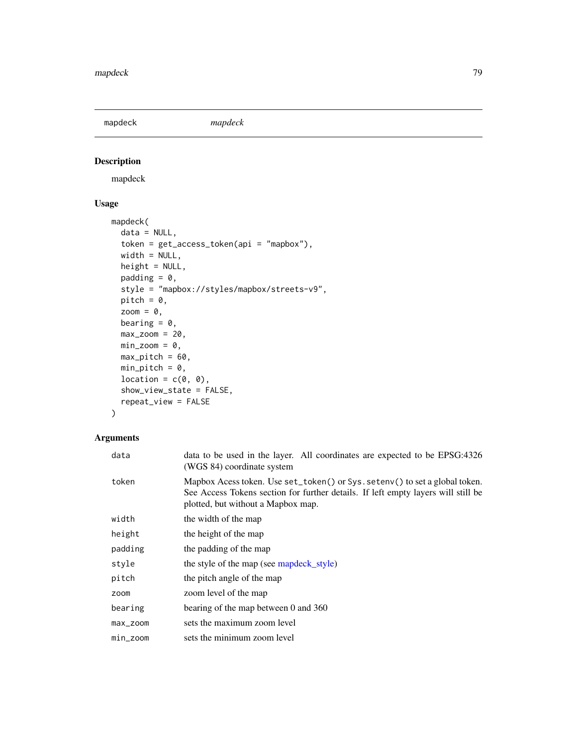## mapdeck

*mapdeck*

### Description

mapdeck

### Usage

```
mapdeck(
  data = NULL,
  token = get_access_token(api = "mapbox"),
  width = NULL,
  height = NULL,
  padding = 0,
  style = "mapbox://styles/mapbox/streets-v9",
  pitch = 0,
  zoom = 0,
  bearing = 0,
  max_zoom = 20,
  min_zoom = 0,
  max_pitch = 60,
  min_pitch = 0,
  location = c(0, 0),
  show_view_state = FALSE,
  repeat_view = FALSE
)
```

### Arguments

| | |
|---|---|
| data | data to be used in the layer. All coordinates are expected to be EPSG:4326 (WGS 84) coordinate system |
| token | Mapbox Acess token. Use `set_token()` or `Sys.setenv()` to set a global token. See Access Tokens section for further details. If left empty layers will still be plotted, but without a Mapbox map. |
| width | the width of the map |
| height | the height of the map |
| padding | the padding of the map |
| style | the style of the map (see mapdeck_style) |
| pitch | the pitch angle of the map |
| zoom | zoom level of the map |
| bearing | bearing of the map between 0 and 360 |
| max_zoom | sets the maximum zoom level |
| min_zoom | sets the minimum zoom level |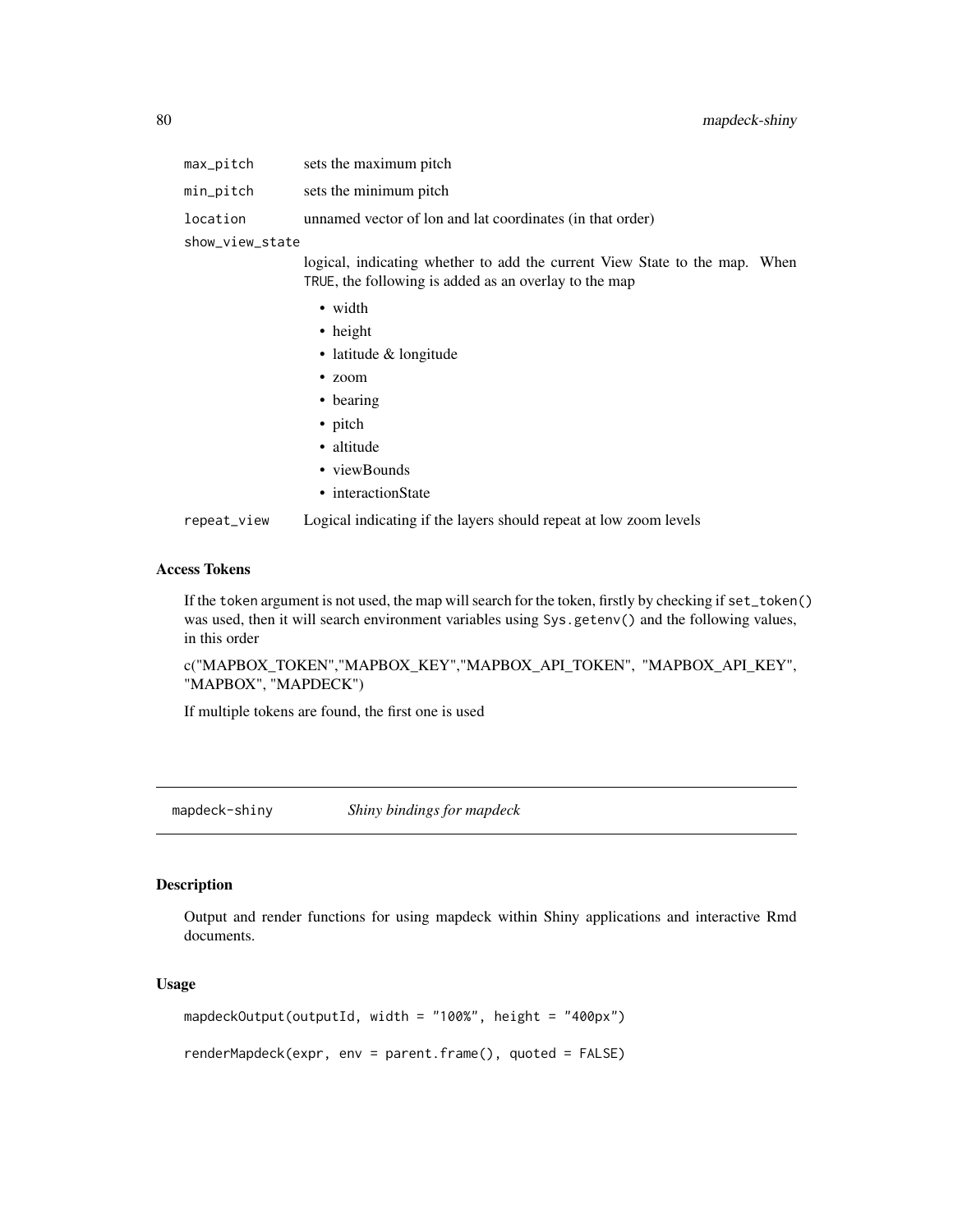| | |
|---|---|
| `max_pitch` | sets the maximum pitch |
| `min_pitch` | sets the minimum pitch |
| `location` | unnamed vector of lon and lat coordinates (in that order) |
| `show_view_state` | logical, indicating whether to add the current View State to the map. When `TRUE`, the following is added as an overlay to the map<br>• width<br>• height<br>• latitude & longitude<br>• zoom<br>• bearing<br>• pitch<br>• altitude<br>• viewBounds<br>• interactionState |
| `repeat_view` | Logical indicating if the layers should repeat at low zoom levels |

### Access Tokens

If the `token` argument is not used, the map will search for the token, firstly by checking if `set_token()` was used, then it will search environment variables using `Sys.getenv()` and the following values, in this order

c("MAPBOX_TOKEN","MAPBOX_KEY","MAPBOX_API_TOKEN", "MAPBOX_API_KEY", "MAPBOX", "MAPDECK")

If multiple tokens are found, the first one is used

---

## `mapdeck-shiny` *Shiny bindings for mapdeck*

### Description

Output and render functions for using mapdeck within Shiny applications and interactive Rmd documents.

### Usage

```
mapdeckOutput(outputId, width = "100%", height = "400px")

renderMapdeck(expr, env = parent.frame(), quoted = FALSE)
```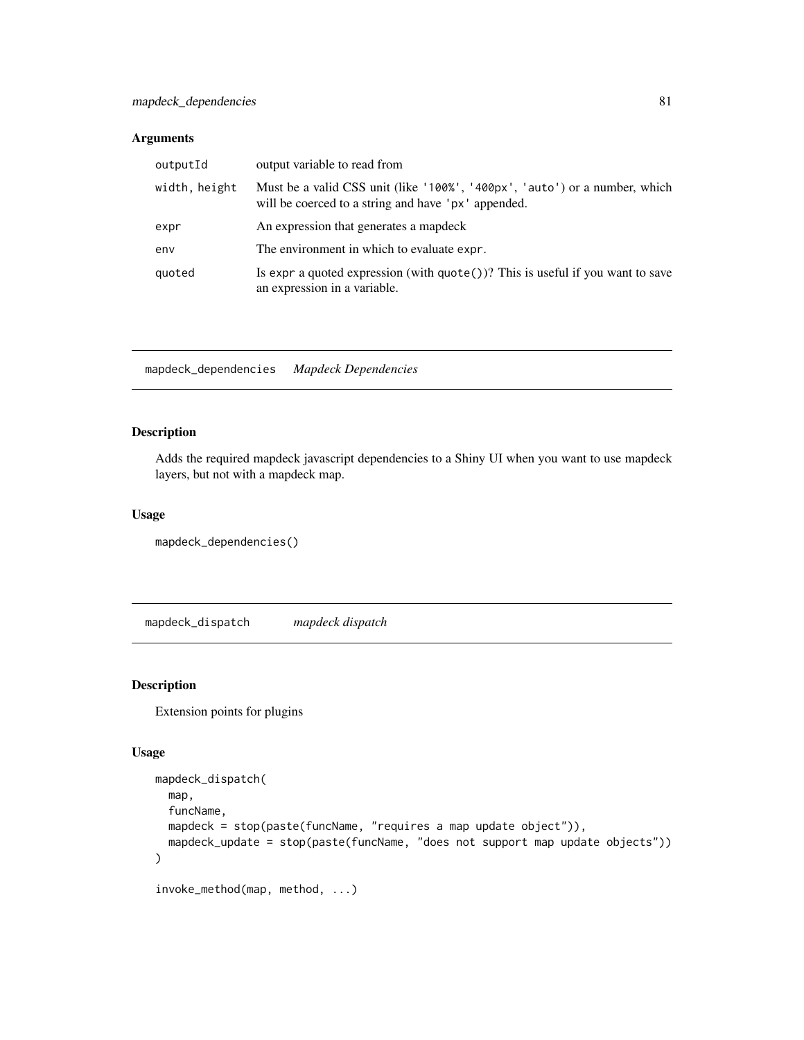## Arguments

| | |
|---|---|
| outputId | output variable to read from |
| width, height | Must be a valid CSS unit (like '100%', '400px', 'auto') or a number, which will be coerced to a string and have 'px' appended. |
| expr | An expression that generates a mapdeck |
| env | The environment in which to evaluate expr. |
| quoted | Is expr a quoted expression (with quote())? This is useful if you want to save an expression in a variable. |

---

# mapdeck_dependencies *Mapdeck Dependencies*

## Description

Adds the required mapdeck javascript dependencies to a Shiny UI when you want to use mapdeck layers, but not with a mapdeck map.

## Usage

```
mapdeck_dependencies()
```

---

# mapdeck_dispatch *mapdeck dispatch*

## Description

Extension points for plugins

## Usage

```
mapdeck_dispatch(
  map,
  funcName,
  mapdeck = stop(paste(funcName, "requires a map update object")),
  mapdeck_update = stop(paste(funcName, "does not support map update objects"))
)

invoke_method(map, method, ...)
```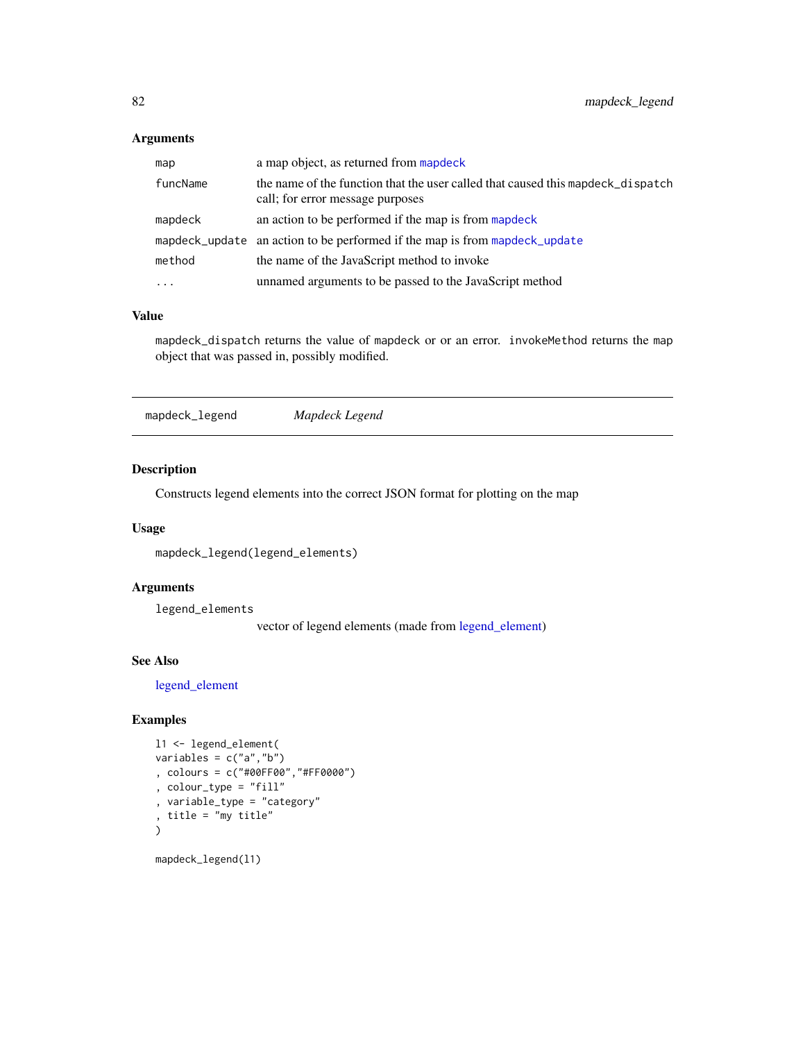### Arguments

| | |
|---|---|
| map | a map object, as returned from mapdeck |
| funcName | the name of the function that the user called that caused this mapdeck_dispatch call; for error message purposes |
| mapdeck | an action to be performed if the map is from mapdeck |
| mapdeck_update | an action to be performed if the map is from mapdeck_update |
| method | the name of the JavaScript method to invoke |
| ... | unnamed arguments to be passed to the JavaScript method |

### Value

mapdeck_dispatch returns the value of mapdeck or or an error. invokeMethod returns the map object that was passed in, possibly modified.

---

## mapdeck_legend &nbsp;&nbsp;&nbsp; *Mapdeck Legend*

---

### Description

Constructs legend elements into the correct JSON format for plotting on the map

### Usage

```
mapdeck_legend(legend_elements)
```

### Arguments

legend_elements
: vector of legend elements (made from legend_element)

### See Also

legend_element

### Examples

```
l1 <- legend_element(
variables = c("a","b")
, colours = c("#00FF00","#FF0000")
, colour_type = "fill"
, variable_type = "category"
, title = "my title"
)

mapdeck_legend(l1)
```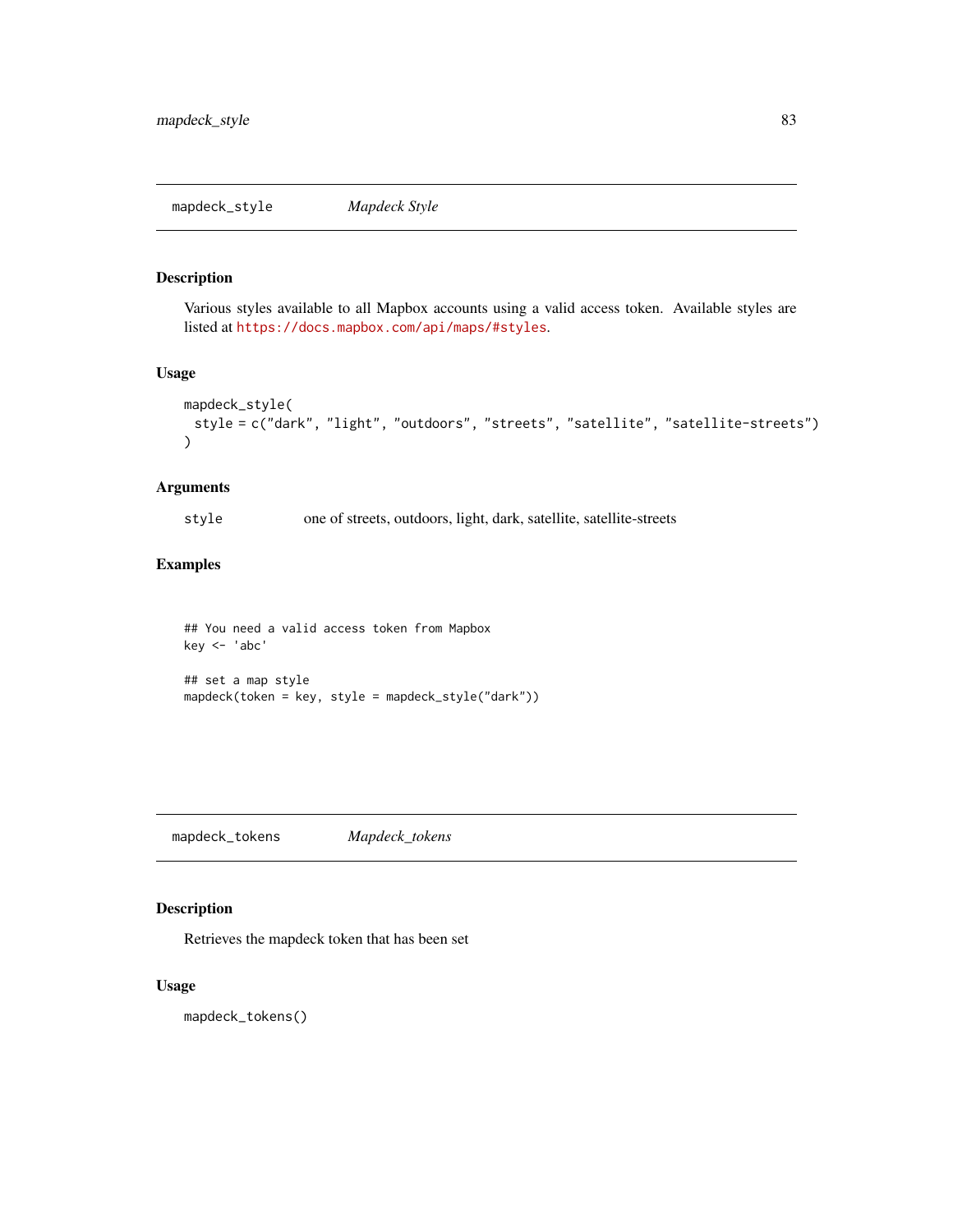## mapdeck_style *Mapdeck Style*

### Description

Various styles available to all Mapbox accounts using a valid access token. Available styles are listed at https://docs.mapbox.com/api/maps/#styles.

### Usage

```
mapdeck_style(
  style = c("dark", "light", "outdoors", "streets", "satellite", "satellite-streets")
)
```

### Arguments

| | |
|---|---|
| style | one of streets, outdoors, light, dark, satellite, satellite-streets |

### Examples

```
## You need a valid access token from Mapbox
key <- 'abc'

## set a map style
mapdeck(token = key, style = mapdeck_style("dark"))
```

## mapdeck_tokens *Mapdeck_tokens*

### Description

Retrieves the mapdeck token that has been set

### Usage

```
mapdeck_tokens()
```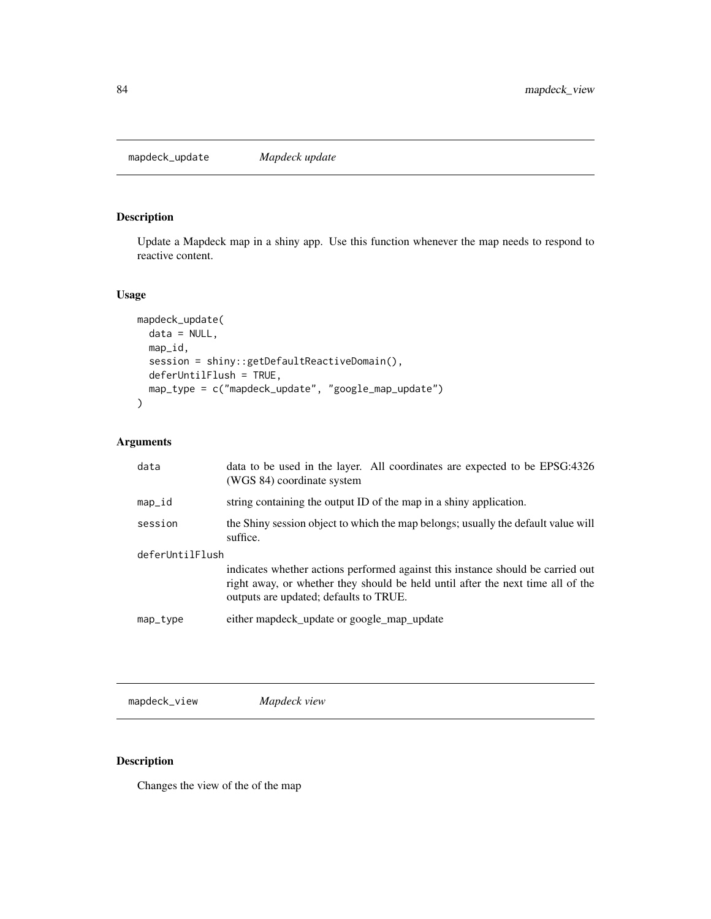## mapdeck_update *Mapdeck update*

### Description

Update a Mapdeck map in a shiny app. Use this function whenever the map needs to respond to reactive content.

### Usage

```
mapdeck_update(
  data = NULL,
  map_id,
  session = shiny::getDefaultReactiveDomain(),
  deferUntilFlush = TRUE,
  map_type = c("mapdeck_update", "google_map_update")
)
```

### Arguments

| | |
|---|---|
| data | data to be used in the layer. All coordinates are expected to be EPSG:4326 (WGS 84) coordinate system |
| map_id | string containing the output ID of the map in a shiny application. |
| session | the Shiny session object to which the map belongs; usually the default value will suffice. |
| deferUntilFlush | indicates whether actions performed against this instance should be carried out right away, or whether they should be held until after the next time all of the outputs are updated; defaults to TRUE. |
| map_type | either mapdeck_update or google_map_update |

## mapdeck_view *Mapdeck view*

### Description

Changes the view of the of the map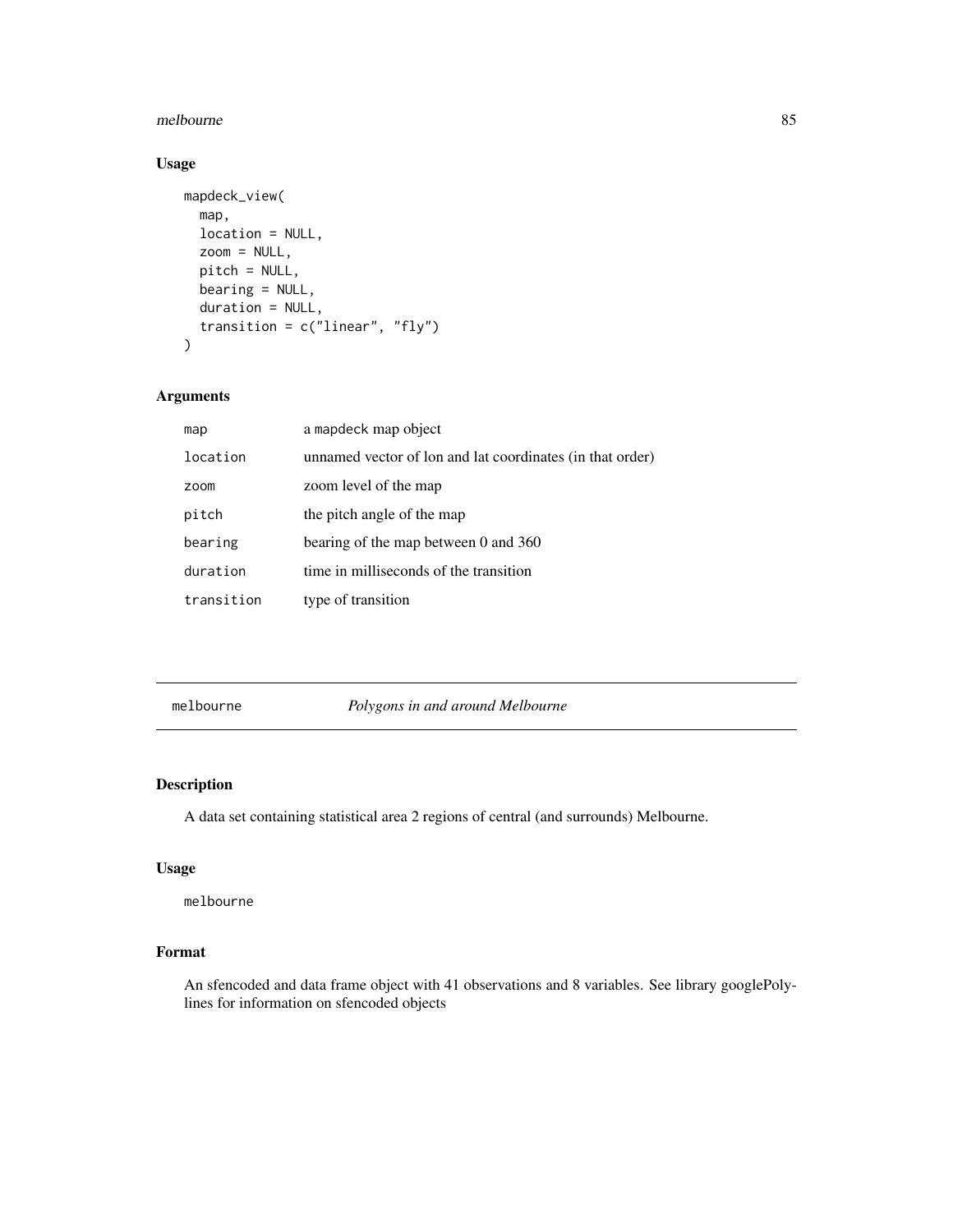## Usage

```
mapdeck_view(
  map,
  location = NULL,
  zoom = NULL,
  pitch = NULL,
  bearing = NULL,
  duration = NULL,
  transition = c("linear", "fly")
)
```

## Arguments

| | |
|---|---|
| map | a mapdeck map object |
| location | unnamed vector of lon and lat coordinates (in that order) |
| zoom | zoom level of the map |
| pitch | the pitch angle of the map |
| bearing | bearing of the map between 0 and 360 |
| duration | time in milliseconds of the transition |
| transition | type of transition |

---

# melbourne — *Polygons in and around Melbourne*

## Description

A data set containing statistical area 2 regions of central (and surrounds) Melbourne.

## Usage

```
melbourne
```

## Format

An sfencoded and data frame object with 41 observations and 8 variables. See library googlePolylines for information on sfencoded objects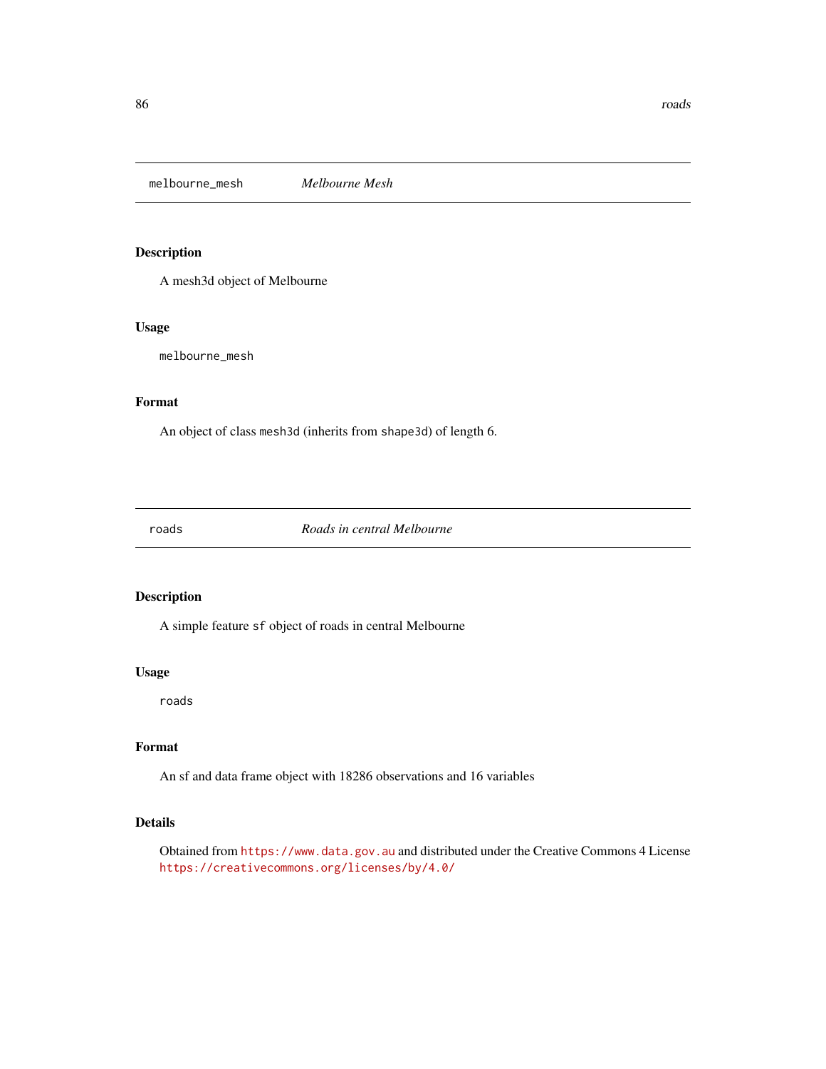## melbourne_mesh *Melbourne Mesh*

### Description

A mesh3d object of Melbourne

### Usage

```
melbourne_mesh
```

### Format

An object of class `mesh3d` (inherits from `shape3d`) of length 6.

## roads *Roads in central Melbourne*

### Description

A simple feature `sf` object of roads in central Melbourne

### Usage

```
roads
```

### Format

An sf and data frame object with 18286 observations and 16 variables

### Details

Obtained from https://www.data.gov.au and distributed under the Creative Commons 4 License https://creativecommons.org/licenses/by/4.0/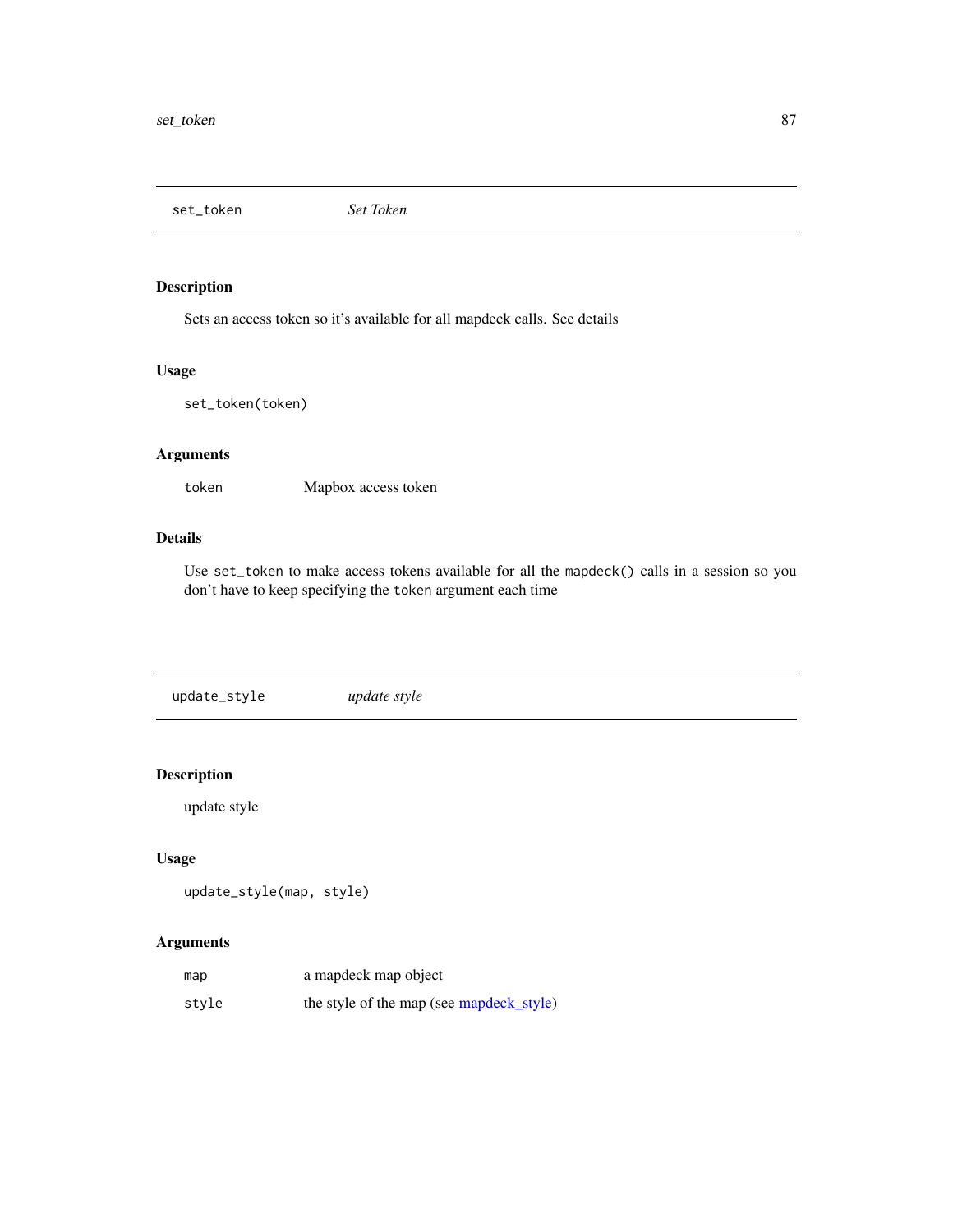## set_token *Set Token*

### Description

Sets an access token so it's available for all mapdeck calls. See details

### Usage

```
set_token(token)
```

### Arguments

| | |
|---|---|
| token | Mapbox access token |

### Details

Use `set_token` to make access tokens available for all the `mapdeck()` calls in a session so you don't have to keep specifying the `token` argument each time

## update_style *update style*

### Description

update style

### Usage

```
update_style(map, style)
```

### Arguments

| | |
|---|---|
| map | a mapdeck map object |
| style | the style of the map (see mapdeck_style) |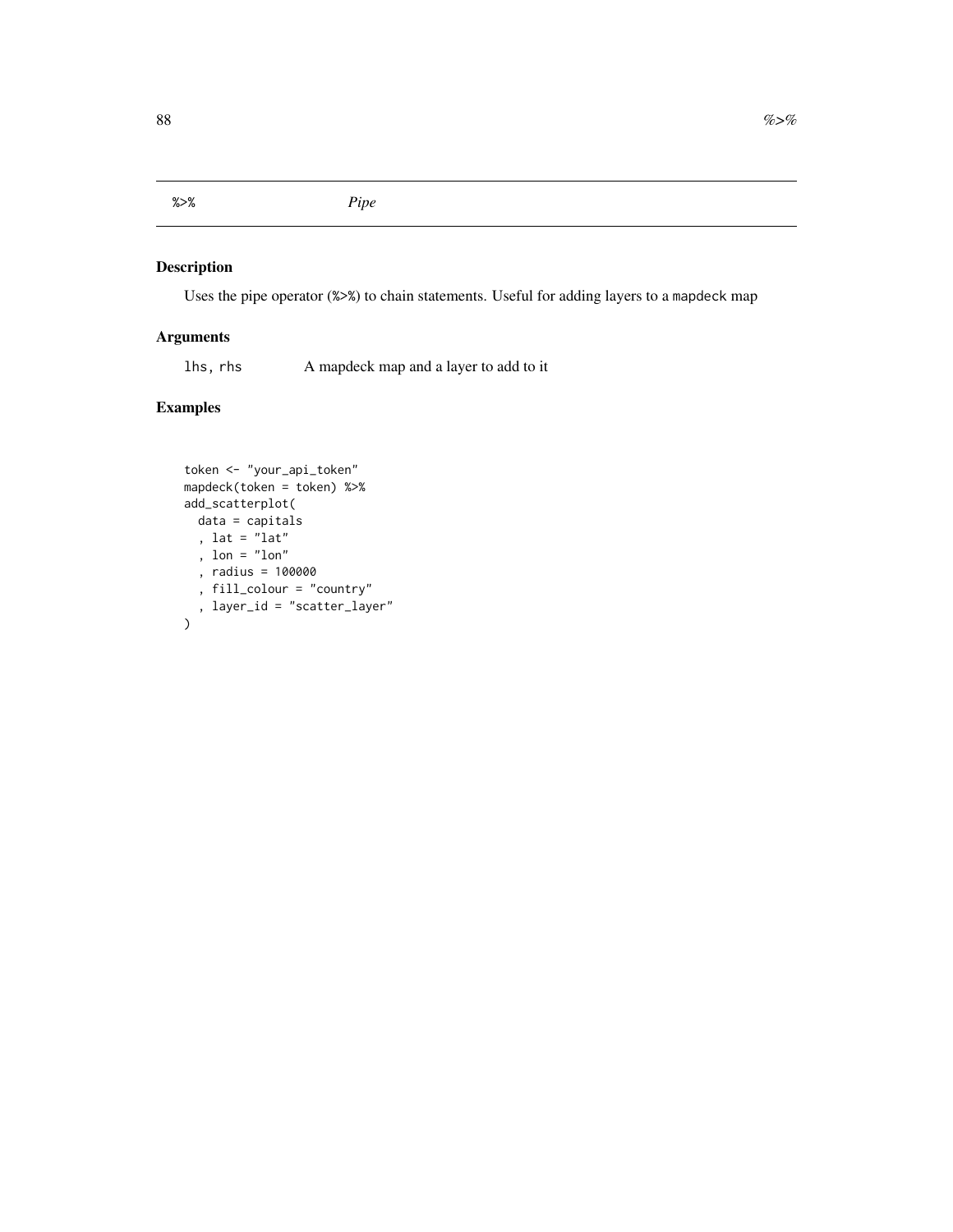# %>% *Pipe*

## Description

Uses the pipe operator (`%>%`) to chain statements. Useful for adding layers to a `mapdeck` map

## Arguments

| | |
|---|---|
| `lhs, rhs` | A mapdeck map and a layer to add to it |

## Examples

```
token <- "your_api_token"
mapdeck(token = token) %>%
add_scatterplot(
  data = capitals
  , lat = "lat"
  , lon = "lon"
  , radius = 100000
  , fill_colour = "country"
  , layer_id = "scatter_layer"
)
```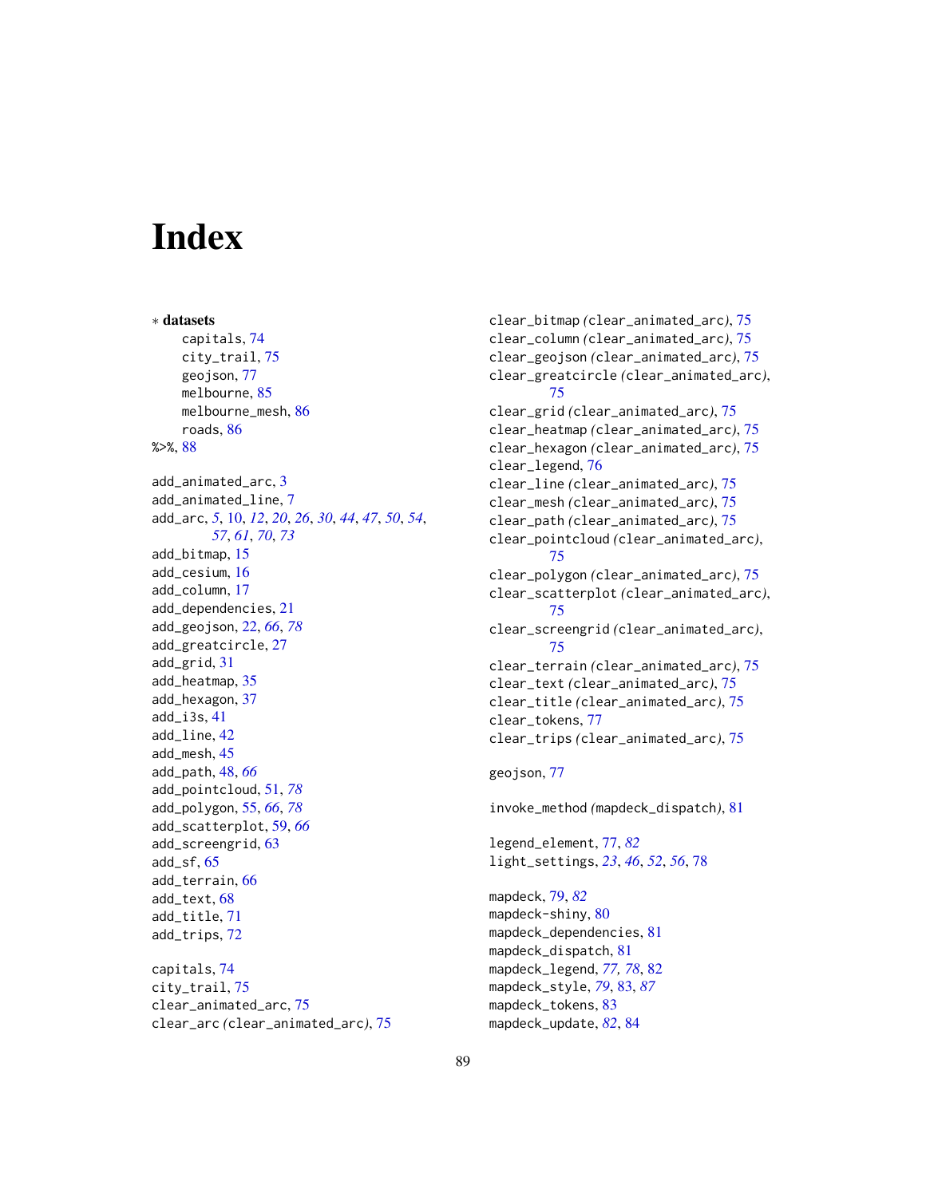# Index

∗ **datasets**

capitals, 74
city_trail, 75
geojson, 77
melbourne, 85
melbourne_mesh, 86
roads, 86

%>%, 88

add_animated_arc, 3
add_animated_line, 7
add_arc, *5*, 10, *12*, *20*, *26*, *30*, *44*, *47*, *50*, *54*, *57*, *61*, *70*, *73*
add_bitmap, 15
add_cesium, 16
add_column, 17
add_dependencies, 21
add_geojson, 22, *66*, *78*
add_greatcircle, 27
add_grid, 31
add_heatmap, 35
add_hexagon, 37
add_i3s, 41
add_line, 42
add_mesh, 45
add_path, 48, *66*
add_pointcloud, 51, *78*
add_polygon, 55, *66*, *78*
add_scatterplot, 59, *66*
add_screengrid, 63
add_sf, 65
add_terrain, 66
add_text, 68
add_title, 71
add_trips, 72

capitals, 74
city_trail, 75
clear_animated_arc, 75
clear_arc *(clear_animated_arc)*, 75
clear_bitmap *(clear_animated_arc)*, 75
clear_column *(clear_animated_arc)*, 75
clear_geojson *(clear_animated_arc)*, 75
clear_greatcircle *(clear_animated_arc)*, 75
clear_grid *(clear_animated_arc)*, 75
clear_heatmap *(clear_animated_arc)*, 75
clear_hexagon *(clear_animated_arc)*, 75
clear_legend, 76
clear_line *(clear_animated_arc)*, 75
clear_mesh *(clear_animated_arc)*, 75
clear_path *(clear_animated_arc)*, 75
clear_pointcloud *(clear_animated_arc)*, 75
clear_polygon *(clear_animated_arc)*, 75
clear_scatterplot *(clear_animated_arc)*, 75
clear_screengrid *(clear_animated_arc)*, 75
clear_terrain *(clear_animated_arc)*, 75
clear_text *(clear_animated_arc)*, 75
clear_title *(clear_animated_arc)*, 75
clear_tokens, 77
clear_trips *(clear_animated_arc)*, 75

geojson, 77

invoke_method *(mapdeck_dispatch)*, 81

legend_element, 77, *82*
light_settings, *23*, *46*, *52*, *56*, 78

mapdeck, 79, *82*
mapdeck-shiny, 80
mapdeck_dependencies, 81
mapdeck_dispatch, 81
mapdeck_legend, *77, 78*, 82
mapdeck_style, *79*, 83, *87*
mapdeck_tokens, 83
mapdeck_update, *82*, 84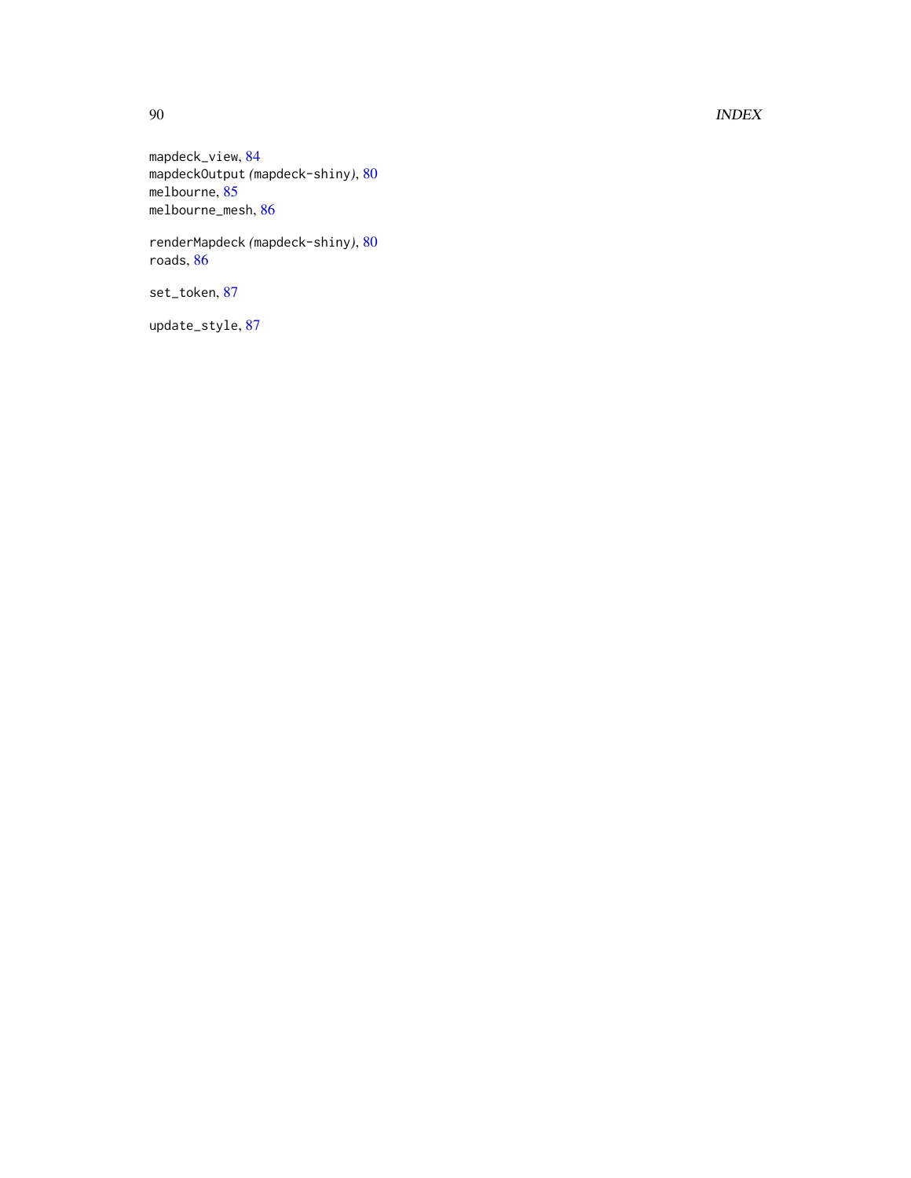mapdeck_view, 84
mapdeckOutput (mapdeck-shiny), 80
melbourne, 85
melbourne_mesh, 86

renderMapdeck (mapdeck-shiny), 80
roads, 86

set_token, 87

update_style, 87